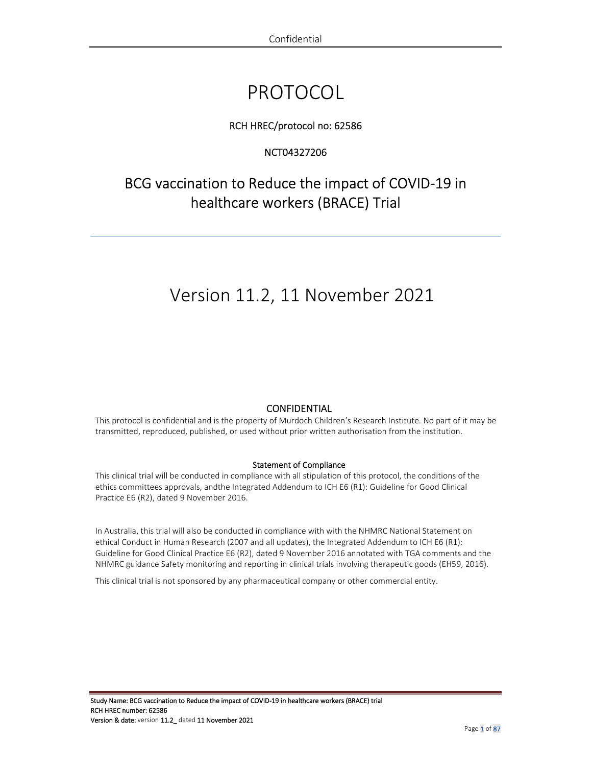# PROTOCOL

RCH HREC/protocol no: 62586

NCT04327206

## BCG vaccination to Reduce the impact of COVID-19 in healthcare workers (BRACE) Trial

# Version 11.2, 11 November 2021

### CONFIDENTIAL

This protocol is confidential and is the property of Murdoch Children's Research Institute. No part of it may be transmitted, reproduced, published, or used without prior written authorisation from the institution.

#### Statement of Compliance

This clinical trial will be conducted in compliance with all stipulation of this protocol, the conditions of the ethics committees approvals, andthe Integrated Addendum to ICH E6 (R1): Guideline for Good Clinical Practice E6 (R2), dated 9 November 2016.

In Australia, this trial will also be conducted in compliance with with the NHMRC National Statement on ethical Conduct in Human Research (2007 and all updates), the Integrated Addendum to ICH E6 (R1): Guideline for Good Clinical Practice E6 (R2), dated 9 November 2016 annotated with TGA comments and the NHMRC guidance Safety monitoring and reporting in clinical trials involving therapeutic goods (EH59, 2016).

This clinical trial is not sponsored by any pharmaceutical company or other commercial entity.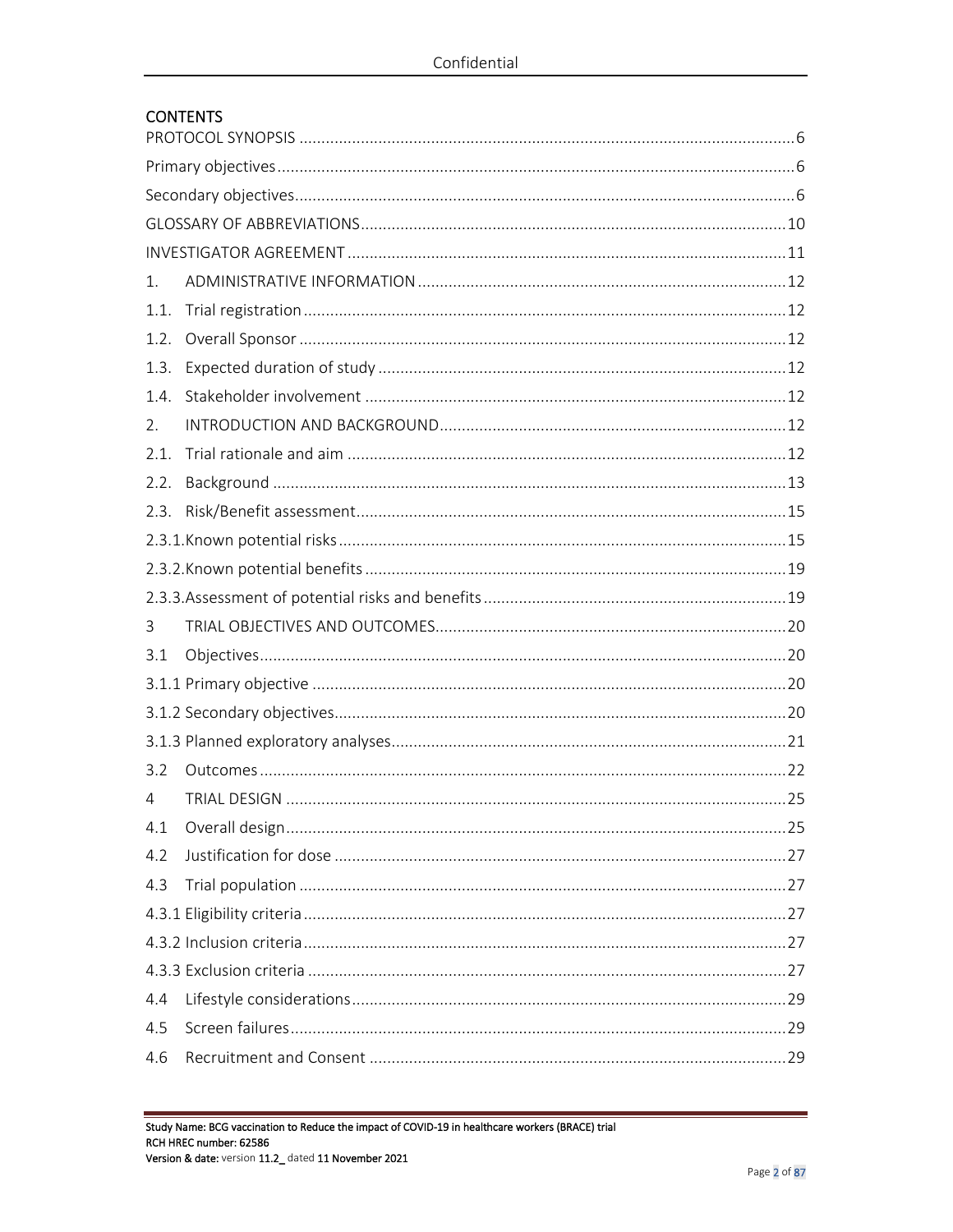# CONTENTS

PROTOCOL SYNOPSIS ....................................................................................................................6

Primary objectives ........................................................................................................................6

Secondary objectives ....................................................................................................................6

GLOSSARY OF ABBREVIATIONS ................................................................................................10

INVESTIGATOR AGREEMENT ......................................................................................................11

1. ADMINISTRATIVE INFORMATION ..........................................................................................12

1.1. Trial registration ......................................................................................................................12

1.2. Overall Sponsor .......................................................................................................................12

1.3. Expected duration of study .....................................................................................................12

1.4. Stakeholder involvement ........................................................................................................12

2. INTRODUCTION AND BACKGROUND ......................................................................................12

2.1. Trial rationale and aim ............................................................................................................12

2.2. Background .............................................................................................................................13

2.3. Risk/Benefit assessment .........................................................................................................15

2.3.1. Known potential risks ...........................................................................................................15

2.3.2. Known potential benefits ......................................................................................................19

2.3.3. Assessment of potential risks and benefits ...........................................................................19

3 TRIAL OBJECTIVES AND OUTCOMES ..........................................................................................20

3.1 Objectives ...................................................................................................................................20

3.1.1 Primary objective ......................................................................................................................20

3.1.2 Secondary objectives .................................................................................................................20

3.1.3 Planned exploratory analyses ....................................................................................................21

3.2 Outcomes .....................................................................................................................................22

4 TRIAL DESIGN ..............................................................................................................................25

4.1 Overall design ...............................................................................................................................25

4.2 Justification for dose ....................................................................................................................27

4.3 Trial population ............................................................................................................................27

4.3.1 Eligibility criteria .........................................................................................................................27

4.3.2 Inclusion criteria .........................................................................................................................27

4.3.3 Exclusion criteria ........................................................................................................................27

4.4 Lifestyle considerations ................................................................................................................29

4.5 Screen failures ..............................................................................................................................29

4.6 Recruitment and Consent ............................................................................................................29

Study Name: BCG vaccination to Reduce the impact of COVID-19 in healthcare workers (BRACE) trial
RCH HREC number: 62586
Version & date: version 11.2_ dated 11 November 2021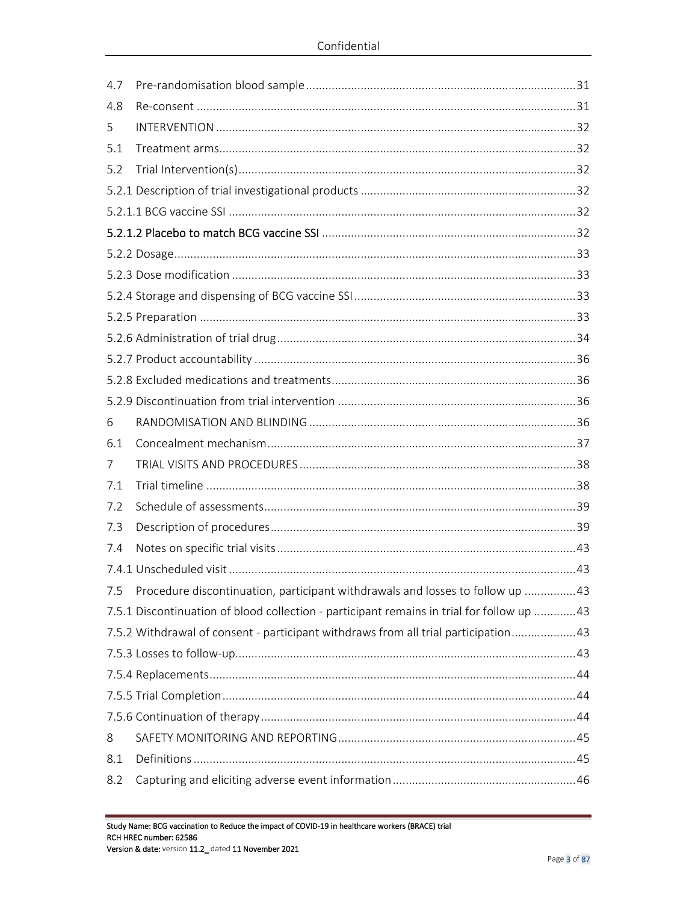| | | |
|---|---|---|
| 4.7 | Pre-randomisation blood sample | 31 |
| 4.8 | Re-consent | 31 |
| 5 | INTERVENTION | 32 |
| 5.1 | Treatment arms | 32 |
| 5.2 | Trial Intervention(s) | 32 |
| 5.2.1 | Description of trial investigational products | 32 |
| 5.2.1.1 | BCG vaccine SSI | 32 |
| 5.2.1.2 | **Placebo to match BCG vaccine SSI** | 32 |
| 5.2.2 | Dosage | 33 |
| 5.2.3 | Dose modification | 33 |
| 5.2.4 | Storage and dispensing of BCG vaccine SSI | 33 |
| 5.2.5 | Preparation | 33 |
| 5.2.6 | Administration of trial drug | 34 |
| 5.2.7 | Product accountability | 36 |
| 5.2.8 | Excluded medications and treatments | 36 |
| 5.2.9 | Discontinuation from trial intervention | 36 |
| 6 | RANDOMISATION AND BLINDING | 36 |
| 6.1 | Concealment mechanism | 37 |
| 7 | TRIAL VISITS AND PROCEDURES | 38 |
| 7.1 | Trial timeline | 38 |
| 7.2 | Schedule of assessments | 39 |
| 7.3 | Description of procedures | 39 |
| 7.4 | Notes on specific trial visits | 43 |
| 7.4.1 | Unscheduled visit | 43 |
| 7.5 | Procedure discontinuation, participant withdrawals and losses to follow up | 43 |
| 7.5.1 | Discontinuation of blood collection - participant remains in trial for follow up | 43 |
| 7.5.2 | Withdrawal of consent - participant withdraws from all trial participation | 43 |
| 7.5.3 | Losses to follow-up | 43 |
| 7.5.4 | Replacements | 44 |
| 7.5.5 | Trial Completion | 44 |
| 7.5.6 | Continuation of therapy | 44 |
| 8 | SAFETY MONITORING AND REPORTING | 45 |
| 8.1 | Definitions | 45 |
| 8.2 | Capturing and eliciting adverse event information | 46 |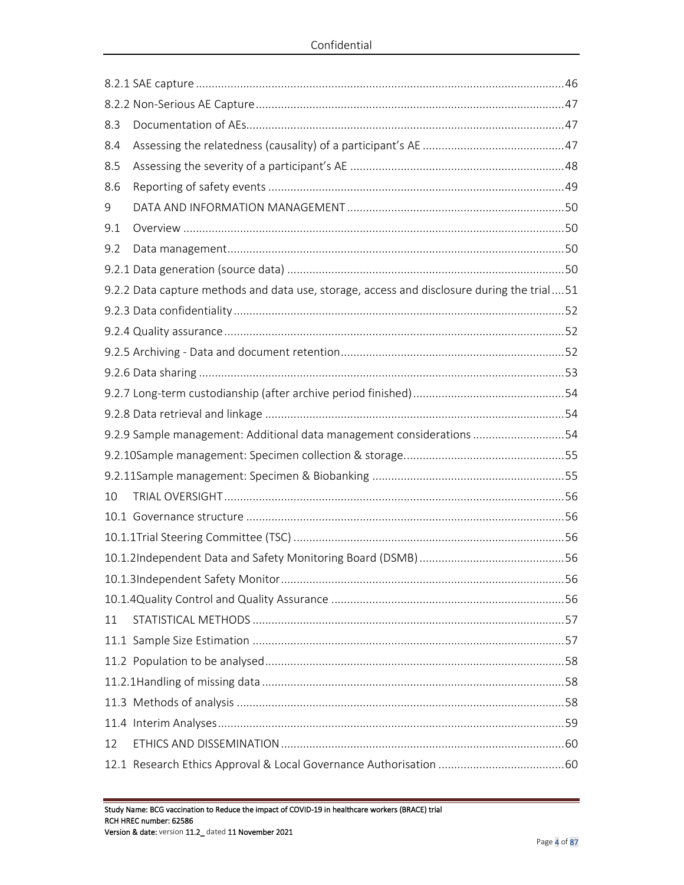8.2.1 SAE capture ....................................................................................................................46

8.2.2 Non-Serious AE Capture.................................................................................................47

8.3 Documentation of AEs....................................................................................................47

8.4 Assessing the relatedness (causality) of a participant's AE .............................................47

8.5 Assessing the severity of a participant's AE ...................................................................48

8.6 Reporting of safety events .............................................................................................49

9 DATA AND INFORMATION MANAGEMENT ....................................................................50

9.1 Overview .........................................................................................................................50

9.2 Data management...........................................................................................................50

9.2.1 Data generation (source data) ........................................................................................50

9.2.2 Data capture methods and data use, storage, access and disclosure during the trial ....51

9.2.3 Data confidentiality .........................................................................................................52

9.2.4 Quality assurance ...........................................................................................................52

9.2.5 Archiving - Data and document retention .......................................................................52

9.2.6 Data sharing ...................................................................................................................53

9.2.7 Long-term custodianship (after archive period finished) ................................................54

9.2.8 Data retrieval and linkage ..............................................................................................54

9.2.9 Sample management: Additional data management considerations .............................54

9.2.10Sample management: Specimen collection & storage...................................................55

9.2.11Sample management: Specimen & Biobanking .............................................................55

10 TRIAL OVERSIGHT ............................................................................................................56

10.1 Governance structure ....................................................................................................56

10.1.1Trial Steering Committee (TSC) .....................................................................................56

10.1.2Independent Data and Safety Monitoring Board (DSMB) ..............................................56

10.1.3Independent Safety Monitor..........................................................................................56

10.1.4Quality Control and Quality Assurance ..........................................................................56

11 STATISTICAL METHODS ...................................................................................................57

11.1 Sample Size Estimation ..................................................................................................57

11.2 Population to be analysed..............................................................................................58

11.2.1Handling of missing data ...............................................................................................58

11.3 Methods of analysis .......................................................................................................58

11.4 Interim Analyses.............................................................................................................59

12 ETHICS AND DISSEMINATION .........................................................................................60

12.1 Research Ethics Approval & Local Governance Authorisation ........................................60

Study Name: BCG vaccination to Reduce the impact of COVID-19 in healthcare workers (BRACE) trial
RCH HREC number: 62586
Version & date: version 11.2_ dated 11 November 2021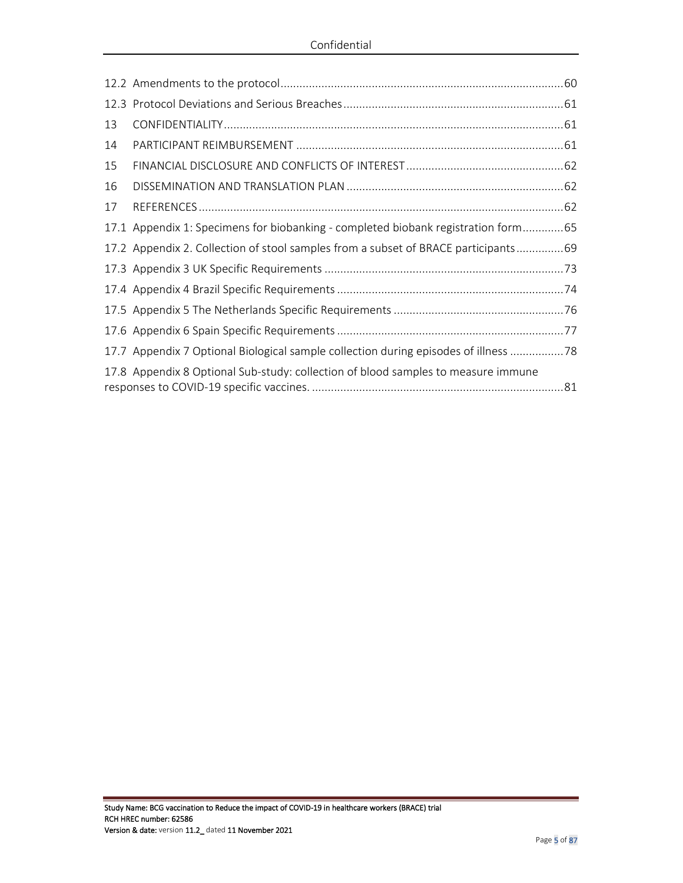12.2 Amendments to the protocol ........ 60

12.3 Protocol Deviations and Serious Breaches ........ 61

13 CONFIDENTIALITY ........ 61

14 PARTICIPANT REIMBURSEMENT ........ 61

15 FINANCIAL DISCLOSURE AND CONFLICTS OF INTEREST ........ 62

16 DISSEMINATION AND TRANSLATION PLAN ........ 62

17 REFERENCES ........ 62

17.1 Appendix 1: Specimens for biobanking - completed biobank registration form ........ 65

17.2 Appendix 2. Collection of stool samples from a subset of BRACE participants ........ 69

17.3 Appendix 3 UK Specific Requirements ........ 73

17.4 Appendix 4 Brazil Specific Requirements ........ 74

17.5 Appendix 5 The Netherlands Specific Requirements ........ 76

17.6 Appendix 6 Spain Specific Requirements ........ 77

17.7 Appendix 7 Optional Biological sample collection during episodes of illness ........ 78

17.8 Appendix 8 Optional Sub-study: collection of blood samples to measure immune responses to COVID-19 specific vaccines. ........ 81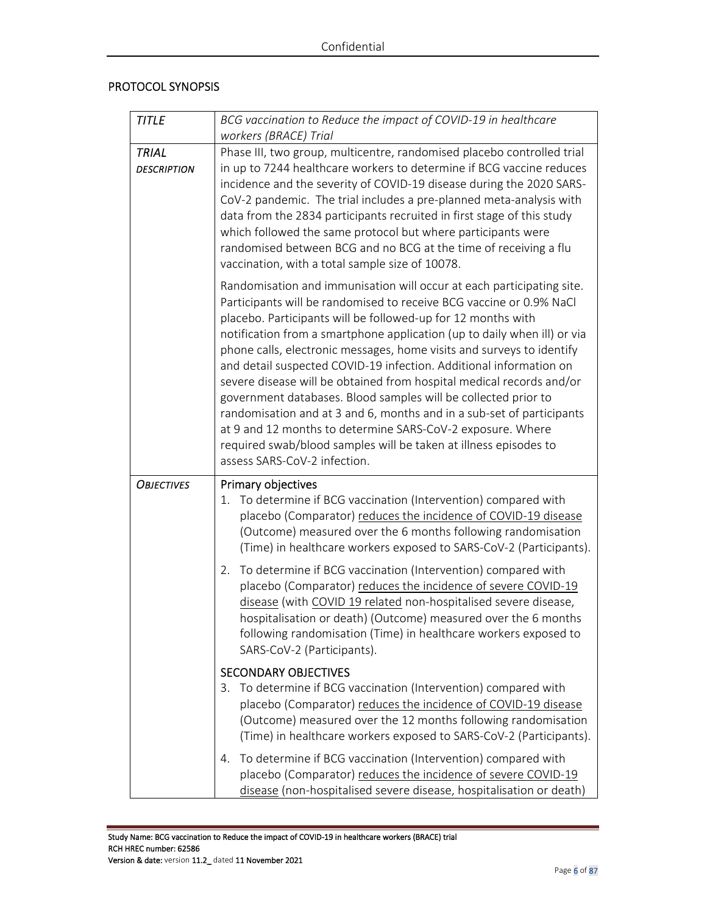## PROTOCOL SYNOPSIS

| | |
|---|---|
| *TITLE* | *BCG vaccination to Reduce the impact of COVID-19 in healthcare workers (BRACE) Trial* |
| *TRIAL DESCRIPTION* | Phase III, two group, multicentre, randomised placebo controlled trial in up to 7244 healthcare workers to determine if BCG vaccine reduces incidence and the severity of COVID-19 disease during the 2020 SARS-CoV-2 pandemic. The trial includes a pre-planned meta-analysis with data from the 2834 participants recruited in first stage of this study which followed the same protocol but where participants were randomised between BCG and no BCG at the time of receiving a flu vaccination, with a total sample size of 10078.<br><br>Randomisation and immunisation will occur at each participating site. Participants will be randomised to receive BCG vaccine or 0.9% NaCl placebo. Participants will be followed-up for 12 months with notification from a smartphone application (up to daily when ill) or via phone calls, electronic messages, home visits and surveys to identify and detail suspected COVID-19 infection. Additional information on severe disease will be obtained from hospital medical records and/or government databases. Blood samples will be collected prior to randomisation and at 3 and 6, months and in a sub-set of participants at 9 and 12 months to determine SARS-CoV-2 exposure. Where required swab/blood samples will be taken at illness episodes to assess SARS-CoV-2 infection. |
| *OBJECTIVES* | Primary objectives<br>1. To determine if BCG vaccination (Intervention) compared with placebo (Comparator) <u>reduces the incidence of COVID-19 disease</u> (Outcome) measured over the 6 months following randomisation (Time) in healthcare workers exposed to SARS-CoV-2 (Participants).<br><br>2. To determine if BCG vaccination (Intervention) compared with placebo (Comparator) <u>reduces the incidence of severe COVID-19 disease</u> (with <u>COVID 19 related</u> non-hospitalised severe disease, hospitalisation or death) (Outcome) measured over the 6 months following randomisation (Time) in healthcare workers exposed to SARS-CoV-2 (Participants).<br><br>SECONDARY OBJECTIVES<br>3. To determine if BCG vaccination (Intervention) compared with placebo (Comparator) <u>reduces the incidence of COVID-19 disease</u> (Outcome) measured over the 12 months following randomisation (Time) in healthcare workers exposed to SARS-CoV-2 (Participants).<br><br>4. To determine if BCG vaccination (Intervention) compared with placebo (Comparator) <u>reduces the incidence of severe COVID-19 disease</u> (non-hospitalised severe disease, hospitalisation or death) |

Study Name: BCG vaccination to Reduce the impact of COVID-19 in healthcare workers (BRACE) trial
RCH HREC number: 62586
Version & date: version 11.2_ dated 11 November 2021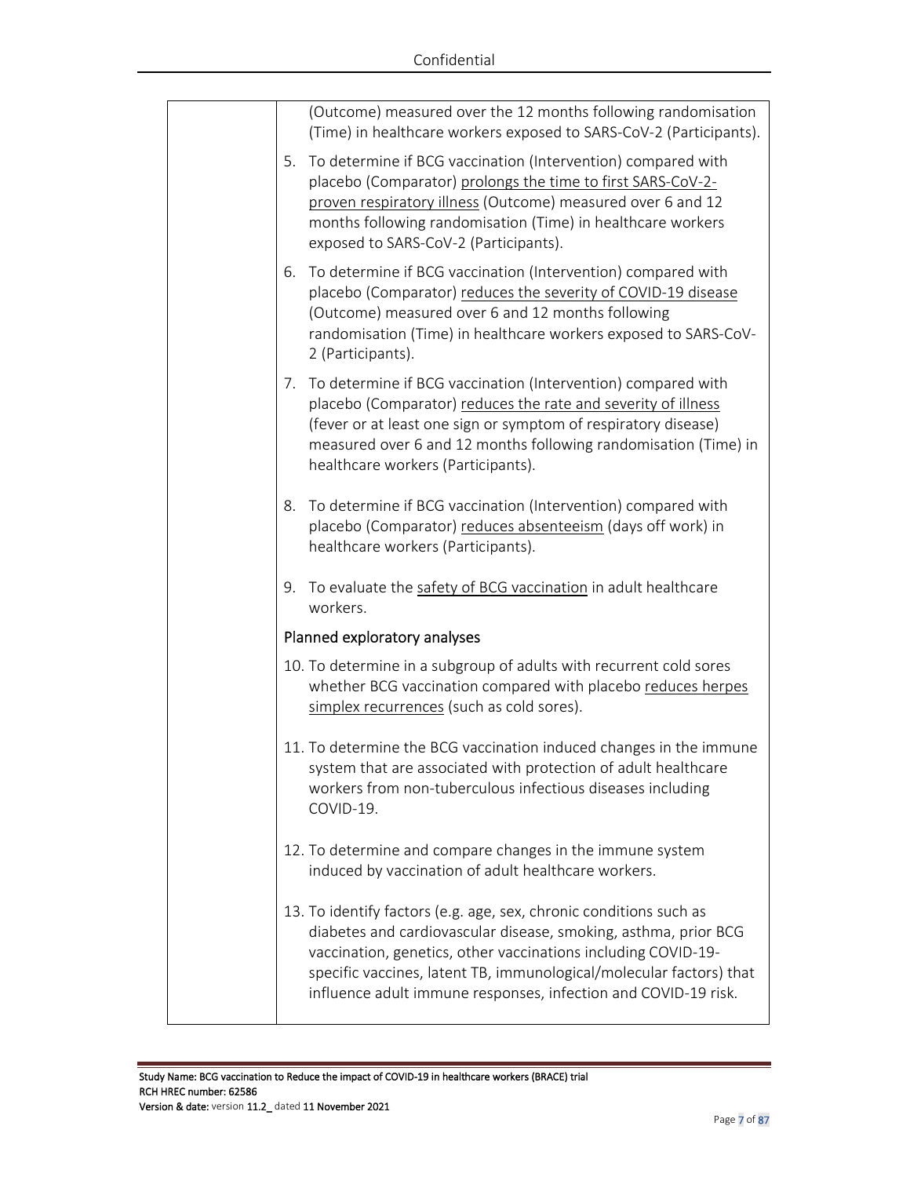| | (Outcome) measured over the 12 months following randomisation (Time) in healthcare workers exposed to SARS-CoV-2 (Participants).<br><br>5. To determine if BCG vaccination (Intervention) compared with placebo (Comparator) <u>prolongs the time to first SARS-CoV-2-proven respiratory illness</u> (Outcome) measured over 6 and 12 months following randomisation (Time) in healthcare workers exposed to SARS-CoV-2 (Participants).<br><br>6. To determine if BCG vaccination (Intervention) compared with placebo (Comparator) <u>reduces the severity of COVID-19 disease</u> (Outcome) measured over 6 and 12 months following randomisation (Time) in healthcare workers exposed to SARS-CoV-2 (Participants).<br><br>7. To determine if BCG vaccination (Intervention) compared with placebo (Comparator) <u>reduces the rate and severity of illness</u> (fever or at least one sign or symptom of respiratory disease) measured over 6 and 12 months following randomisation (Time) in healthcare workers (Participants).<br><br>8. To determine if BCG vaccination (Intervention) compared with placebo (Comparator) <u>reduces absenteeism</u> (days off work) in healthcare workers (Participants).<br><br>9. To evaluate the <u>safety of BCG vaccination</u> in adult healthcare workers.<br><br>Planned exploratory analyses<br><br>10. To determine in a subgroup of adults with recurrent cold sores whether BCG vaccination compared with placebo <u>reduces herpes simplex recurrences</u> (such as cold sores).<br><br>11. To determine the BCG vaccination induced changes in the immune system that are associated with protection of adult healthcare workers from non-tuberculous infectious diseases including COVID-19.<br><br>12. To determine and compare changes in the immune system induced by vaccination of adult healthcare workers.<br><br>13. To identify factors (e.g. age, sex, chronic conditions such as diabetes and cardiovascular disease, smoking, asthma, prior BCG vaccination, genetics, other vaccinations including COVID-19-specific vaccines, latent TB, immunological/molecular factors) that influence adult immune responses, infection and COVID-19 risk. |
|---|---|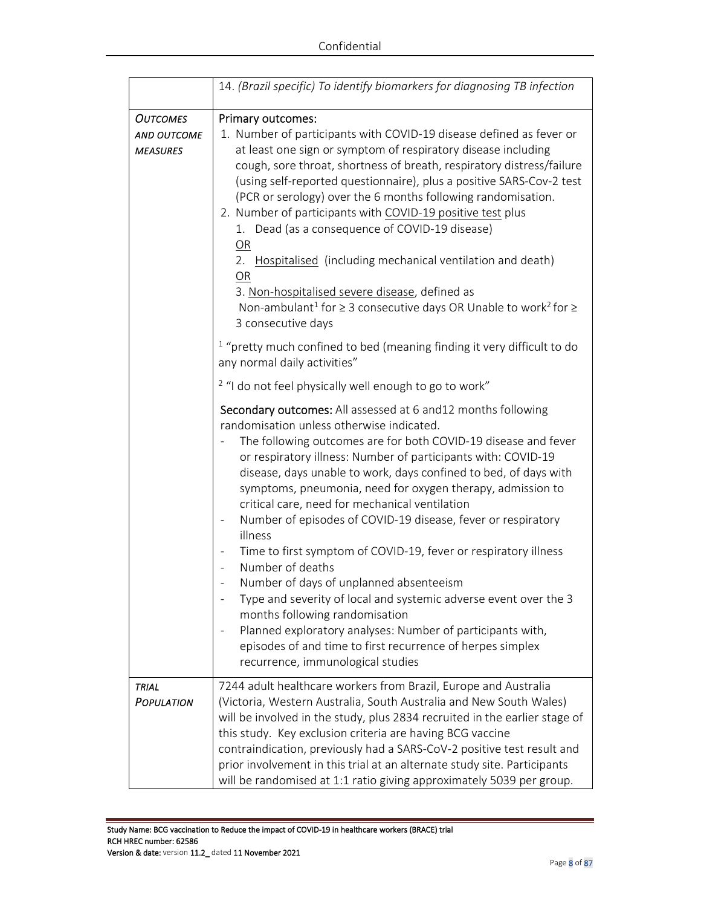| | |
|---|---|
| | 14. *(Brazil specific) To identify biomarkers for diagnosing TB infection* |
| *OUTCOMES AND OUTCOME MEASURES* | Primary outcomes:<br>1. Number of participants with COVID-19 disease defined as fever or at least one sign or symptom of respiratory disease including cough, sore throat, shortness of breath, respiratory distress/failure (using self-reported questionnaire), plus a positive SARS-Cov-2 test (PCR or serology) over the 6 months following randomisation.<br>2. Number of participants with COVID-19 positive test plus<br>&nbsp;&nbsp;&nbsp;1. Dead (as a consequence of COVID-19 disease)<br>&nbsp;&nbsp;&nbsp;OR<br>&nbsp;&nbsp;&nbsp;2. Hospitalised (including mechanical ventilation and death)<br>&nbsp;&nbsp;&nbsp;OR<br>&nbsp;&nbsp;&nbsp;3. Non-hospitalised severe disease, defined as Non-ambulant[1] for ≥ 3 consecutive days OR Unable to work[2] for ≥ 3 consecutive days<br><br>[1] "pretty much confined to bed (meaning finding it very difficult to do any normal daily activities"<br><br>[2] "I do not feel physically well enough to go to work"<br><br>Secondary outcomes: All assessed at 6 and12 months following randomisation unless otherwise indicated.<br>- The following outcomes are for both COVID-19 disease and fever or respiratory illness: Number of participants with: COVID-19 disease, days unable to work, days confined to bed, of days with symptoms, pneumonia, need for oxygen therapy, admission to critical care, need for mechanical ventilation<br>- Number of episodes of COVID-19 disease, fever or respiratory illness<br>- Time to first symptom of COVID-19, fever or respiratory illness<br>- Number of deaths<br>- Number of days of unplanned absenteeism<br>- Type and severity of local and systemic adverse event over the 3 months following randomisation<br>- Planned exploratory analyses: Number of participants with, episodes of and time to first recurrence of herpes simplex recurrence, immunological studies |
| *TRIAL POPULATION* | 7244 adult healthcare workers from Brazil, Europe and Australia (Victoria, Western Australia, South Australia and New South Wales) will be involved in the study, plus 2834 recruited in the earlier stage of this study. Key exclusion criteria are having BCG vaccine contraindication, previously had a SARS-CoV-2 positive test result and prior involvement in this trial at an alternate study site. Participants will be randomised at 1:1 ratio giving approximately 5039 per group. |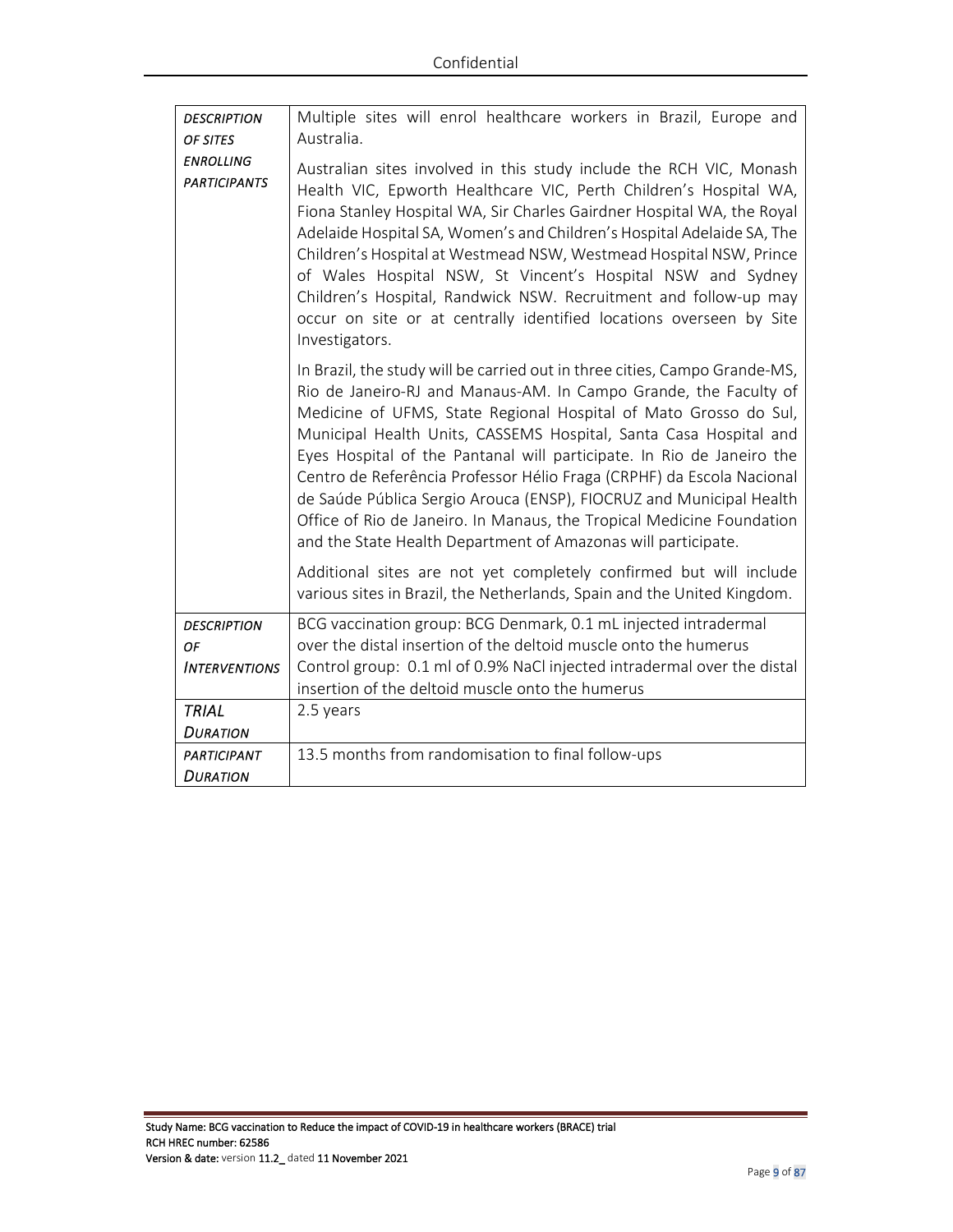| | |
|---|---|
| *DESCRIPTION OF SITES ENROLLING PARTICIPANTS* | Multiple sites will enrol healthcare workers in Brazil, Europe and Australia.<br><br>Australian sites involved in this study include the RCH VIC, Monash Health VIC, Epworth Healthcare VIC, Perth Children's Hospital WA, Fiona Stanley Hospital WA, Sir Charles Gairdner Hospital WA, the Royal Adelaide Hospital SA, Women's and Children's Hospital Adelaide SA, The Children's Hospital at Westmead NSW, Westmead Hospital NSW, Prince of Wales Hospital NSW, St Vincent's Hospital NSW and Sydney Children's Hospital, Randwick NSW. Recruitment and follow-up may occur on site or at centrally identified locations overseen by Site Investigators.<br><br>In Brazil, the study will be carried out in three cities, Campo Grande-MS, Rio de Janeiro-RJ and Manaus-AM. In Campo Grande, the Faculty of Medicine of UFMS, State Regional Hospital of Mato Grosso do Sul, Municipal Health Units, CASSEMS Hospital, Santa Casa Hospital and Eyes Hospital of the Pantanal will participate. In Rio de Janeiro the Centro de Referência Professor Hélio Fraga (CRPHF) da Escola Nacional de Saúde Pública Sergio Arouca (ENSP), FIOCRUZ and Municipal Health Office of Rio de Janeiro. In Manaus, the Tropical Medicine Foundation and the State Health Department of Amazonas will participate.<br><br>Additional sites are not yet completely confirmed but will include various sites in Brazil, the Netherlands, Spain and the United Kingdom. |
| *DESCRIPTION OF INTERVENTIONS* | BCG vaccination group: BCG Denmark, 0.1 mL injected intradermal over the distal insertion of the deltoid muscle onto the humerus<br>Control group: 0.1 ml of 0.9% NaCl injected intradermal over the distal insertion of the deltoid muscle onto the humerus |
| *TRIAL DURATION* | 2.5 years |
| *PARTICIPANT DURATION* | 13.5 months from randomisation to final follow-ups |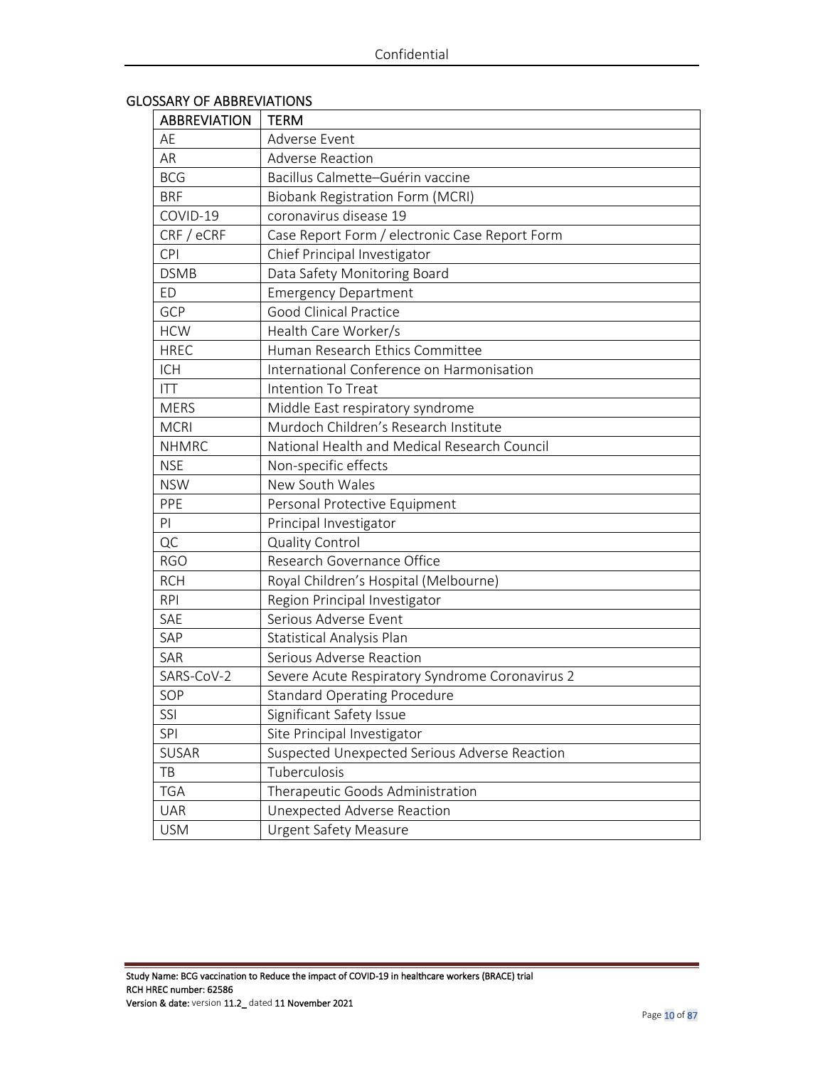## GLOSSARY OF ABBREVIATIONS

| ABBREVIATION | TERM |
|---|---|
| AE | Adverse Event |
| AR | Adverse Reaction |
| BCG | Bacillus Calmette–Guérin vaccine |
| BRF | Biobank Registration Form (MCRI) |
| COVID-19 | coronavirus disease 19 |
| CRF / eCRF | Case Report Form / electronic Case Report Form |
| CPI | Chief Principal Investigator |
| DSMB | Data Safety Monitoring Board |
| ED | Emergency Department |
| GCP | Good Clinical Practice |
| HCW | Health Care Worker/s |
| HREC | Human Research Ethics Committee |
| ICH | International Conference on Harmonisation |
| ITT | Intention To Treat |
| MERS | Middle East respiratory syndrome |
| MCRI | Murdoch Children's Research Institute |
| NHMRC | National Health and Medical Research Council |
| NSE | Non-specific effects |
| NSW | New South Wales |
| PPE | Personal Protective Equipment |
| PI | Principal Investigator |
| QC | Quality Control |
| RGO | Research Governance Office |
| RCH | Royal Children's Hospital (Melbourne) |
| RPI | Region Principal Investigator |
| SAE | Serious Adverse Event |
| SAP | Statistical Analysis Plan |
| SAR | Serious Adverse Reaction |
| SARS-CoV-2 | Severe Acute Respiratory Syndrome Coronavirus 2 |
| SOP | Standard Operating Procedure |
| SSI | Significant Safety Issue |
| SPI | Site Principal Investigator |
| SUSAR | Suspected Unexpected Serious Adverse Reaction |
| TB | Tuberculosis |
| TGA | Therapeutic Goods Administration |
| UAR | Unexpected Adverse Reaction |
| USM | Urgent Safety Measure |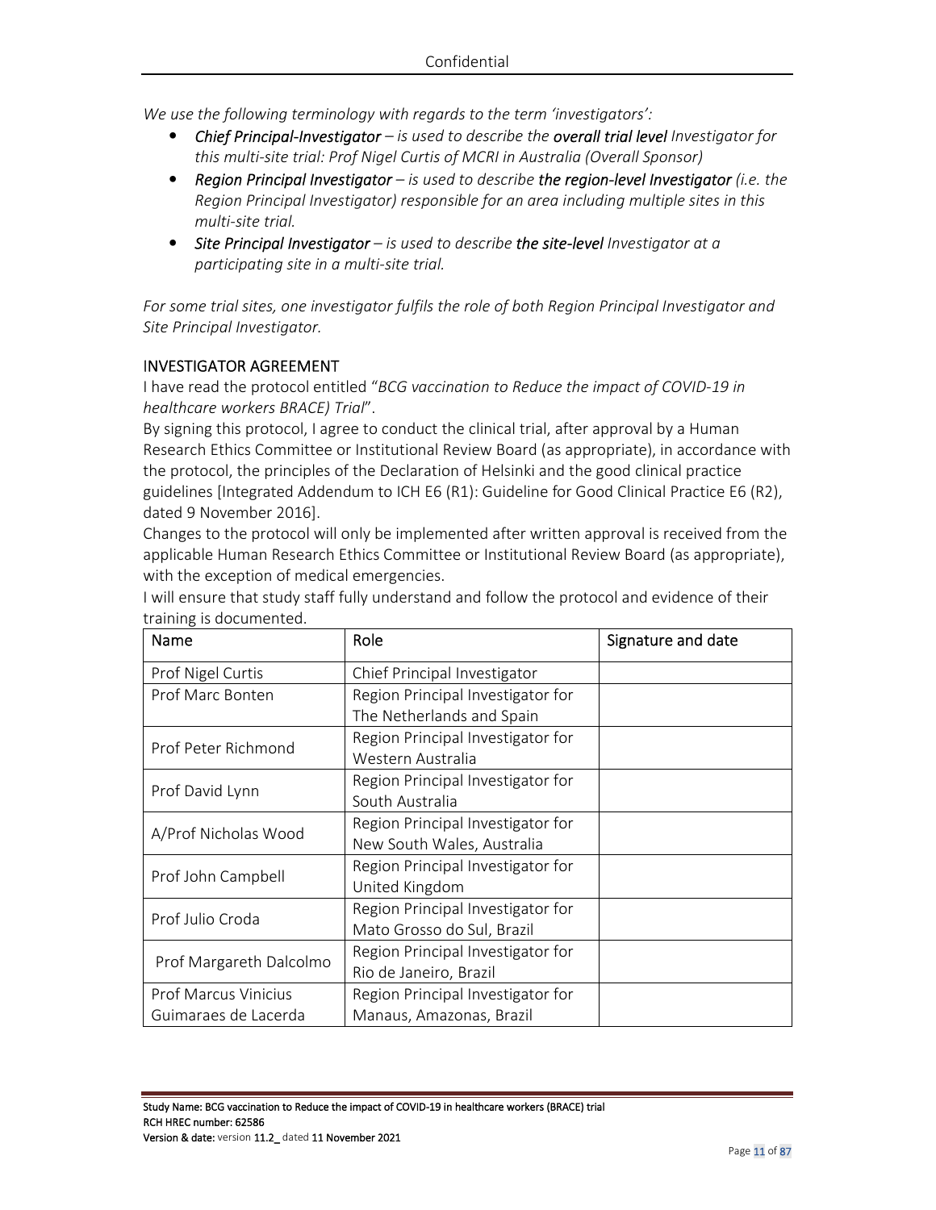*We use the following terminology with regards to the term 'investigators':*

- ***Chief Principal-Investigator*** *– is used to describe the **overall trial level** Investigator for this multi-site trial: Prof Nigel Curtis of MCRI in Australia (Overall Sponsor)*
- ***Region Principal Investigator*** *– is used to describe **the region-level Investigator** (i.e. the Region Principal Investigator) responsible for an area including multiple sites in this multi-site trial.*
- ***Site Principal Investigator*** *– is used to describe **the site-level** Investigator at a participating site in a multi-site trial.*

*For some trial sites, one investigator fulfils the role of both Region Principal Investigator and Site Principal Investigator.*

## INVESTIGATOR AGREEMENT

I have read the protocol entitled "*BCG vaccination to Reduce the impact of COVID-19 in healthcare workers BRACE) Trial*".

By signing this protocol, I agree to conduct the clinical trial, after approval by a Human Research Ethics Committee or Institutional Review Board (as appropriate), in accordance with the protocol, the principles of the Declaration of Helsinki and the good clinical practice guidelines [Integrated Addendum to ICH E6 (R1): Guideline for Good Clinical Practice E6 (R2), dated 9 November 2016].

Changes to the protocol will only be implemented after written approval is received from the applicable Human Research Ethics Committee or Institutional Review Board (as appropriate), with the exception of medical emergencies.

I will ensure that study staff fully understand and follow the protocol and evidence of their training is documented.

| Name | Role | Signature and date |
|---|---|---|
| Prof Nigel Curtis | Chief Principal Investigator | |
| Prof Marc Bonten | Region Principal Investigator for The Netherlands and Spain | |
| Prof Peter Richmond | Region Principal Investigator for Western Australia | |
| Prof David Lynn | Region Principal Investigator for South Australia | |
| A/Prof Nicholas Wood | Region Principal Investigator for New South Wales, Australia | |
| Prof John Campbell | Region Principal Investigator for United Kingdom | |
| Prof Julio Croda | Region Principal Investigator for Mato Grosso do Sul, Brazil | |
| Prof Margareth Dalcolmo | Region Principal Investigator for Rio de Janeiro, Brazil | |
| Prof Marcus Vinicius Guimaraes de Lacerda | Region Principal Investigator for Manaus, Amazonas, Brazil | |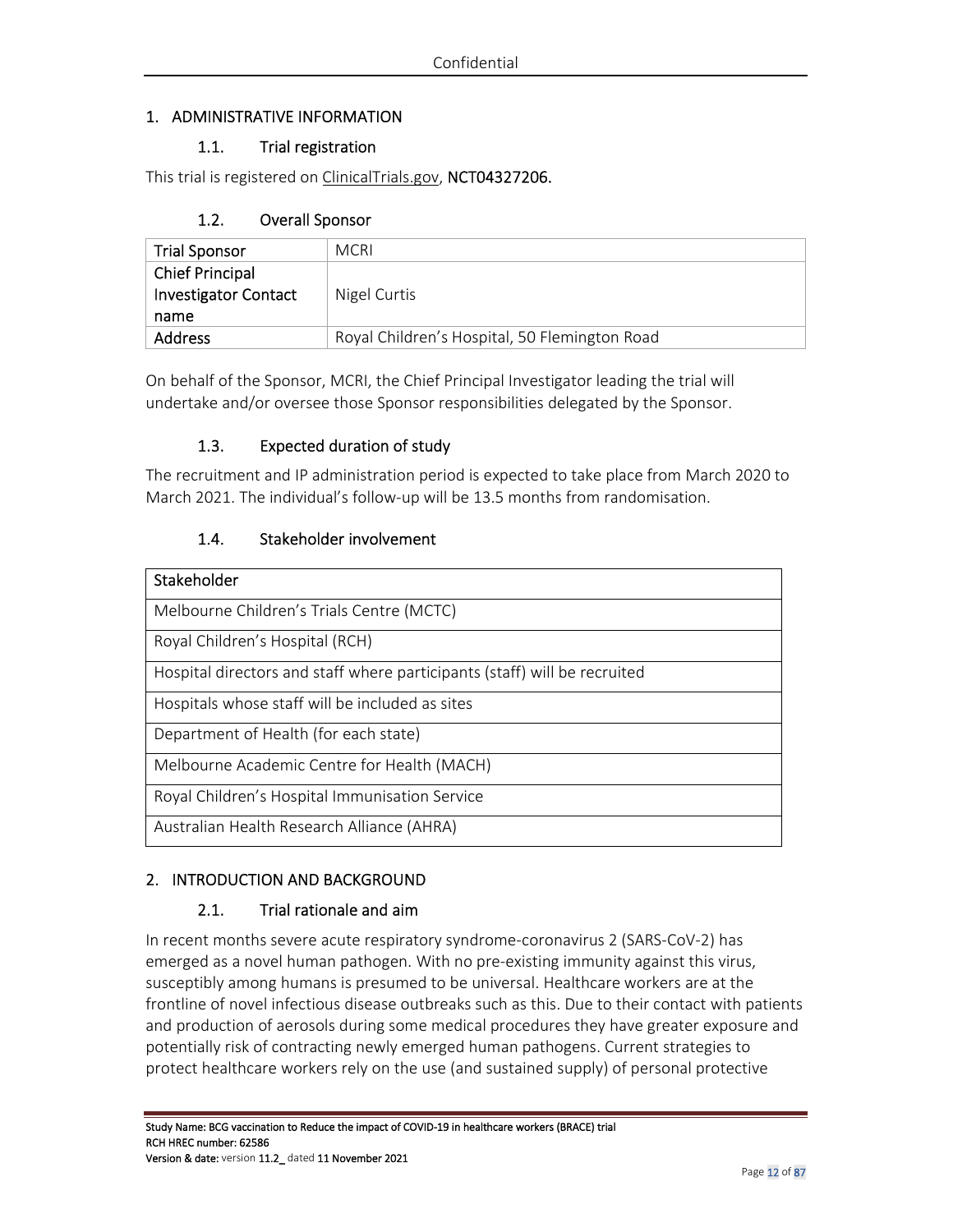# 1. ADMINISTRATIVE INFORMATION

## 1.1. Trial registration

This trial is registered on ClinicalTrials.gov, **NCT04327206.**

## 1.2. Overall Sponsor

| Trial Sponsor | MCRI |
|---|---|
| Chief Principal Investigator Contact name | Nigel Curtis |
| Address | Royal Children's Hospital, 50 Flemington Road |

On behalf of the Sponsor, MCRI, the Chief Principal Investigator leading the trial will undertake and/or oversee those Sponsor responsibilities delegated by the Sponsor.

## 1.3. Expected duration of study

The recruitment and IP administration period is expected to take place from March 2020 to March 2021. The individual's follow-up will be 13.5 months from randomisation.

## 1.4. Stakeholder involvement

| Stakeholder |
|---|
| Melbourne Children's Trials Centre (MCTC) |
| Royal Children's Hospital (RCH) |
| Hospital directors and staff where participants (staff) will be recruited |
| Hospitals whose staff will be included as sites |
| Department of Health (for each state) |
| Melbourne Academic Centre for Health (MACH) |
| Royal Children's Hospital Immunisation Service |
| Australian Health Research Alliance (AHRA) |

# 2. INTRODUCTION AND BACKGROUND

## 2.1. Trial rationale and aim

In recent months severe acute respiratory syndrome-coronavirus 2 (SARS-CoV-2) has emerged as a novel human pathogen. With no pre-existing immunity against this virus, susceptibly among humans is presumed to be universal. Healthcare workers are at the frontline of novel infectious disease outbreaks such as this. Due to their contact with patients and production of aerosols during some medical procedures they have greater exposure and potentially risk of contracting newly emerged human pathogens. Current strategies to protect healthcare workers rely on the use (and sustained supply) of personal protective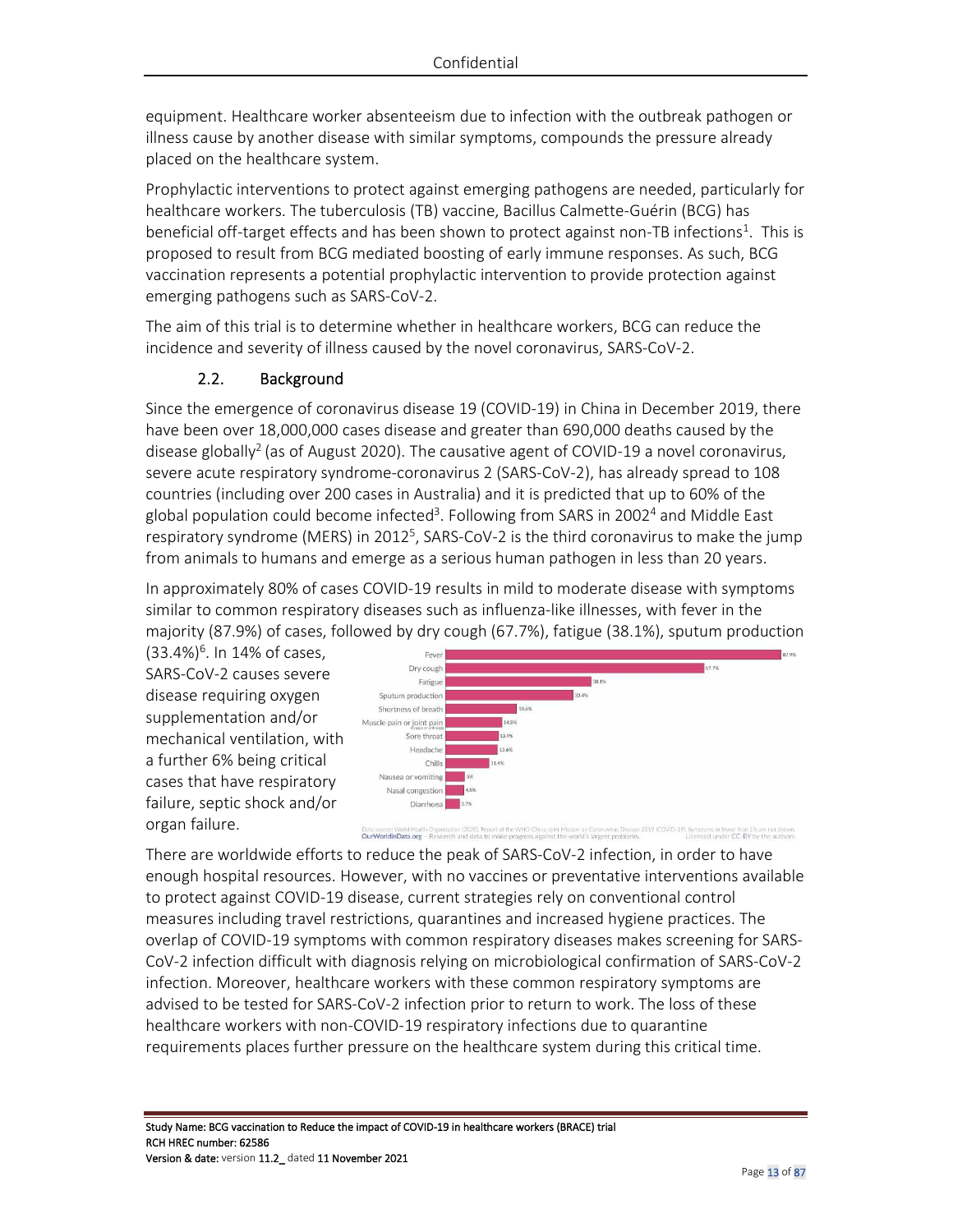equipment. Healthcare worker absenteeism due to infection with the outbreak pathogen or illness cause by another disease with similar symptoms, compounds the pressure already placed on the healthcare system.

Prophylactic interventions to protect against emerging pathogens are needed, particularly for healthcare workers. The tuberculosis (TB) vaccine, Bacillus Calmette-Guérin (BCG) has beneficial off-target effects and has been shown to protect against non-TB infections[1]. This is proposed to result from BCG mediated boosting of early immune responses. As such, BCG vaccination represents a potential prophylactic intervention to provide protection against emerging pathogens such as SARS-CoV-2.

The aim of this trial is to determine whether in healthcare workers, BCG can reduce the incidence and severity of illness caused by the novel coronavirus, SARS-CoV-2.

### 2.2. Background

Since the emergence of coronavirus disease 19 (COVID-19) in China in December 2019, there have been over 18,000,000 cases disease and greater than 690,000 deaths caused by the disease globally[2] (as of August 2020). The causative agent of COVID-19 a novel coronavirus, severe acute respiratory syndrome-coronavirus 2 (SARS-CoV-2), has already spread to 108 countries (including over 200 cases in Australia) and it is predicted that up to 60% of the global population could become infected[3]. Following from SARS in 2002[4] and Middle East respiratory syndrome (MERS) in 2012[5], SARS-CoV-2 is the third coronavirus to make the jump from animals to humans and emerge as a serious human pathogen in less than 20 years.

In approximately 80% of cases COVID-19 results in mild to moderate disease with symptoms similar to common respiratory diseases such as influenza-like illnesses, with fever in the majority (87.9%) of cases, followed by dry cough (67.7%), fatigue (38.1%), sputum production (33.4%)[6]. In 14% of cases, SARS-CoV-2 causes severe disease requiring oxygen supplementation and/or mechanical ventilation, with a further 6% being critical cases that have respiratory failure, septic shock and/or organ failure.

| Symptom | Percentage |
| --- | --- |
| Fever | 87.9% |
| Dry cough | 67.7% |
| Fatigue | 38.1% |
| Sputum production | 33.4% |
| Shortness of breath | 18.6% |
| Muscle pain or joint pain | 14.8% |
| Sore throat | 13.9% |
| Headache | 13.6% |
| Chills | 11.4% |
| Nausea or vomiting | 5% |
| Nasal congestion | 4.8% |
| Diarrhoea | 3.7% |

Data source: World Health Organization (2020). Report of the WHO-China Joint Mission on Coronavirus Disease 2019 (COVID-19). Symptoms in fewer than 1% are not shown. OurWorldinData.org – Research and data to make progress against the world's largest problems. Licensed under CC-BY by the authors.

There are worldwide efforts to reduce the peak of SARS-CoV-2 infection, in order to have enough hospital resources. However, with no vaccines or preventative interventions available to protect against COVID-19 disease, current strategies rely on conventional control measures including travel restrictions, quarantines and increased hygiene practices. The overlap of COVID-19 symptoms with common respiratory diseases makes screening for SARS-CoV-2 infection difficult with diagnosis relying on microbiological confirmation of SARS-CoV-2 infection. Moreover, healthcare workers with these common respiratory symptoms are advised to be tested for SARS-CoV-2 infection prior to return to work. The loss of these healthcare workers with non-COVID-19 respiratory infections due to quarantine requirements places further pressure on the healthcare system during this critical time.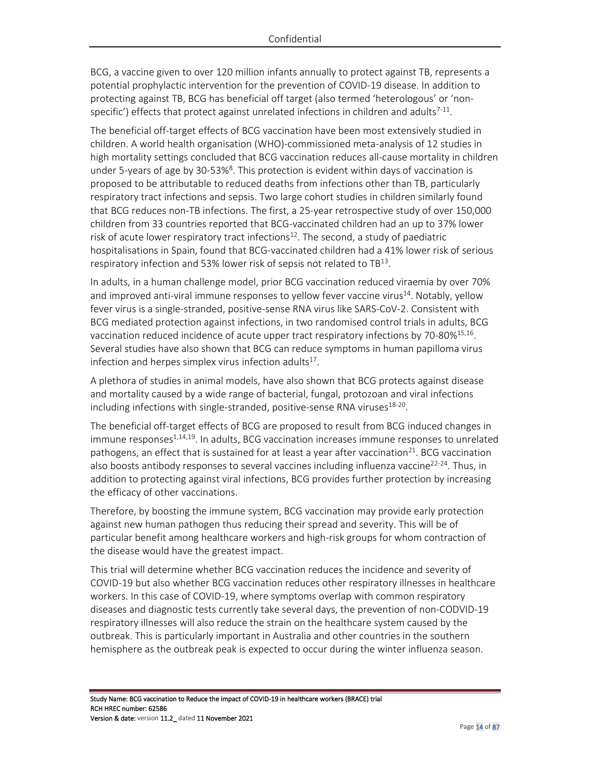BCG, a vaccine given to over 120 million infants annually to protect against TB, represents a potential prophylactic intervention for the prevention of COVID-19 disease. In addition to protecting against TB, BCG has beneficial off target (also termed 'heterologous' or 'non-specific') effects that protect against unrelated infections in children and adults[7-11].

The beneficial off-target effects of BCG vaccination have been most extensively studied in children. A world health organisation (WHO)-commissioned meta-analysis of 12 studies in high mortality settings concluded that BCG vaccination reduces all-cause mortality in children under 5-years of age by 30-53%[8]. This protection is evident within days of vaccination is proposed to be attributable to reduced deaths from infections other than TB, particularly respiratory tract infections and sepsis. Two large cohort studies in children similarly found that BCG reduces non-TB infections. The first, a 25-year retrospective study of over 150,000 children from 33 countries reported that BCG-vaccinated children had an up to 37% lower risk of acute lower respiratory tract infections[12]. The second, a study of paediatric hospitalisations in Spain, found that BCG-vaccinated children had a 41% lower risk of serious respiratory infection and 53% lower risk of sepsis not related to TB[13].

In adults, in a human challenge model, prior BCG vaccination reduced viraemia by over 70% and improved anti-viral immune responses to yellow fever vaccine virus[14]. Notably, yellow fever virus is a single-stranded, positive-sense RNA virus like SARS-CoV-2. Consistent with BCG mediated protection against infections, in two randomised control trials in adults, BCG vaccination reduced incidence of acute upper tract respiratory infections by 70-80%[15,16]. Several studies have also shown that BCG can reduce symptoms in human papilloma virus infection and herpes simplex virus infection adults[17].

A plethora of studies in animal models, have also shown that BCG protects against disease and mortality caused by a wide range of bacterial, fungal, protozoan and viral infections including infections with single-stranded, positive-sense RNA viruses[18-20].

The beneficial off-target effects of BCG are proposed to result from BCG induced changes in immune responses[1,14,19]. In adults, BCG vaccination increases immune responses to unrelated pathogens, an effect that is sustained for at least a year after vaccination[21]. BCG vaccination also boosts antibody responses to several vaccines including influenza vaccine[22-24]. Thus, in addition to protecting against viral infections, BCG provides further protection by increasing the efficacy of other vaccinations.

Therefore, by boosting the immune system, BCG vaccination may provide early protection against new human pathogen thus reducing their spread and severity. This will be of particular benefit among healthcare workers and high-risk groups for whom contraction of the disease would have the greatest impact.

This trial will determine whether BCG vaccination reduces the incidence and severity of COVID-19 but also whether BCG vaccination reduces other respiratory illnesses in healthcare workers. In this case of COVID-19, where symptoms overlap with common respiratory diseases and diagnostic tests currently take several days, the prevention of non-CODVID-19 respiratory illnesses will also reduce the strain on the healthcare system caused by the outbreak. This is particularly important in Australia and other countries in the southern hemisphere as the outbreak peak is expected to occur during the winter influenza season.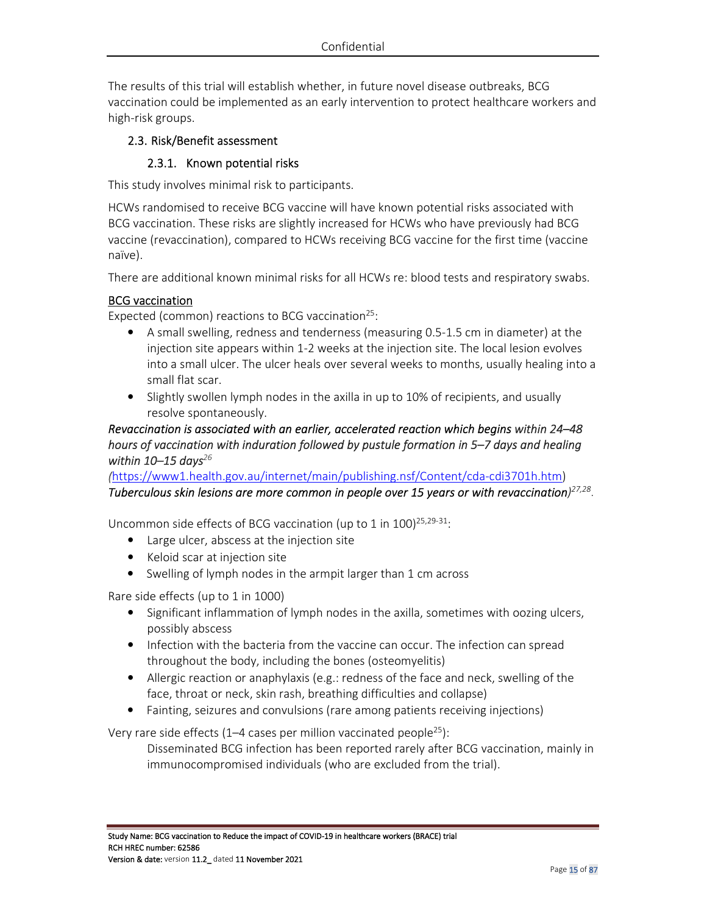The results of this trial will establish whether, in future novel disease outbreaks, BCG vaccination could be implemented as an early intervention to protect healthcare workers and high-risk groups.

## 2.3. Risk/Benefit assessment

### 2.3.1. Known potential risks

This study involves minimal risk to participants.

HCWs randomised to receive BCG vaccine will have known potential risks associated with BCG vaccination. These risks are slightly increased for HCWs who have previously had BCG vaccine (revaccination), compared to HCWs receiving BCG vaccine for the first time (vaccine naïve).

There are additional known minimal risks for all HCWs re: blood tests and respiratory swabs.

<u>BCG vaccination</u>

Expected (common) reactions to BCG vaccination[25]:

- A small swelling, redness and tenderness (measuring 0.5-1.5 cm in diameter) at the injection site appears within 1-2 weeks at the injection site. The local lesion evolves into a small ulcer. The ulcer heals over several weeks to months, usually healing into a small flat scar.
- Slightly swollen lymph nodes in the axilla in up to 10% of recipients, and usually resolve spontaneously.

***Revaccination is associated with an earlier, accelerated reaction which begins** within 24–48 hours of vaccination with induration followed by pustule formation in 5–7 days and healing within 10–15 days*[26]
*(*https://www1.health.gov.au/internet/main/publishing.nsf/Content/cda-cdi3701h.htm)
***Tuberculous skin lesions are more common in people over 15 years or with revaccination)***[27,28].

Uncommon side effects of BCG vaccination (up to 1 in 100)[25,29-31]:

- Large ulcer, abscess at the injection site
- Keloid scar at injection site
- Swelling of lymph nodes in the armpit larger than 1 cm across

Rare side effects (up to 1 in 1000)

- Significant inflammation of lymph nodes in the axilla, sometimes with oozing ulcers, possibly abscess
- Infection with the bacteria from the vaccine can occur. The infection can spread throughout the body, including the bones (osteomyelitis)
- Allergic reaction or anaphylaxis (e.g.: redness of the face and neck, swelling of the face, throat or neck, skin rash, breathing difficulties and collapse)
- Fainting, seizures and convulsions (rare among patients receiving injections)

Very rare side effects (1–4 cases per million vaccinated people[25]):

Disseminated BCG infection has been reported rarely after BCG vaccination, mainly in immunocompromised individuals (who are excluded from the trial).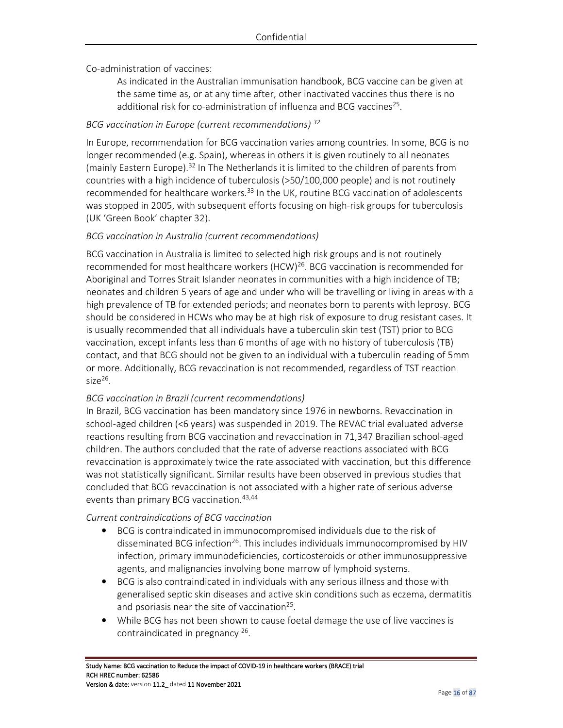Co-administration of vaccines:

> As indicated in the Australian immunisation handbook, BCG vaccine can be given at the same time as, or at any time after, other inactivated vaccines thus there is no additional risk for co-administration of influenza and BCG vaccines[25].

*BCG vaccination in Europe (current recommendations)* [32]

In Europe, recommendation for BCG vaccination varies among countries. In some, BCG is no longer recommended (e.g. Spain), whereas in others it is given routinely to all neonates (mainly Eastern Europe).[32] In The Netherlands it is limited to the children of parents from countries with a high incidence of tuberculosis (>50/100,000 people) and is not routinely recommended for healthcare workers.[33] In the UK, routine BCG vaccination of adolescents was stopped in 2005, with subsequent efforts focusing on high-risk groups for tuberculosis (UK 'Green Book' chapter 32).

*BCG vaccination in Australia (current recommendations)*

BCG vaccination in Australia is limited to selected high risk groups and is not routinely recommended for most healthcare workers (HCW)[26]. BCG vaccination is recommended for Aboriginal and Torres Strait Islander neonates in communities with a high incidence of TB; neonates and children 5 years of age and under who will be travelling or living in areas with a high prevalence of TB for extended periods; and neonates born to parents with leprosy. BCG should be considered in HCWs who may be at high risk of exposure to drug resistant cases. It is usually recommended that all individuals have a tuberculin skin test (TST) prior to BCG vaccination, except infants less than 6 months of age with no history of tuberculosis (TB) contact, and that BCG should not be given to an individual with a tuberculin reading of 5mm or more. Additionally, BCG revaccination is not recommended, regardless of TST reaction size[26].

*BCG vaccination in Brazil (current recommendations)*

In Brazil, BCG vaccination has been mandatory since 1976 in newborns. Revaccination in school-aged children (<6 years) was suspended in 2019. The REVAC trial evaluated adverse reactions resulting from BCG vaccination and revaccination in 71,347 Brazilian school-aged children. The authors concluded that the rate of adverse reactions associated with BCG revaccination is approximately twice the rate associated with vaccination, but this difference was not statistically significant. Similar results have been observed in previous studies that concluded that BCG revaccination is not associated with a higher rate of serious adverse events than primary BCG vaccination.[43,44]

*Current contraindications of BCG vaccination*

- BCG is contraindicated in immunocompromised individuals due to the risk of disseminated BCG infection[26]. This includes individuals immunocompromised by HIV infection, primary immunodeficiencies, corticosteroids or other immunosuppressive agents, and malignancies involving bone marrow of lymphoid systems.
- BCG is also contraindicated in individuals with any serious illness and those with generalised septic skin diseases and active skin conditions such as eczema, dermatitis and psoriasis near the site of vaccination[25].
- While BCG has not been shown to cause foetal damage the use of live vaccines is contraindicated in pregnancy [26].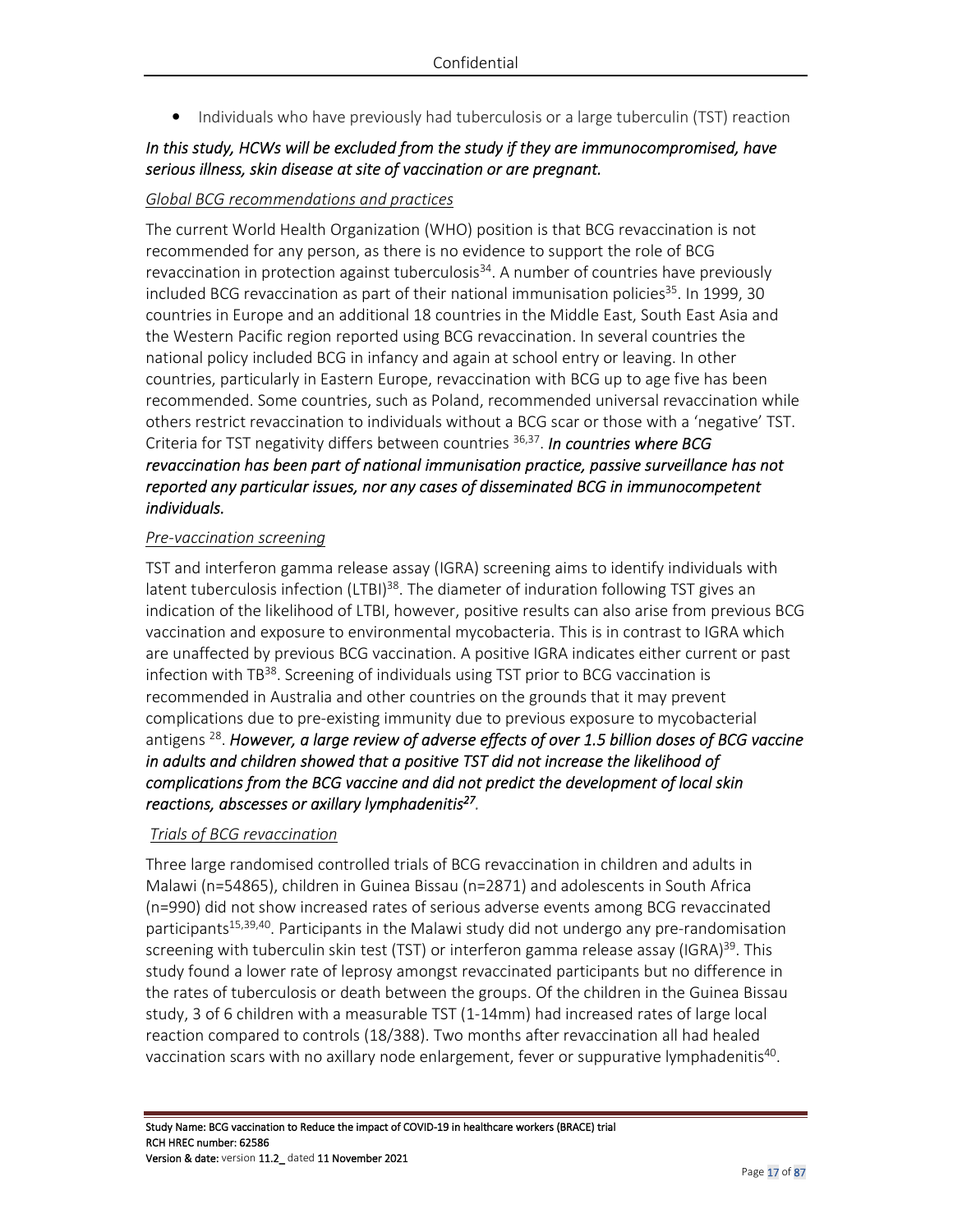- Individuals who have previously had tuberculosis or a large tuberculin (TST) reaction

***In this study, HCWs will be excluded from the study if they are immunocompromised, have serious illness, skin disease at site of vaccination or are pregnant.***

*Global BCG recommendations and practices*

The current World Health Organization (WHO) position is that BCG revaccination is not recommended for any person, as there is no evidence to support the role of BCG revaccination in protection against tuberculosis[34]. A number of countries have previously included BCG revaccination as part of their national immunisation policies[35]. In 1999, 30 countries in Europe and an additional 18 countries in the Middle East, South East Asia and the Western Pacific region reported using BCG revaccination. In several countries the national policy included BCG in infancy and again at school entry or leaving. In other countries, particularly in Eastern Europe, revaccination with BCG up to age five has been recommended. Some countries, such as Poland, recommended universal revaccination while others restrict revaccination to individuals without a BCG scar or those with a 'negative' TST. Criteria for TST negativity differs between countries [36,37]. ***In countries where BCG revaccination has been part of national immunisation practice, passive surveillance has not reported any particular issues, nor any cases of disseminated BCG in immunocompetent individuals.***

*Pre-vaccination screening*

TST and interferon gamma release assay (IGRA) screening aims to identify individuals with latent tuberculosis infection (LTBI)[38]. The diameter of induration following TST gives an indication of the likelihood of LTBI, however, positive results can also arise from previous BCG vaccination and exposure to environmental mycobacteria. This is in contrast to IGRA which are unaffected by previous BCG vaccination. A positive IGRA indicates either current or past infection with TB[38]. Screening of individuals using TST prior to BCG vaccination is recommended in Australia and other countries on the grounds that it may prevent complications due to pre-existing immunity due to previous exposure to mycobacterial antigens [28]. ***However, a large review of adverse effects of over 1.5 billion doses of BCG vaccine in adults and children showed that a positive TST did not increase the likelihood of complications from the BCG vaccine and did not predict the development of local skin reactions, abscesses or axillary lymphadenitis[27]***.

*Trials of BCG revaccination*

Three large randomised controlled trials of BCG revaccination in children and adults in Malawi (n=54865), children in Guinea Bissau (n=2871) and adolescents in South Africa (n=990) did not show increased rates of serious adverse events among BCG revaccinated participants[15,39,40]. Participants in the Malawi study did not undergo any pre-randomisation screening with tuberculin skin test (TST) or interferon gamma release assay (IGRA)[39]. This study found a lower rate of leprosy amongst revaccinated participants but no difference in the rates of tuberculosis or death between the groups. Of the children in the Guinea Bissau study, 3 of 6 children with a measurable TST (1-14mm) had increased rates of large local reaction compared to controls (18/388). Two months after revaccination all had healed vaccination scars with no axillary node enlargement, fever or suppurative lymphadenitis[40].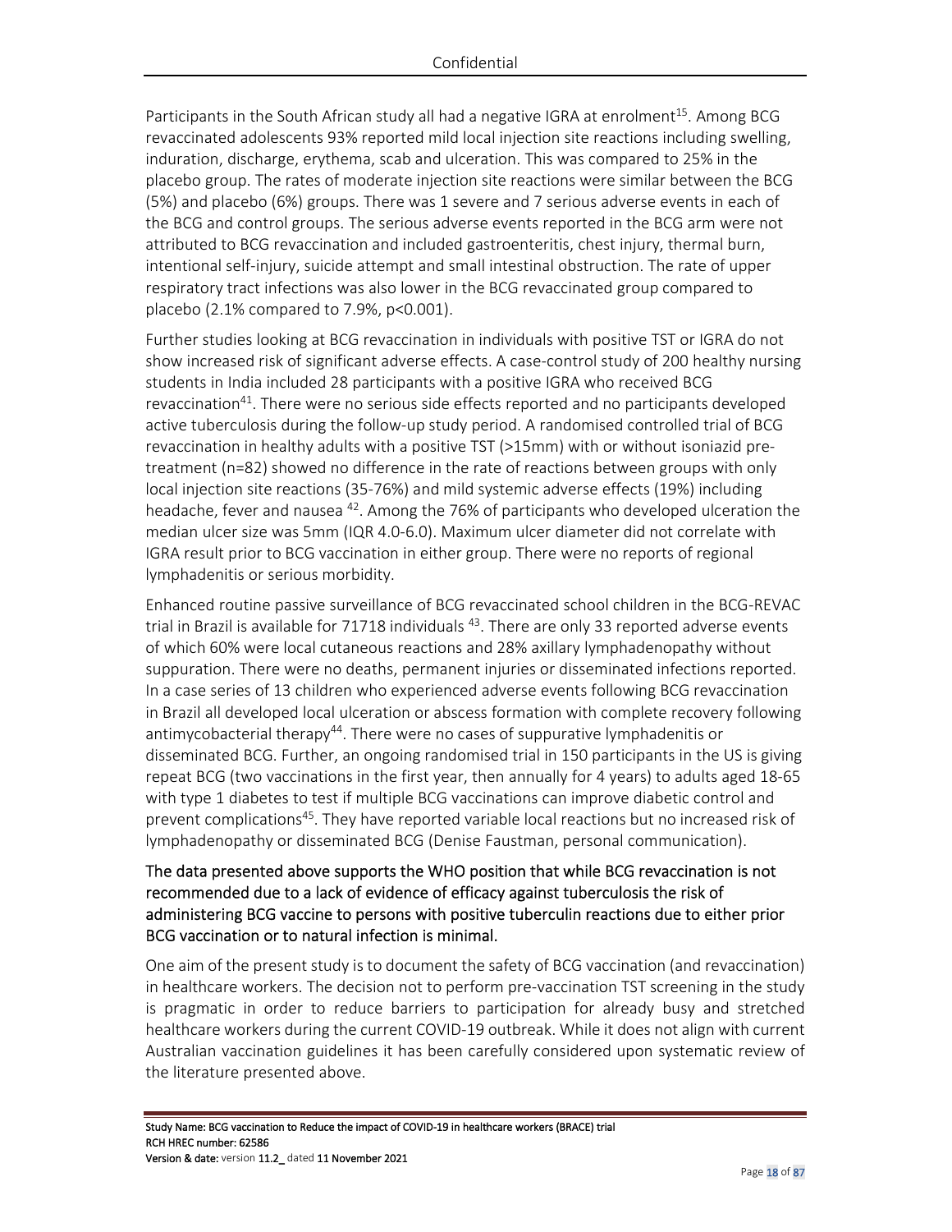Participants in the South African study all had a negative IGRA at enrolment[15]. Among BCG revaccinated adolescents 93% reported mild local injection site reactions including swelling, induration, discharge, erythema, scab and ulceration. This was compared to 25% in the placebo group. The rates of moderate injection site reactions were similar between the BCG (5%) and placebo (6%) groups. There was 1 severe and 7 serious adverse events in each of the BCG and control groups. The serious adverse events reported in the BCG arm were not attributed to BCG revaccination and included gastroenteritis, chest injury, thermal burn, intentional self-injury, suicide attempt and small intestinal obstruction. The rate of upper respiratory tract infections was also lower in the BCG revaccinated group compared to placebo (2.1% compared to 7.9%, $p<0.001$).

Further studies looking at BCG revaccination in individuals with positive TST or IGRA do not show increased risk of significant adverse effects. A case-control study of 200 healthy nursing students in India included 28 participants with a positive IGRA who received BCG revaccination[41]. There were no serious side effects reported and no participants developed active tuberculosis during the follow-up study period. A randomised controlled trial of BCG revaccination in healthy adults with a positive TST (>15mm) with or without isoniazid pre-treatment (n=82) showed no difference in the rate of reactions between groups with only local injection site reactions (35-76%) and mild systemic adverse effects (19%) including headache, fever and nausea [42]. Among the 76% of participants who developed ulceration the median ulcer size was 5mm (IQR 4.0-6.0). Maximum ulcer diameter did not correlate with IGRA result prior to BCG vaccination in either group. There were no reports of regional lymphadenitis or serious morbidity.

Enhanced routine passive surveillance of BCG revaccinated school children in the BCG-REVAC trial in Brazil is available for 71718 individuals [43]. There are only 33 reported adverse events of which 60% were local cutaneous reactions and 28% axillary lymphadenopathy without suppuration. There were no deaths, permanent injuries or disseminated infections reported. In a case series of 13 children who experienced adverse events following BCG revaccination in Brazil all developed local ulceration or abscess formation with complete recovery following antimycobacterial therapy[44]. There were no cases of suppurative lymphadenitis or disseminated BCG. Further, an ongoing randomised trial in 150 participants in the US is giving repeat BCG (two vaccinations in the first year, then annually for 4 years) to adults aged 18-65 with type 1 diabetes to test if multiple BCG vaccinations can improve diabetic control and prevent complications[45]. They have reported variable local reactions but no increased risk of lymphadenopathy or disseminated BCG (Denise Faustman, personal communication).

The data presented above supports the WHO position that while BCG revaccination is not recommended due to a lack of evidence of efficacy against tuberculosis the risk of administering BCG vaccine to persons with positive tuberculin reactions due to either prior BCG vaccination or to natural infection is minimal.

One aim of the present study is to document the safety of BCG vaccination (and revaccination) in healthcare workers. The decision not to perform pre-vaccination TST screening in the study is pragmatic in order to reduce barriers to participation for already busy and stretched healthcare workers during the current COVID-19 outbreak. While it does not align with current Australian vaccination guidelines it has been carefully considered upon systematic review of the literature presented above.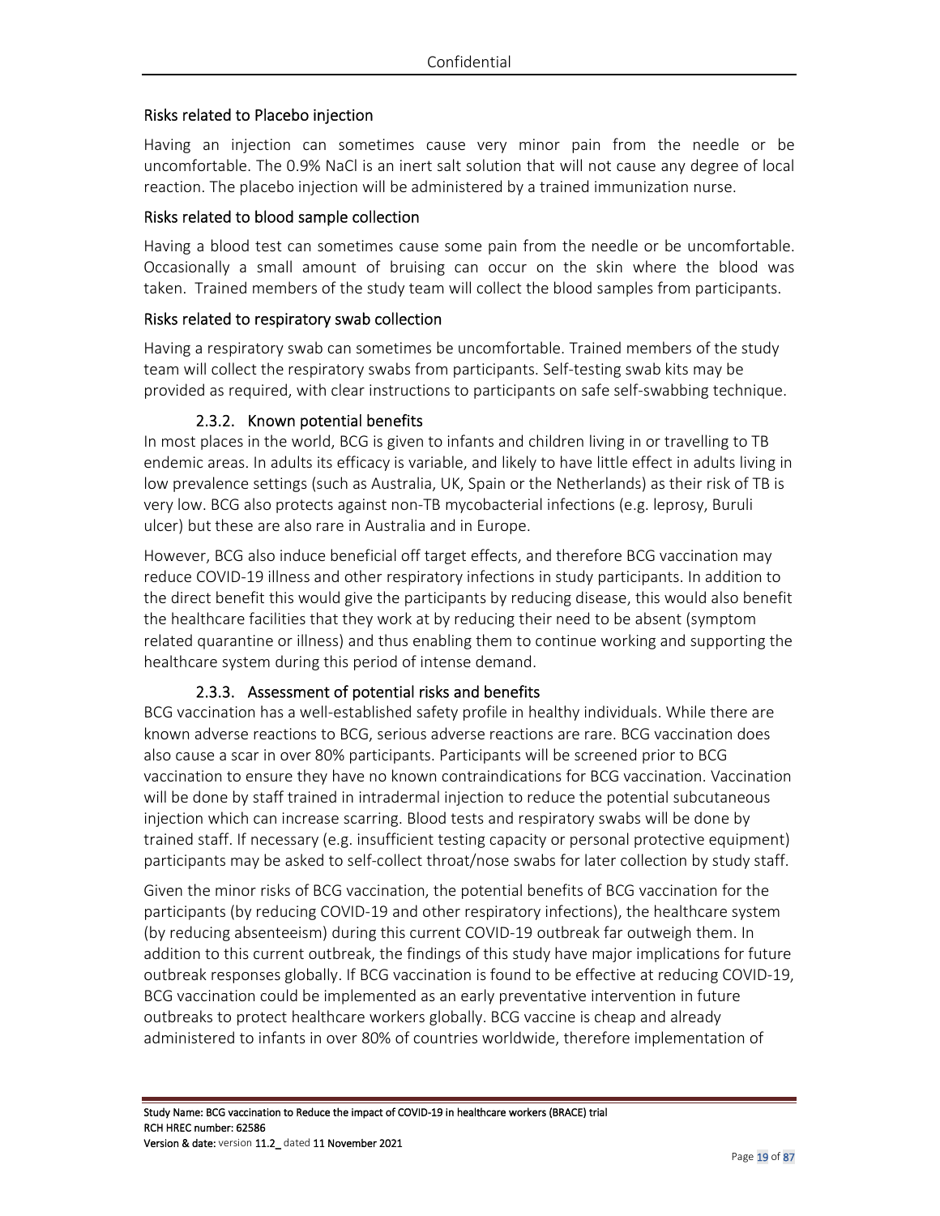### Risks related to Placebo injection

Having an injection can sometimes cause very minor pain from the needle or be uncomfortable. The 0.9% NaCl is an inert salt solution that will not cause any degree of local reaction. The placebo injection will be administered by a trained immunization nurse.

### Risks related to blood sample collection

Having a blood test can sometimes cause some pain from the needle or be uncomfortable. Occasionally a small amount of bruising can occur on the skin where the blood was taken. Trained members of the study team will collect the blood samples from participants.

### Risks related to respiratory swab collection

Having a respiratory swab can sometimes be uncomfortable. Trained members of the study team will collect the respiratory swabs from participants. Self-testing swab kits may be provided as required, with clear instructions to participants on safe self-swabbing technique.

### 2.3.2. Known potential benefits

In most places in the world, BCG is given to infants and children living in or travelling to TB endemic areas. In adults its efficacy is variable, and likely to have little effect in adults living in low prevalence settings (such as Australia, UK, Spain or the Netherlands) as their risk of TB is very low. BCG also protects against non-TB mycobacterial infections (e.g. leprosy, Buruli ulcer) but these are also rare in Australia and in Europe.

However, BCG also induce beneficial off target effects, and therefore BCG vaccination may reduce COVID-19 illness and other respiratory infections in study participants. In addition to the direct benefit this would give the participants by reducing disease, this would also benefit the healthcare facilities that they work at by reducing their need to be absent (symptom related quarantine or illness) and thus enabling them to continue working and supporting the healthcare system during this period of intense demand.

### 2.3.3. Assessment of potential risks and benefits

BCG vaccination has a well-established safety profile in healthy individuals. While there are known adverse reactions to BCG, serious adverse reactions are rare. BCG vaccination does also cause a scar in over 80% participants. Participants will be screened prior to BCG vaccination to ensure they have no known contraindications for BCG vaccination. Vaccination will be done by staff trained in intradermal injection to reduce the potential subcutaneous injection which can increase scarring. Blood tests and respiratory swabs will be done by trained staff. If necessary (e.g. insufficient testing capacity or personal protective equipment) participants may be asked to self-collect throat/nose swabs for later collection by study staff.

Given the minor risks of BCG vaccination, the potential benefits of BCG vaccination for the participants (by reducing COVID-19 and other respiratory infections), the healthcare system (by reducing absenteeism) during this current COVID-19 outbreak far outweigh them. In addition to this current outbreak, the findings of this study have major implications for future outbreak responses globally. If BCG vaccination is found to be effective at reducing COVID-19, BCG vaccination could be implemented as an early preventative intervention in future outbreaks to protect healthcare workers globally. BCG vaccine is cheap and already administered to infants in over 80% of countries worldwide, therefore implementation of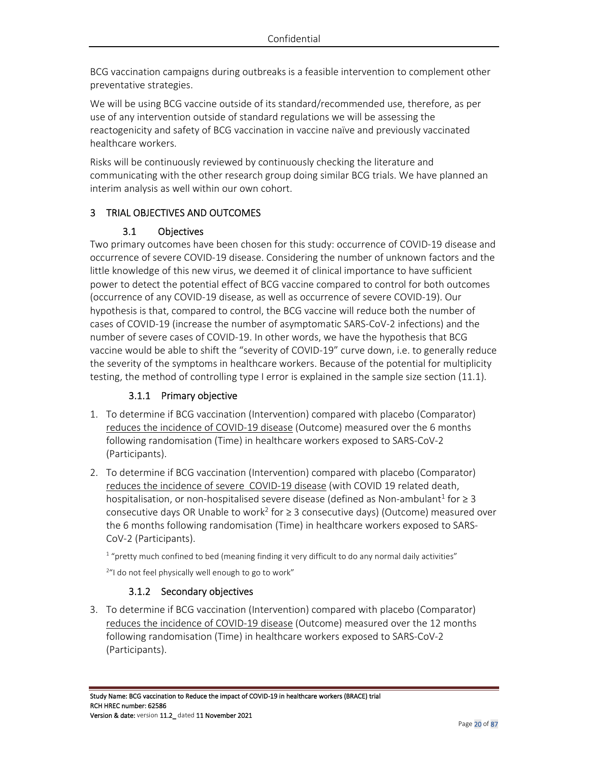BCG vaccination campaigns during outbreaks is a feasible intervention to complement other preventative strategies.

We will be using BCG vaccine outside of its standard/recommended use, therefore, as per use of any intervention outside of standard regulations we will be assessing the reactogenicity and safety of BCG vaccination in vaccine naïve and previously vaccinated healthcare workers.

Risks will be continuously reviewed by continuously checking the literature and communicating with the other research group doing similar BCG trials. We have planned an interim analysis as well within our own cohort.

# 3 TRIAL OBJECTIVES AND OUTCOMES

## 3.1 Objectives

Two primary outcomes have been chosen for this study: occurrence of COVID-19 disease and occurrence of severe COVID-19 disease. Considering the number of unknown factors and the little knowledge of this new virus, we deemed it of clinical importance to have sufficient power to detect the potential effect of BCG vaccine compared to control for both outcomes (occurrence of any COVID-19 disease, as well as occurrence of severe COVID-19). Our hypothesis is that, compared to control, the BCG vaccine will reduce both the number of cases of COVID-19 (increase the number of asymptomatic SARS-CoV-2 infections) and the number of severe cases of COVID-19. In other words, we have the hypothesis that BCG vaccine would be able to shift the "severity of COVID-19" curve down, i.e. to generally reduce the severity of the symptoms in healthcare workers. Because of the potential for multiplicity testing, the method of controlling type I error is explained in the sample size section (11.1).

### 3.1.1 Primary objective

1. To determine if BCG vaccination (Intervention) compared with placebo (Comparator) reduces the incidence of COVID-19 disease (Outcome) measured over the 6 months following randomisation (Time) in healthcare workers exposed to SARS-CoV-2 (Participants).
2. To determine if BCG vaccination (Intervention) compared with placebo (Comparator) reduces the incidence of severe COVID-19 disease (with COVID 19 related death, hospitalisation, or non-hospitalised severe disease (defined as Non-ambulant[1] for ≥ 3 consecutive days OR Unable to work[2] for ≥ 3 consecutive days) (Outcome) measured over the 6 months following randomisation (Time) in healthcare workers exposed to SARS-CoV-2 (Participants).

[1] "pretty much confined to bed (meaning finding it very difficult to do any normal daily activities"

[2] "I do not feel physically well enough to go to work"

### 3.1.2 Secondary objectives

3. To determine if BCG vaccination (Intervention) compared with placebo (Comparator) reduces the incidence of COVID-19 disease (Outcome) measured over the 12 months following randomisation (Time) in healthcare workers exposed to SARS-CoV-2 (Participants).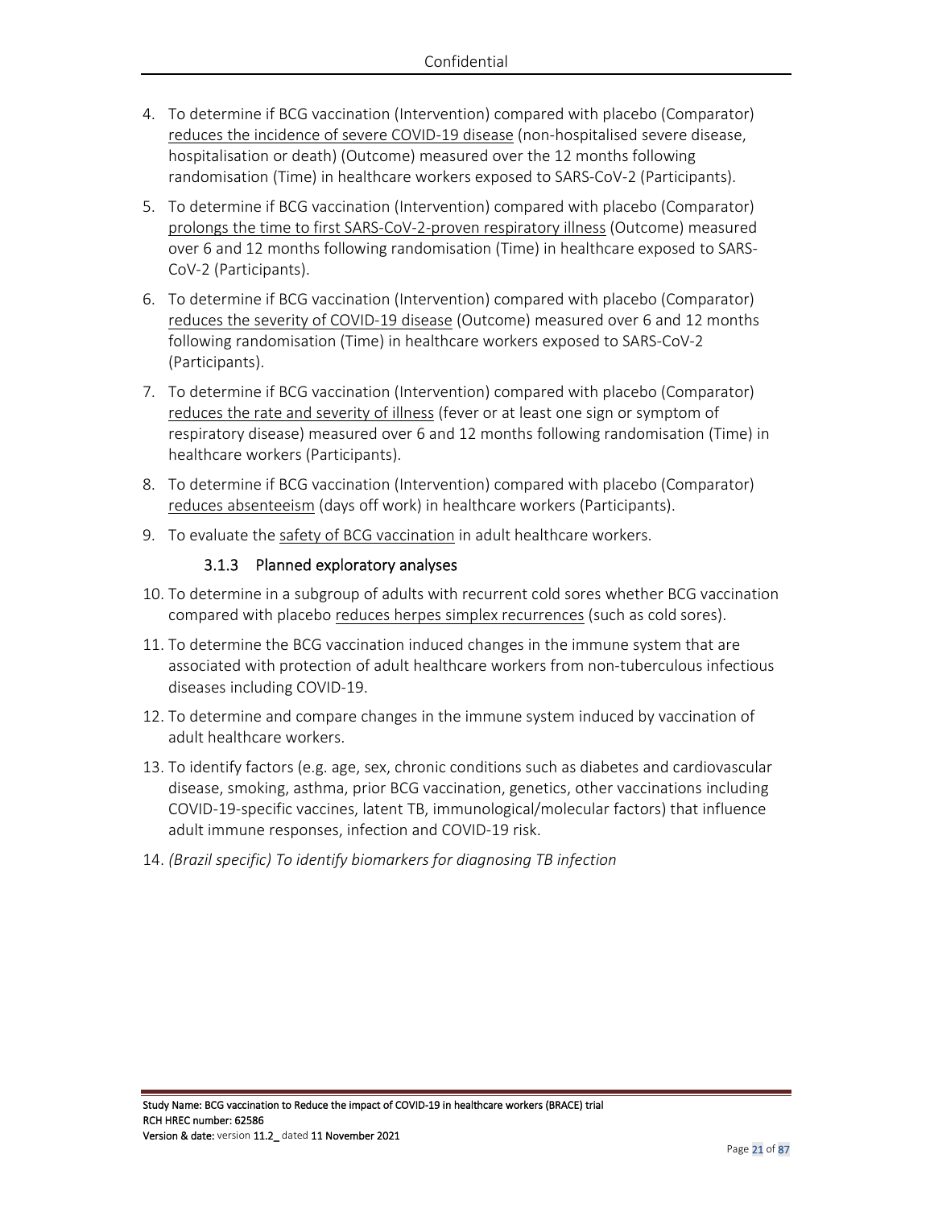4. To determine if BCG vaccination (Intervention) compared with placebo (Comparator) reduces the incidence of severe COVID-19 disease (non-hospitalised severe disease, hospitalisation or death) (Outcome) measured over the 12 months following randomisation (Time) in healthcare workers exposed to SARS-CoV-2 (Participants).
5. To determine if BCG vaccination (Intervention) compared with placebo (Comparator) prolongs the time to first SARS-CoV-2-proven respiratory illness (Outcome) measured over 6 and 12 months following randomisation (Time) in healthcare exposed to SARS-CoV-2 (Participants).
6. To determine if BCG vaccination (Intervention) compared with placebo (Comparator) reduces the severity of COVID-19 disease (Outcome) measured over 6 and 12 months following randomisation (Time) in healthcare workers exposed to SARS-CoV-2 (Participants).
7. To determine if BCG vaccination (Intervention) compared with placebo (Comparator) reduces the rate and severity of illness (fever or at least one sign or symptom of respiratory disease) measured over 6 and 12 months following randomisation (Time) in healthcare workers (Participants).
8. To determine if BCG vaccination (Intervention) compared with placebo (Comparator) reduces absenteeism (days off work) in healthcare workers (Participants).
9. To evaluate the safety of BCG vaccination in adult healthcare workers.

### 3.1.3 Planned exploratory analyses

10. To determine in a subgroup of adults with recurrent cold sores whether BCG vaccination compared with placebo reduces herpes simplex recurrences (such as cold sores).
11. To determine the BCG vaccination induced changes in the immune system that are associated with protection of adult healthcare workers from non-tuberculous infectious diseases including COVID-19.
12. To determine and compare changes in the immune system induced by vaccination of adult healthcare workers.
13. To identify factors (e.g. age, sex, chronic conditions such as diabetes and cardiovascular disease, smoking, asthma, prior BCG vaccination, genetics, other vaccinations including COVID-19-specific vaccines, latent TB, immunological/molecular factors) that influence adult immune responses, infection and COVID-19 risk.
14. *(Brazil specific) To identify biomarkers for diagnosing TB infection*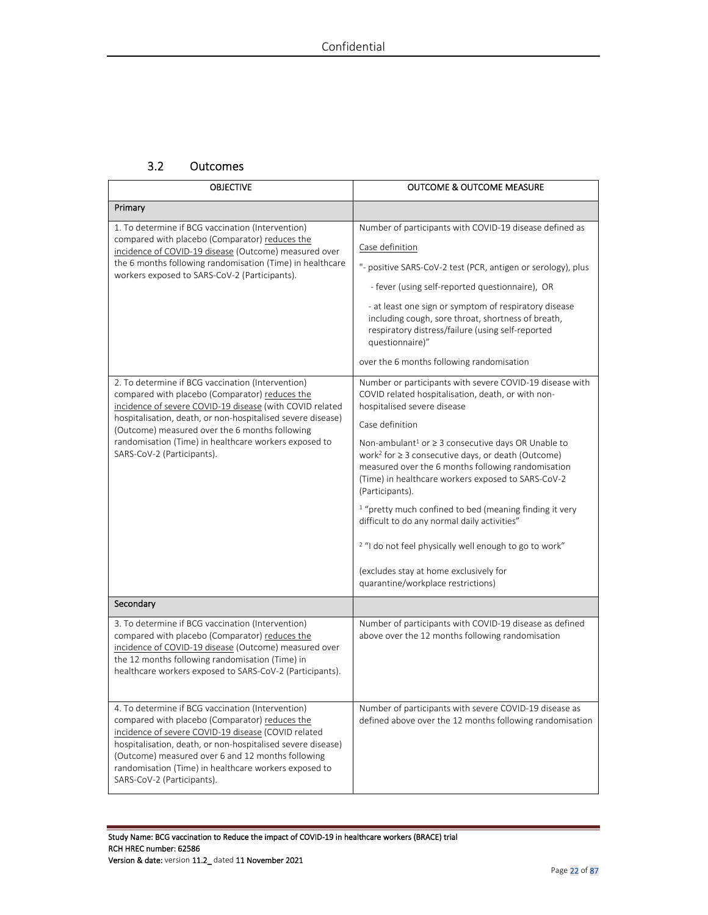### 3.2 Outcomes

| OBJECTIVE | OUTCOME & OUTCOME MEASURE |
|---|---|
| **Primary** | |
| 1. To determine if BCG vaccination (Intervention) compared with placebo (Comparator) reduces the incidence of COVID-19 disease (Outcome) measured over the 6 months following randomisation (Time) in healthcare workers exposed to SARS-CoV-2 (Participants). | Number of participants with COVID-19 disease defined as<br><br>Case definition<br><br>"- positive SARS-CoV-2 test (PCR, antigen or serology), plus<br><br>- fever (using self-reported questionnaire), OR<br><br>- at least one sign or symptom of respiratory disease including cough, sore throat, shortness of breath, respiratory distress/failure (using self-reported questionnaire)"<br><br>over the 6 months following randomisation |
| 2. To determine if BCG vaccination (Intervention) compared with placebo (Comparator) reduces the incidence of severe COVID-19 disease (with COVID related hospitalisation, death, or non-hospitalised severe disease) (Outcome) measured over the 6 months following randomisation (Time) in healthcare workers exposed to SARS-CoV-2 (Participants). | Number or participants with severe COVID-19 disease with COVID related hospitalisation, death, or with non-hospitalised severe disease<br><br>Case definition<br><br>Non-ambulant[1] or ≥ 3 consecutive days OR Unable to work[2] for ≥ 3 consecutive days, or death (Outcome) measured over the 6 months following randomisation (Time) in healthcare workers exposed to SARS-CoV-2 (Participants).<br><br>[1] "pretty much confined to bed (meaning finding it very difficult to do any normal daily activities"<br><br>[2] "I do not feel physically well enough to go to work"<br><br>(excludes stay at home exclusively for quarantine/workplace restrictions) |
| **Secondary** | |
| 3. To determine if BCG vaccination (Intervention) compared with placebo (Comparator) reduces the incidence of COVID-19 disease (Outcome) measured over the 12 months following randomisation (Time) in healthcare workers exposed to SARS-CoV-2 (Participants). | Number of participants with COVID-19 disease as defined above over the 12 months following randomisation |
| 4. To determine if BCG vaccination (Intervention) compared with placebo (Comparator) reduces the incidence of severe COVID-19 disease (COVID related hospitalisation, death, or non-hospitalised severe disease) (Outcome) measured over 6 and 12 months following randomisation (Time) in healthcare workers exposed to SARS-CoV-2 (Participants). | Number of participants with severe COVID-19 disease as defined above over the 12 months following randomisation |

Study Name: BCG vaccination to Reduce the impact of COVID-19 in healthcare workers (BRACE) trial
RCH HREC number: 62586
Version & date: version 11.2_ dated 11 November 2021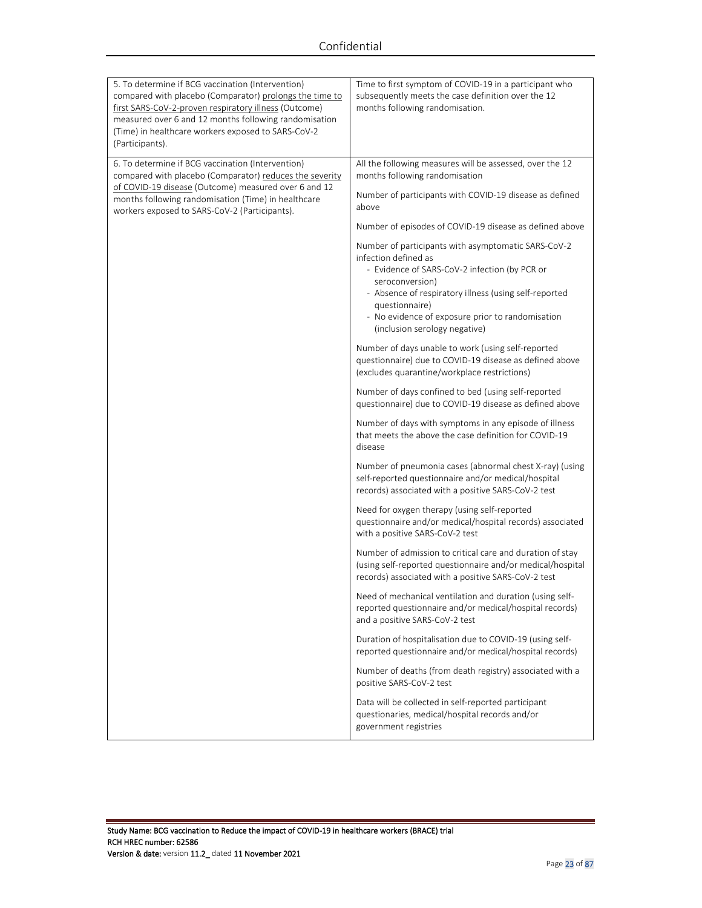| | |
|---|---|
| 5. To determine if BCG vaccination (Intervention) compared with placebo (Comparator) prolongs the time to first SARS-CoV-2-proven respiratory illness (Outcome) measured over 6 and 12 months following randomisation (Time) in healthcare workers exposed to SARS-CoV-2 (Participants). | Time to first symptom of COVID-19 in a participant who subsequently meets the case definition over the 12 months following randomisation. |
| 6. To determine if BCG vaccination (Intervention) compared with placebo (Comparator) reduces the severity of COVID-19 disease (Outcome) measured over 6 and 12 months following randomisation (Time) in healthcare workers exposed to SARS-CoV-2 (Participants). | All the following measures will be assessed, over the 12 months following randomisation<br><br>Number of participants with COVID-19 disease as defined above<br><br>Number of episodes of COVID-19 disease as defined above<br><br>Number of participants with asymptomatic SARS-CoV-2 infection defined as<br>- Evidence of SARS-CoV-2 infection (by PCR or seroconversion)<br>- Absence of respiratory illness (using self-reported questionnaire)<br>- No evidence of exposure prior to randomisation (inclusion serology negative)<br><br>Number of days unable to work (using self-reported questionnaire) due to COVID-19 disease as defined above (excludes quarantine/workplace restrictions)<br><br>Number of days confined to bed (using self-reported questionnaire) due to COVID-19 disease as defined above<br><br>Number of days with symptoms in any episode of illness that meets the above the case definition for COVID-19 disease<br><br>Number of pneumonia cases (abnormal chest X-ray) (using self-reported questionnaire and/or medical/hospital records) associated with a positive SARS-CoV-2 test<br><br>Need for oxygen therapy (using self-reported questionnaire and/or medical/hospital records) associated with a positive SARS-CoV-2 test<br><br>Number of admission to critical care and duration of stay (using self-reported questionnaire and/or medical/hospital records) associated with a positive SARS-CoV-2 test<br><br>Need of mechanical ventilation and duration (using self-reported questionnaire and/or medical/hospital records) and a positive SARS-CoV-2 test<br><br>Duration of hospitalisation due to COVID-19 (using self-reported questionnaire and/or medical/hospital records)<br><br>Number of deaths (from death registry) associated with a positive SARS-CoV-2 test<br><br>Data will be collected in self-reported participant questionaries, medical/hospital records and/or government registries |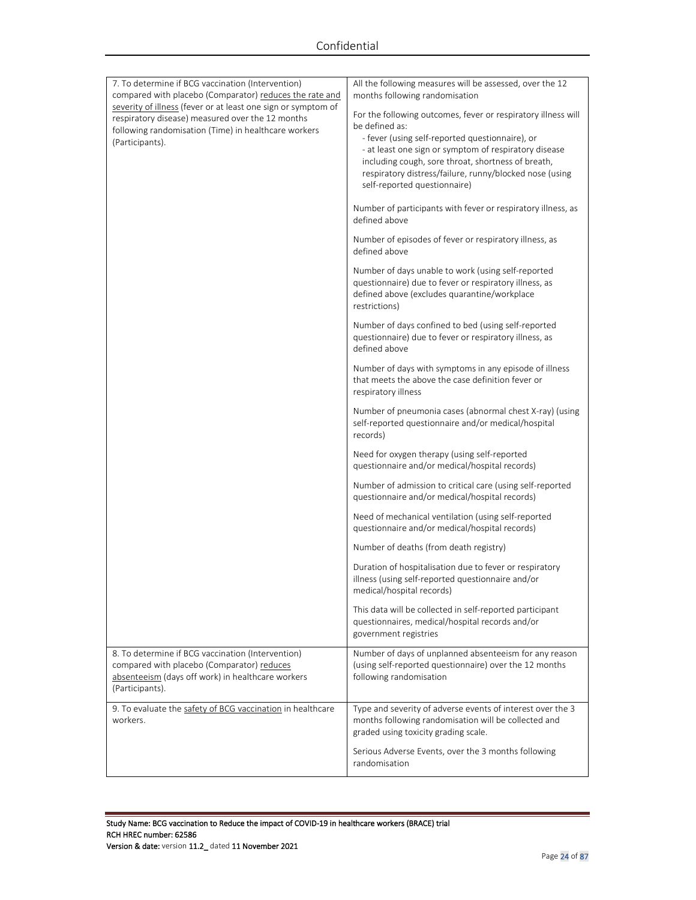| | |
|---|---|
| 7. To determine if BCG vaccination (Intervention) compared with placebo (Comparator) reduces the rate and severity of illness (fever or at least one sign or symptom of respiratory disease) measured over the 12 months following randomisation (Time) in healthcare workers (Participants). | All the following measures will be assessed, over the 12 months following randomisation<br><br>For the following outcomes, fever or respiratory illness will be defined as:<br>- fever (using self-reported questionnaire), or<br>- at least one sign or symptom of respiratory disease including cough, sore throat, shortness of breath, respiratory distress/failure, runny/blocked nose (using self-reported questionnaire)<br><br>Number of participants with fever or respiratory illness, as defined above<br><br>Number of episodes of fever or respiratory illness, as defined above<br><br>Number of days unable to work (using self-reported questionnaire) due to fever or respiratory illness, as defined above (excludes quarantine/workplace restrictions)<br><br>Number of days confined to bed (using self-reported questionnaire) due to fever or respiratory illness, as defined above<br><br>Number of days with symptoms in any episode of illness that meets the above the case definition fever or respiratory illness<br><br>Number of pneumonia cases (abnormal chest X-ray) (using self-reported questionnaire and/or medical/hospital records)<br><br>Need for oxygen therapy (using self-reported questionnaire and/or medical/hospital records)<br><br>Number of admission to critical care (using self-reported questionnaire and/or medical/hospital records)<br><br>Need of mechanical ventilation (using self-reported questionnaire and/or medical/hospital records)<br><br>Number of deaths (from death registry)<br><br>Duration of hospitalisation due to fever or respiratory illness (using self-reported questionnaire and/or medical/hospital records)<br><br>This data will be collected in self-reported participant questionnaires, medical/hospital records and/or government registries |
| 8. To determine if BCG vaccination (Intervention) compared with placebo (Comparator) reduces absenteeism (days off work) in healthcare workers (Participants). | Number of days of unplanned absenteeism for any reason (using self-reported questionnaire) over the 12 months following randomisation |
| 9. To evaluate the safety of BCG vaccination in healthcare workers. | Type and severity of adverse events of interest over the 3 months following randomisation will be collected and graded using toxicity grading scale.<br><br>Serious Adverse Events, over the 3 months following randomisation |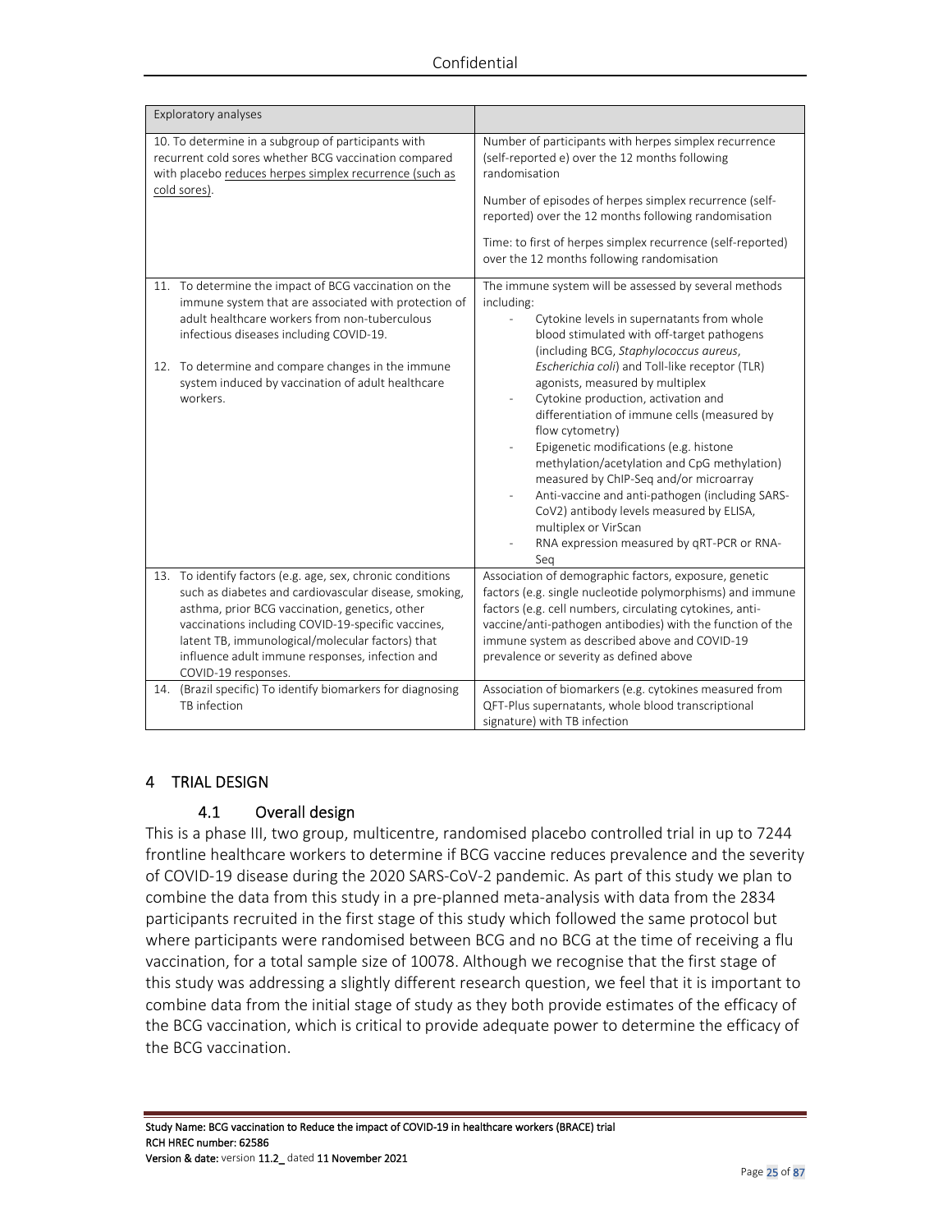| Exploratory analyses | |
|---|---|
| 10. To determine in a subgroup of participants with recurrent cold sores whether BCG vaccination compared with placebo reduces herpes simplex recurrence (such as cold sores). | Number of participants with herpes simplex recurrence (self-reported e) over the 12 months following randomisation<br><br>Number of episodes of herpes simplex recurrence (self-reported) over the 12 months following randomisation<br><br>Time: to first of herpes simplex recurrence (self-reported) over the 12 months following randomisation |
| 11. To determine the impact of BCG vaccination on the immune system that are associated with protection of adult healthcare workers from non-tuberculous infectious diseases including COVID-19.<br><br>12. To determine and compare changes in the immune system induced by vaccination of adult healthcare workers. | The immune system will be assessed by several methods including:<br>- Cytokine levels in supernatants from whole blood stimulated with off-target pathogens (including BCG, *Staphylococcus aureus*, *Escherichia coli*) and Toll-like receptor (TLR) agonists, measured by multiplex<br>- Cytokine production, activation and differentiation of immune cells (measured by flow cytometry)<br>- Epigenetic modifications (e.g. histone methylation/acetylation and CpG methylation) measured by ChIP-Seq and/or microarray<br>- Anti-vaccine and anti-pathogen (including SARS-CoV2) antibody levels measured by ELISA, multiplex or VirScan<br>- RNA expression measured by qRT-PCR or RNA-Seq |
| 13. To identify factors (e.g. age, sex, chronic conditions such as diabetes and cardiovascular disease, smoking, asthma, prior BCG vaccination, genetics, other vaccinations including COVID-19-specific vaccines, latent TB, immunological/molecular factors) that influence adult immune responses, infection and COVID-19 responses. | Association of demographic factors, exposure, genetic factors (e.g. single nucleotide polymorphisms) and immune factors (e.g. cell numbers, circulating cytokines, anti-vaccine/anti-pathogen antibodies) with the function of the immune system as described above and COVID-19 prevalence or severity as defined above |
| 14. (Brazil specific) To identify biomarkers for diagnosing TB infection | Association of biomarkers (e.g. cytokines measured from QFT-Plus supernatants, whole blood transcriptional signature) with TB infection |

# 4 TRIAL DESIGN

## 4.1 Overall design

This is a phase III, two group, multicentre, randomised placebo controlled trial in up to 7244 frontline healthcare workers to determine if BCG vaccine reduces prevalence and the severity of COVID-19 disease during the 2020 SARS-CoV-2 pandemic. As part of this study we plan to combine the data from this study in a pre-planned meta-analysis with data from the 2834 participants recruited in the first stage of this study which followed the same protocol but where participants were randomised between BCG and no BCG at the time of receiving a flu vaccination, for a total sample size of 10078. Although we recognise that the first stage of this study was addressing a slightly different research question, we feel that it is important to combine data from the initial stage of study as they both provide estimates of the efficacy of the BCG vaccination, which is critical to provide adequate power to determine the efficacy of the BCG vaccination.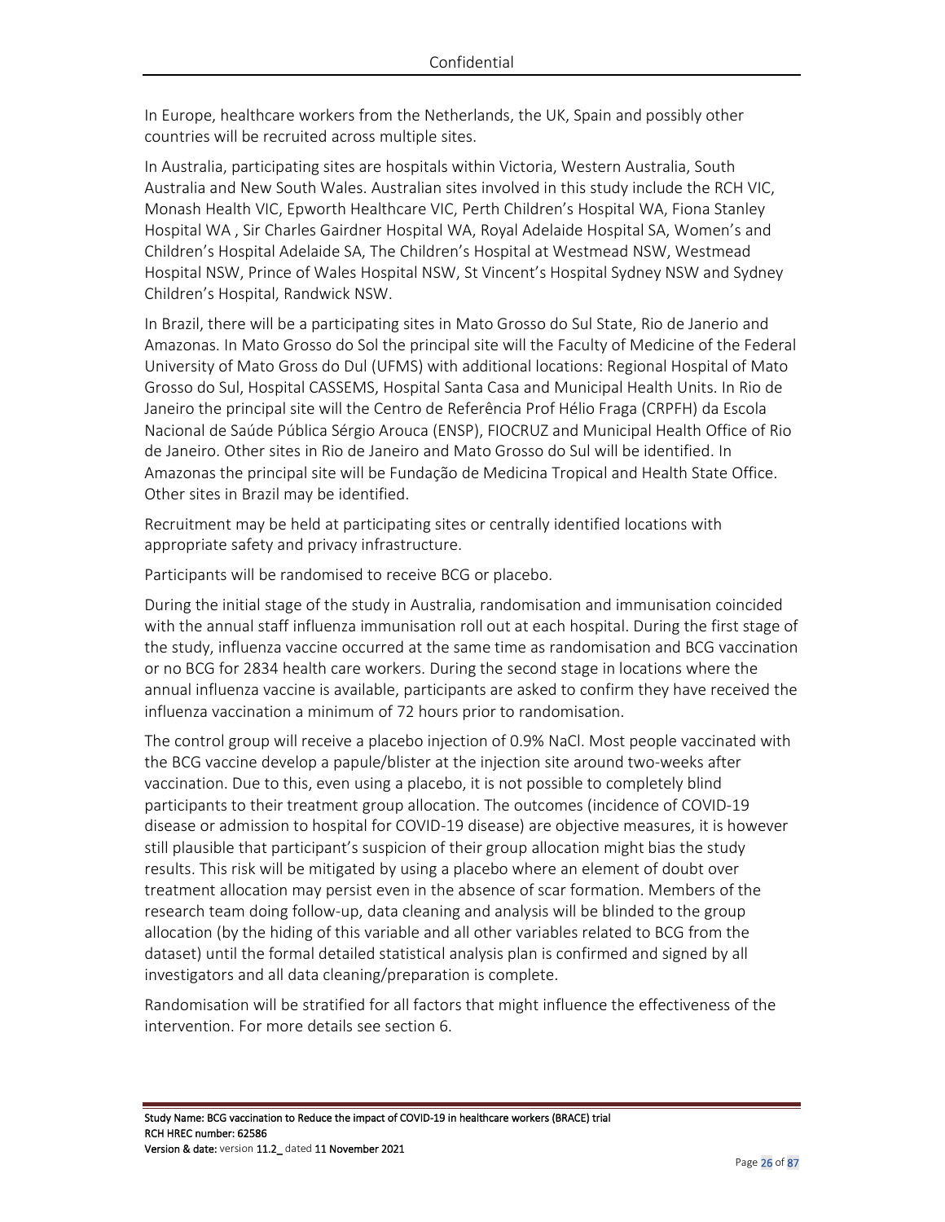In Europe, healthcare workers from the Netherlands, the UK, Spain and possibly other countries will be recruited across multiple sites.

In Australia, participating sites are hospitals within Victoria, Western Australia, South Australia and New South Wales. Australian sites involved in this study include the RCH VIC, Monash Health VIC, Epworth Healthcare VIC, Perth Children's Hospital WA, Fiona Stanley Hospital WA , Sir Charles Gairdner Hospital WA, Royal Adelaide Hospital SA, Women's and Children's Hospital Adelaide SA, The Children's Hospital at Westmead NSW, Westmead Hospital NSW, Prince of Wales Hospital NSW, St Vincent's Hospital Sydney NSW and Sydney Children's Hospital, Randwick NSW.

In Brazil, there will be a participating sites in Mato Grosso do Sul State, Rio de Janerio and Amazonas. In Mato Grosso do Sol the principal site will the Faculty of Medicine of the Federal University of Mato Gross do Dul (UFMS) with additional locations: Regional Hospital of Mato Grosso do Sul, Hospital CASSEMS, Hospital Santa Casa and Municipal Health Units. In Rio de Janeiro the principal site will the Centro de Referência Prof Hélio Fraga (CRPFH) da Escola Nacional de Saúde Pública Sérgio Arouca (ENSP), FIOCRUZ and Municipal Health Office of Rio de Janeiro. Other sites in Rio de Janeiro and Mato Grosso do Sul will be identified. In Amazonas the principal site will be Fundação de Medicina Tropical and Health State Office. Other sites in Brazil may be identified.

Recruitment may be held at participating sites or centrally identified locations with appropriate safety and privacy infrastructure.

Participants will be randomised to receive BCG or placebo.

During the initial stage of the study in Australia, randomisation and immunisation coincided with the annual staff influenza immunisation roll out at each hospital. During the first stage of the study, influenza vaccine occurred at the same time as randomisation and BCG vaccination or no BCG for 2834 health care workers. During the second stage in locations where the annual influenza vaccine is available, participants are asked to confirm they have received the influenza vaccination a minimum of 72 hours prior to randomisation.

The control group will receive a placebo injection of 0.9% NaCl. Most people vaccinated with the BCG vaccine develop a papule/blister at the injection site around two-weeks after vaccination. Due to this, even using a placebo, it is not possible to completely blind participants to their treatment group allocation. The outcomes (incidence of COVID-19 disease or admission to hospital for COVID-19 disease) are objective measures, it is however still plausible that participant's suspicion of their group allocation might bias the study results. This risk will be mitigated by using a placebo where an element of doubt over treatment allocation may persist even in the absence of scar formation. Members of the research team doing follow-up, data cleaning and analysis will be blinded to the group allocation (by the hiding of this variable and all other variables related to BCG from the dataset) until the formal detailed statistical analysis plan is confirmed and signed by all investigators and all data cleaning/preparation is complete.

Randomisation will be stratified for all factors that might influence the effectiveness of the intervention. For more details see section 6.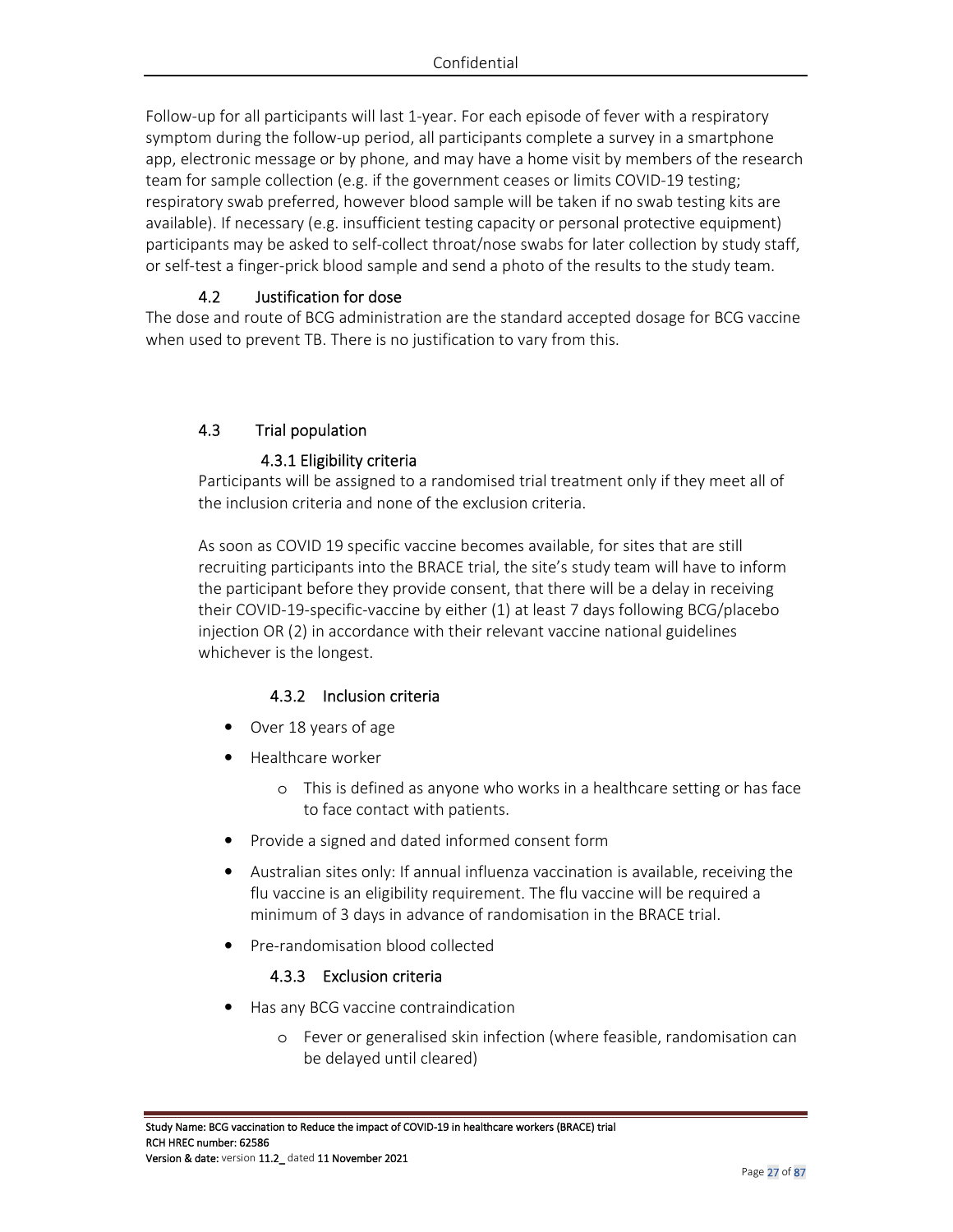Follow-up for all participants will last 1-year. For each episode of fever with a respiratory symptom during the follow-up period, all participants complete a survey in a smartphone app, electronic message or by phone, and may have a home visit by members of the research team for sample collection (e.g. if the government ceases or limits COVID-19 testing; respiratory swab preferred, however blood sample will be taken if no swab testing kits are available). If necessary (e.g. insufficient testing capacity or personal protective equipment) participants may be asked to self-collect throat/nose swabs for later collection by study staff, or self-test a finger-prick blood sample and send a photo of the results to the study team.

### 4.2 Justification for dose

The dose and route of BCG administration are the standard accepted dosage for BCG vaccine when used to prevent TB. There is no justification to vary from this.

### 4.3 Trial population

#### 4.3.1 Eligibility criteria

Participants will be assigned to a randomised trial treatment only if they meet all of the inclusion criteria and none of the exclusion criteria.

As soon as COVID 19 specific vaccine becomes available, for sites that are still recruiting participants into the BRACE trial, the site's study team will have to inform the participant before they provide consent, that there will be a delay in receiving their COVID-19-specific-vaccine by either (1) at least 7 days following BCG/placebo injection OR (2) in accordance with their relevant vaccine national guidelines whichever is the longest.

#### 4.3.2 Inclusion criteria

- Over 18 years of age
- Healthcare worker
    - This is defined as anyone who works in a healthcare setting or has face to face contact with patients.
- Provide a signed and dated informed consent form
- Australian sites only: If annual influenza vaccination is available, receiving the flu vaccine is an eligibility requirement. The flu vaccine will be required a minimum of 3 days in advance of randomisation in the BRACE trial.
- Pre-randomisation blood collected

#### 4.3.3 Exclusion criteria

- Has any BCG vaccine contraindication
    - Fever or generalised skin infection (where feasible, randomisation can be delayed until cleared)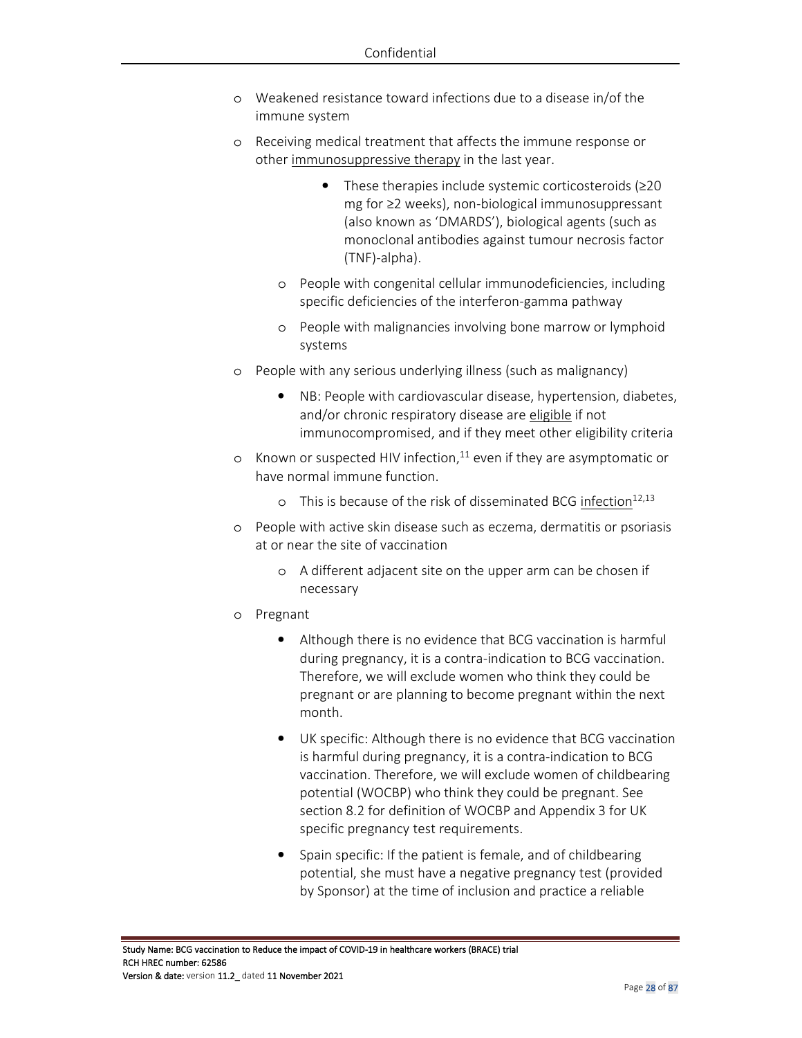- Weakened resistance toward infections due to a disease in/of the immune system
- Receiving medical treatment that affects the immune response or other immunosuppressive therapy in the last year.
    - These therapies include systemic corticosteroids (≥20 mg for ≥2 weeks), non-biological immunosuppressant (also known as 'DMARDS'), biological agents (such as monoclonal antibodies against tumour necrosis factor (TNF)-alpha).
  - People with congenital cellular immunodeficiencies, including specific deficiencies of the interferon-gamma pathway
  - People with malignancies involving bone marrow or lymphoid systems
- People with any serious underlying illness (such as malignancy)
  - NB: People with cardiovascular disease, hypertension, diabetes, and/or chronic respiratory disease are eligible if not immunocompromised, and if they meet other eligibility criteria
- Known or suspected HIV infection,[11] even if they are asymptomatic or have normal immune function.
  - This is because of the risk of disseminated BCG infection[12,13]
- People with active skin disease such as eczema, dermatitis or psoriasis at or near the site of vaccination
  - A different adjacent site on the upper arm can be chosen if necessary
- Pregnant
  - Although there is no evidence that BCG vaccination is harmful during pregnancy, it is a contra-indication to BCG vaccination. Therefore, we will exclude women who think they could be pregnant or are planning to become pregnant within the next month.
  - UK specific: Although there is no evidence that BCG vaccination is harmful during pregnancy, it is a contra-indication to BCG vaccination. Therefore, we will exclude women of childbearing potential (WOCBP) who think they could be pregnant. See section 8.2 for definition of WOCBP and Appendix 3 for UK specific pregnancy test requirements.
  - Spain specific: If the patient is female, and of childbearing potential, she must have a negative pregnancy test (provided by Sponsor) at the time of inclusion and practice a reliable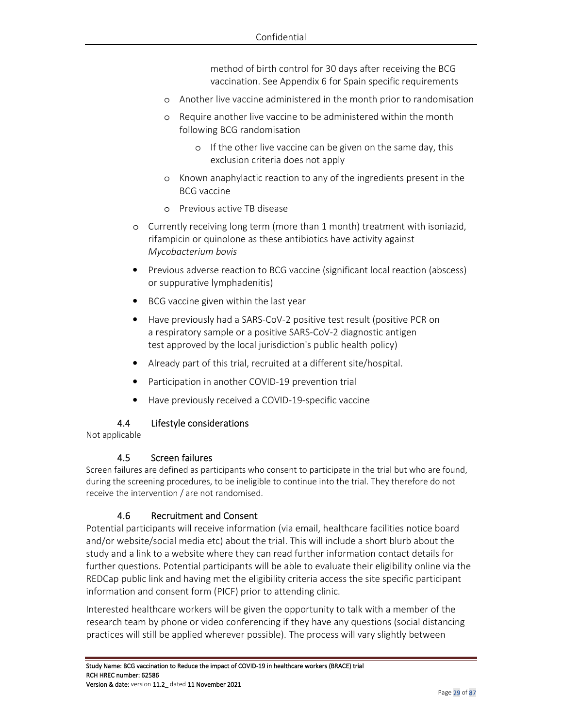method of birth control for 30 days after receiving the BCG vaccination. See Appendix 6 for Spain specific requirements

- Another live vaccine administered in the month prior to randomisation
- Require another live vaccine to be administered within the month following BCG randomisation
  - If the other live vaccine can be given on the same day, this exclusion criteria does not apply
- Known anaphylactic reaction to any of the ingredients present in the BCG vaccine
- Previous active TB disease

- Currently receiving long term (more than 1 month) treatment with isoniazid, rifampicin or quinolone as these antibiotics have activity against *Mycobacterium bovis*

- Previous adverse reaction to BCG vaccine (significant local reaction (abscess) or suppurative lymphadenitis)
- BCG vaccine given within the last year
- Have previously had a SARS-CoV-2 positive test result (positive PCR on a respiratory sample or a positive SARS-CoV-2 diagnostic antigen test approved by the local jurisdiction's public health policy)
- Already part of this trial, recruited at a different site/hospital.
- Participation in another COVID-19 prevention trial
- Have previously received a COVID-19-specific vaccine

### 4.4 Lifestyle considerations

Not applicable

### 4.5 Screen failures

Screen failures are defined as participants who consent to participate in the trial but who are found, during the screening procedures, to be ineligible to continue into the trial. They therefore do not receive the intervention / are not randomised.

### 4.6 Recruitment and Consent

Potential participants will receive information (via email, healthcare facilities notice board and/or website/social media etc) about the trial. This will include a short blurb about the study and a link to a website where they can read further information contact details for further questions. Potential participants will be able to evaluate their eligibility online via the REDCap public link and having met the eligibility criteria access the site specific participant information and consent form (PICF) prior to attending clinic.

Interested healthcare workers will be given the opportunity to talk with a member of the research team by phone or video conferencing if they have any questions (social distancing practices will still be applied wherever possible). The process will vary slightly between

Study Name: BCG vaccination to Reduce the impact of COVID-19 in healthcare workers (BRACE) trial
RCH HREC number: 62586
Version & date: version 11.2_ dated 11 November 2021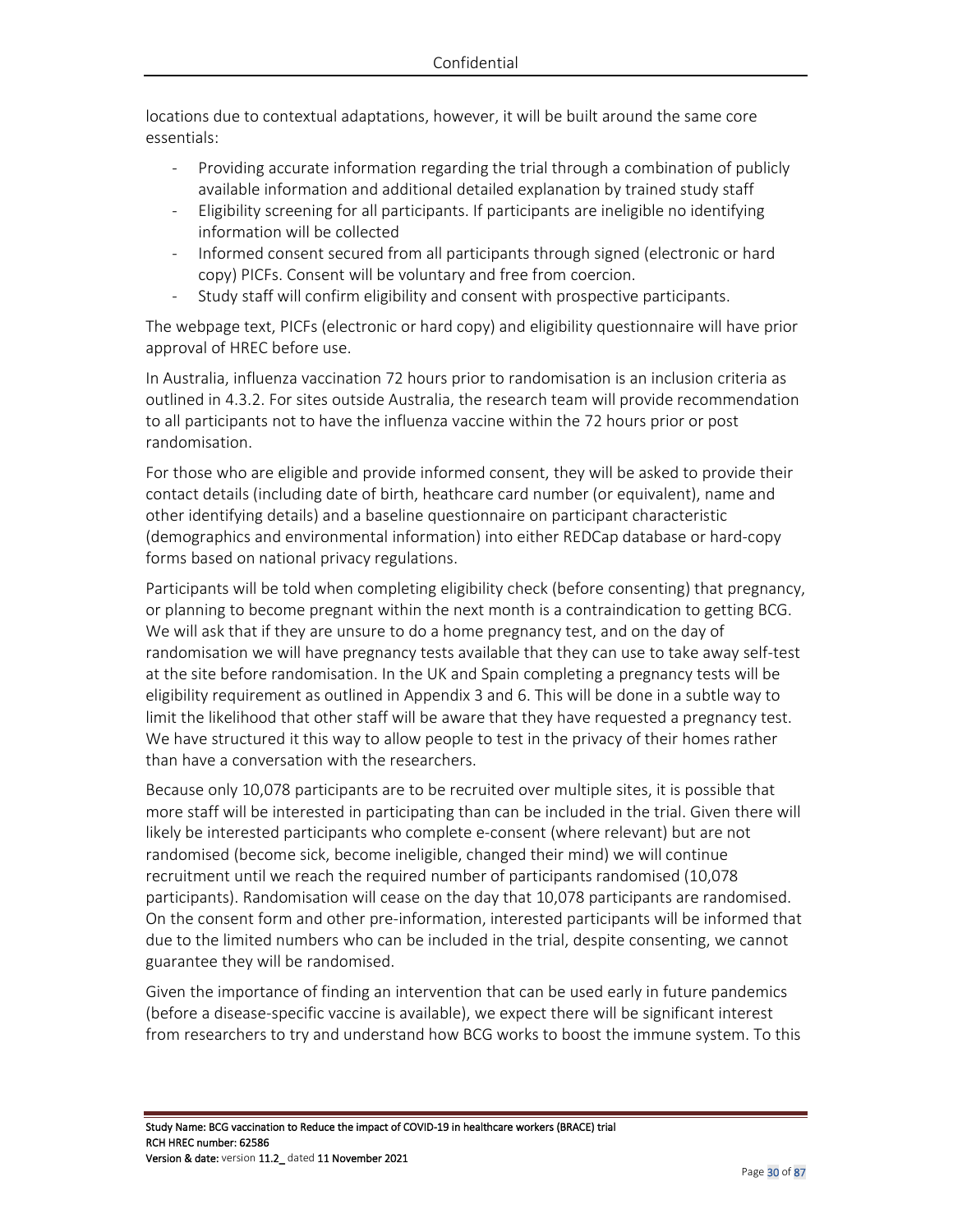locations due to contextual adaptations, however, it will be built around the same core essentials:

- Providing accurate information regarding the trial through a combination of publicly available information and additional detailed explanation by trained study staff
- Eligibility screening for all participants. If participants are ineligible no identifying information will be collected
- Informed consent secured from all participants through signed (electronic or hard copy) PICFs. Consent will be voluntary and free from coercion.
- Study staff will confirm eligibility and consent with prospective participants.

The webpage text, PICFs (electronic or hard copy) and eligibility questionnaire will have prior approval of HREC before use.

In Australia, influenza vaccination 72 hours prior to randomisation is an inclusion criteria as outlined in 4.3.2. For sites outside Australia, the research team will provide recommendation to all participants not to have the influenza vaccine within the 72 hours prior or post randomisation.

For those who are eligible and provide informed consent, they will be asked to provide their contact details (including date of birth, heathcare card number (or equivalent), name and other identifying details) and a baseline questionnaire on participant characteristic (demographics and environmental information) into either REDCap database or hard-copy forms based on national privacy regulations.

Participants will be told when completing eligibility check (before consenting) that pregnancy, or planning to become pregnant within the next month is a contraindication to getting BCG. We will ask that if they are unsure to do a home pregnancy test, and on the day of randomisation we will have pregnancy tests available that they can use to take away self-test at the site before randomisation. In the UK and Spain completing a pregnancy tests will be eligibility requirement as outlined in Appendix 3 and 6. This will be done in a subtle way to limit the likelihood that other staff will be aware that they have requested a pregnancy test. We have structured it this way to allow people to test in the privacy of their homes rather than have a conversation with the researchers.

Because only 10,078 participants are to be recruited over multiple sites, it is possible that more staff will be interested in participating than can be included in the trial. Given there will likely be interested participants who complete e-consent (where relevant) but are not randomised (become sick, become ineligible, changed their mind) we will continue recruitment until we reach the required number of participants randomised (10,078 participants). Randomisation will cease on the day that 10,078 participants are randomised. On the consent form and other pre-information, interested participants will be informed that due to the limited numbers who can be included in the trial, despite consenting, we cannot guarantee they will be randomised.

Given the importance of finding an intervention that can be used early in future pandemics (before a disease-specific vaccine is available), we expect there will be significant interest from researchers to try and understand how BCG works to boost the immune system. To this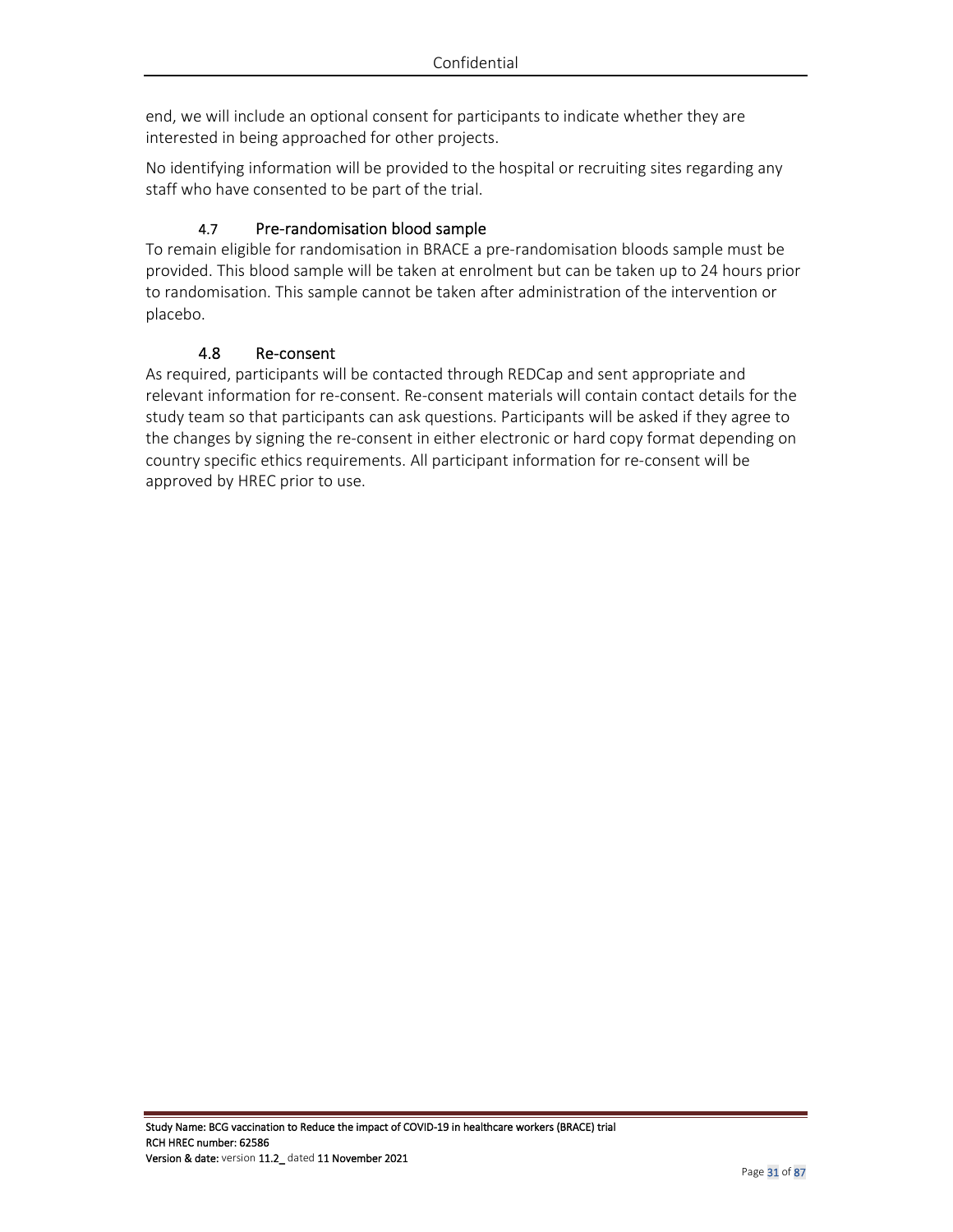end, we will include an optional consent for participants to indicate whether they are interested in being approached for other projects.

No identifying information will be provided to the hospital or recruiting sites regarding any staff who have consented to be part of the trial.

### 4.7 Pre-randomisation blood sample

To remain eligible for randomisation in BRACE a pre-randomisation bloods sample must be provided. This blood sample will be taken at enrolment but can be taken up to 24 hours prior to randomisation. This sample cannot be taken after administration of the intervention or placebo.

### 4.8 Re-consent

As required, participants will be contacted through REDCap and sent appropriate and relevant information for re-consent. Re-consent materials will contain contact details for the study team so that participants can ask questions. Participants will be asked if they agree to the changes by signing the re-consent in either electronic or hard copy format depending on country specific ethics requirements. All participant information for re-consent will be approved by HREC prior to use.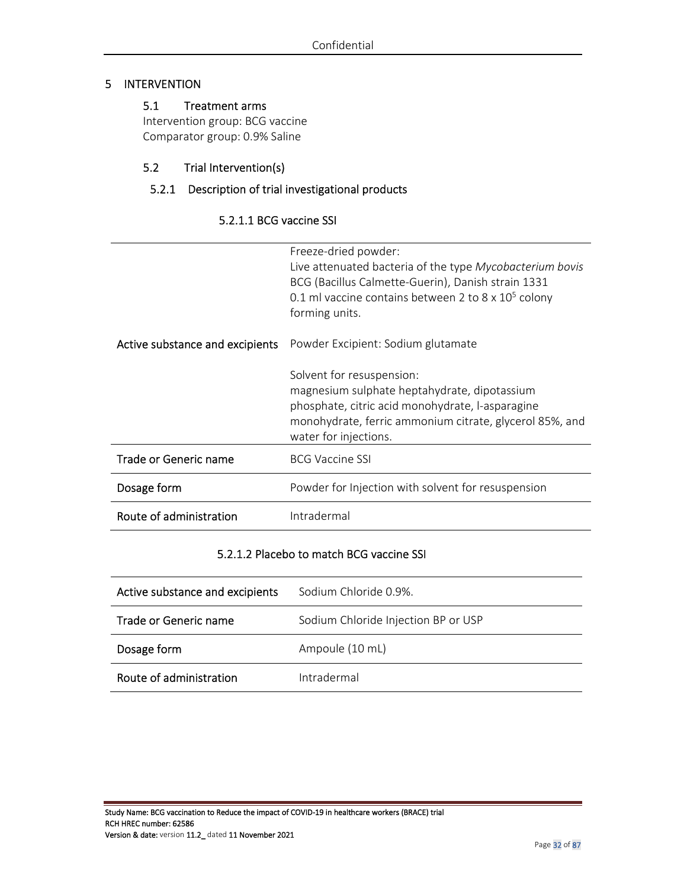# 5 INTERVENTION

## 5.1 Treatment arms

Intervention group: BCG vaccine
Comparator group: 0.9% Saline

## 5.2 Trial Intervention(s)

### 5.2.1 Description of trial investigational products

#### 5.2.1.1 BCG vaccine SSI

| | |
|---|---|
| Active substance and excipients | Freeze-dried powder:<br>Live attenuated bacteria of the type *Mycobacterium bovis* BCG (Bacillus Calmette-Guerin), Danish strain 1331<br>0.1 ml vaccine contains between 2 to 8 x $10^5$ colony forming units.<br><br>Powder Excipient: Sodium glutamate<br><br>Solvent for resuspension:<br>magnesium sulphate heptahydrate, dipotassium phosphate, citric acid monohydrate, l-asparagine monohydrate, ferric ammonium citrate, glycerol 85%, and water for injections. |
| Trade or Generic name | BCG Vaccine SSI |
| Dosage form | Powder for Injection with solvent for resuspension |
| Route of administration | Intradermal |

#### 5.2.1.2 Placebo to match BCG vaccine SSI

| | |
|---|---|
| Active substance and excipients | Sodium Chloride 0.9%. |
| Trade or Generic name | Sodium Chloride Injection BP or USP |
| Dosage form | Ampoule (10 mL) |
| Route of administration | Intradermal |

Study Name: BCG vaccination to Reduce the impact of COVID-19 in healthcare workers (BRACE) trial
RCH HREC number: 62586
Version & date: version 11.2_ dated 11 November 2021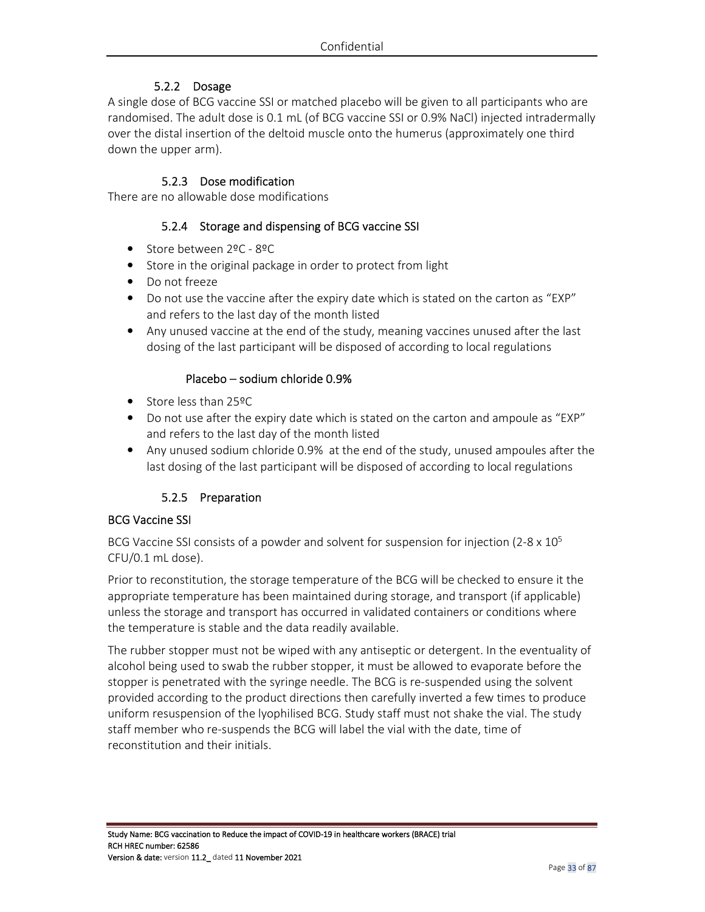### 5.2.2 Dosage

A single dose of BCG vaccine SSI or matched placebo will be given to all participants who are randomised. The adult dose is 0.1 mL (of BCG vaccine SSI or 0.9% NaCl) injected intradermally over the distal insertion of the deltoid muscle onto the humerus (approximately one third down the upper arm).

### 5.2.3 Dose modification

There are no allowable dose modifications

### 5.2.4 Storage and dispensing of BCG vaccine SSI

- Store between 2ºC - 8ºC
- Store in the original package in order to protect from light
- Do not freeze
- Do not use the vaccine after the expiry date which is stated on the carton as "EXP" and refers to the last day of the month listed
- Any unused vaccine at the end of the study, meaning vaccines unused after the last dosing of the last participant will be disposed of according to local regulations

#### Placebo – sodium chloride 0.9%

- Store less than 25ºC
- Do not use after the expiry date which is stated on the carton and ampoule as "EXP" and refers to the last day of the month listed
- Any unused sodium chloride 0.9% at the end of the study, unused ampoules after the last dosing of the last participant will be disposed of according to local regulations

### 5.2.5 Preparation

#### BCG Vaccine SSI

BCG Vaccine SSI consists of a powder and solvent for suspension for injection (2-8 x $10^5$ CFU/0.1 mL dose).

Prior to reconstitution, the storage temperature of the BCG will be checked to ensure it the appropriate temperature has been maintained during storage, and transport (if applicable) unless the storage and transport has occurred in validated containers or conditions where the temperature is stable and the data readily available.

The rubber stopper must not be wiped with any antiseptic or detergent. In the eventuality of alcohol being used to swab the rubber stopper, it must be allowed to evaporate before the stopper is penetrated with the syringe needle. The BCG is re-suspended using the solvent provided according to the product directions then carefully inverted a few times to produce uniform resuspension of the lyophilised BCG. Study staff must not shake the vial. The study staff member who re-suspends the BCG will label the vial with the date, time of reconstitution and their initials.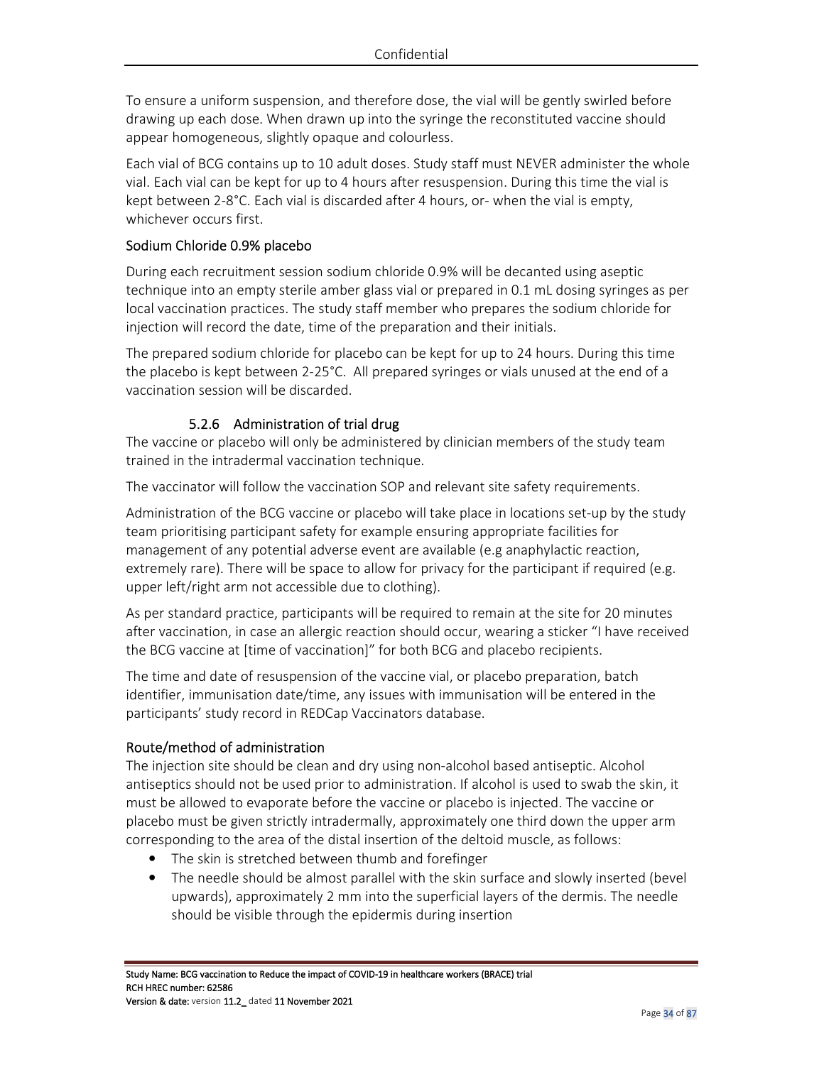To ensure a uniform suspension, and therefore dose, the vial will be gently swirled before drawing up each dose. When drawn up into the syringe the reconstituted vaccine should appear homogeneous, slightly opaque and colourless.

Each vial of BCG contains up to 10 adult doses. Study staff must NEVER administer the whole vial. Each vial can be kept for up to 4 hours after resuspension. During this time the vial is kept between 2-8°C. Each vial is discarded after 4 hours, or- when the vial is empty, whichever occurs first.

#### Sodium Chloride 0.9% placebo

During each recruitment session sodium chloride 0.9% will be decanted using aseptic technique into an empty sterile amber glass vial or prepared in 0.1 mL dosing syringes as per local vaccination practices. The study staff member who prepares the sodium chloride for injection will record the date, time of the preparation and their initials.

The prepared sodium chloride for placebo can be kept for up to 24 hours. During this time the placebo is kept between 2-25°C. All prepared syringes or vials unused at the end of a vaccination session will be discarded.

### 5.2.6 Administration of trial drug

The vaccine or placebo will only be administered by clinician members of the study team trained in the intradermal vaccination technique.

The vaccinator will follow the vaccination SOP and relevant site safety requirements.

Administration of the BCG vaccine or placebo will take place in locations set-up by the study team prioritising participant safety for example ensuring appropriate facilities for management of any potential adverse event are available (e.g anaphylactic reaction, extremely rare). There will be space to allow for privacy for the participant if required (e.g. upper left/right arm not accessible due to clothing).

As per standard practice, participants will be required to remain at the site for 20 minutes after vaccination, in case an allergic reaction should occur, wearing a sticker "I have received the BCG vaccine at [time of vaccination]" for both BCG and placebo recipients.

The time and date of resuspension of the vaccine vial, or placebo preparation, batch identifier, immunisation date/time, any issues with immunisation will be entered in the participants' study record in REDCap Vaccinators database.

#### Route/method of administration

The injection site should be clean and dry using non-alcohol based antiseptic. Alcohol antiseptics should not be used prior to administration. If alcohol is used to swab the skin, it must be allowed to evaporate before the vaccine or placebo is injected. The vaccine or placebo must be given strictly intradermally, approximately one third down the upper arm corresponding to the area of the distal insertion of the deltoid muscle, as follows:

- The skin is stretched between thumb and forefinger
- The needle should be almost parallel with the skin surface and slowly inserted (bevel upwards), approximately 2 mm into the superficial layers of the dermis. The needle should be visible through the epidermis during insertion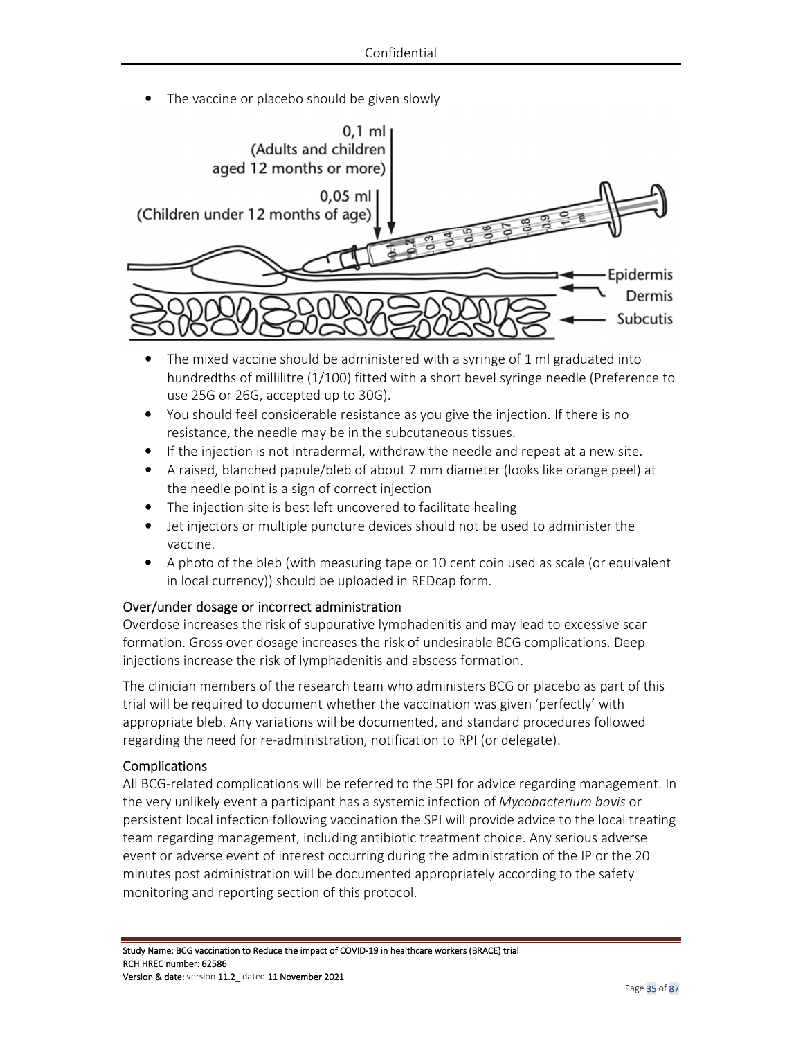- The vaccine or placebo should be given slowly

- The mixed vaccine should be administered with a syringe of 1 ml graduated into hundredths of millilitre (1/100) fitted with a short bevel syringe needle (Preference to use 25G or 26G, accepted up to 30G).
- You should feel considerable resistance as you give the injection. If there is no resistance, the needle may be in the subcutaneous tissues.
- If the injection is not intradermal, withdraw the needle and repeat at a new site.
- A raised, blanched papule/bleb of about 7 mm diameter (looks like orange peel) at the needle point is a sign of correct injection
- The injection site is best left uncovered to facilitate healing
- Jet injectors or multiple puncture devices should not be used to administer the vaccine.
- A photo of the bleb (with measuring tape or 10 cent coin used as scale (or equivalent in local currency)) should be uploaded in REDcap form.

### Over/under dosage or incorrect administration

Overdose increases the risk of suppurative lymphadenitis and may lead to excessive scar formation. Gross over dosage increases the risk of undesirable BCG complications. Deep injections increase the risk of lymphadenitis and abscess formation.

The clinician members of the research team who administers BCG or placebo as part of this trial will be required to document whether the vaccination was given 'perfectly' with appropriate bleb. Any variations will be documented, and standard procedures followed regarding the need for re-administration, notification to RPI (or delegate).

### Complications

All BCG-related complications will be referred to the SPI for advice regarding management. In the very unlikely event a participant has a systemic infection of *Mycobacterium bovis* or persistent local infection following vaccination the SPI will provide advice to the local treating team regarding management, including antibiotic treatment choice. Any serious adverse event or adverse event of interest occurring during the administration of the IP or the 20 minutes post administration will be documented appropriately according to the safety monitoring and reporting section of this protocol.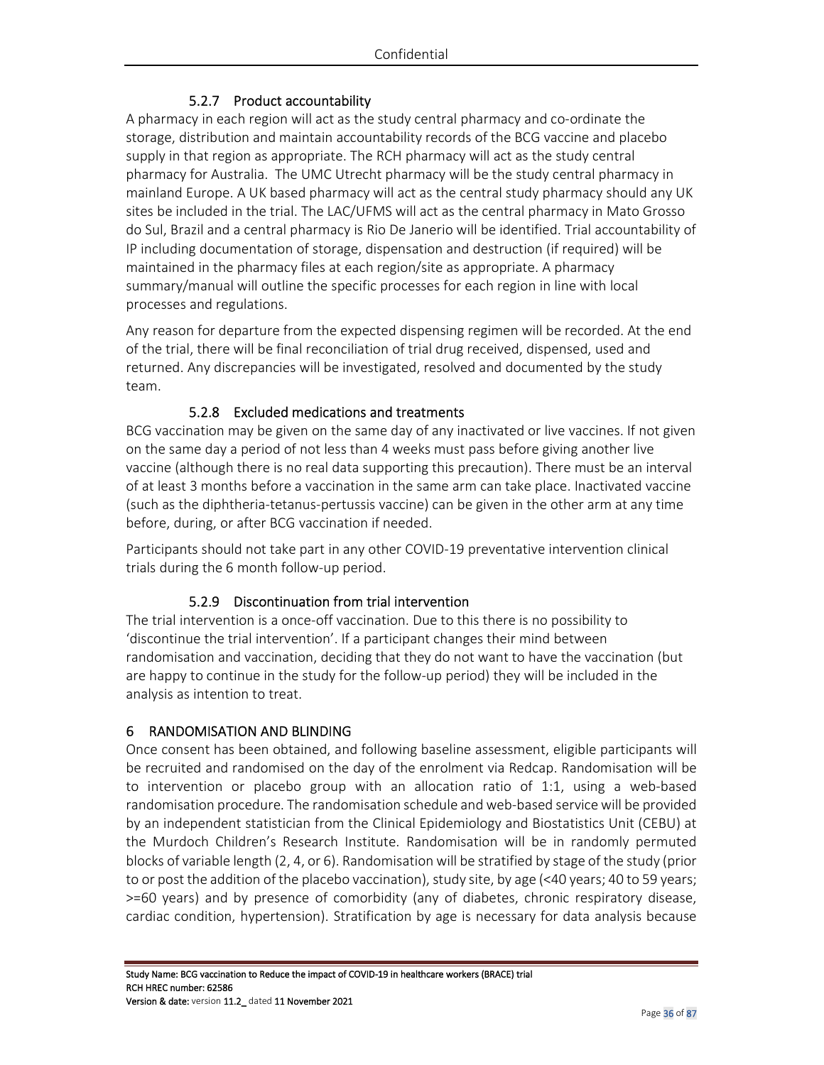### 5.2.7 Product accountability

A pharmacy in each region will act as the study central pharmacy and co-ordinate the storage, distribution and maintain accountability records of the BCG vaccine and placebo supply in that region as appropriate. The RCH pharmacy will act as the study central pharmacy for Australia. The UMC Utrecht pharmacy will be the study central pharmacy in mainland Europe. A UK based pharmacy will act as the central study pharmacy should any UK sites be included in the trial. The LAC/UFMS will act as the central pharmacy in Mato Grosso do Sul, Brazil and a central pharmacy is Rio De Janerio will be identified. Trial accountability of IP including documentation of storage, dispensation and destruction (if required) will be maintained in the pharmacy files at each region/site as appropriate. A pharmacy summary/manual will outline the specific processes for each region in line with local processes and regulations.

Any reason for departure from the expected dispensing regimen will be recorded. At the end of the trial, there will be final reconciliation of trial drug received, dispensed, used and returned. Any discrepancies will be investigated, resolved and documented by the study team.

### 5.2.8 Excluded medications and treatments

BCG vaccination may be given on the same day of any inactivated or live vaccines. If not given on the same day a period of not less than 4 weeks must pass before giving another live vaccine (although there is no real data supporting this precaution). There must be an interval of at least 3 months before a vaccination in the same arm can take place. Inactivated vaccine (such as the diphtheria-tetanus-pertussis vaccine) can be given in the other arm at any time before, during, or after BCG vaccination if needed.

Participants should not take part in any other COVID-19 preventative intervention clinical trials during the 6 month follow-up period.

### 5.2.9 Discontinuation from trial intervention

The trial intervention is a once-off vaccination. Due to this there is no possibility to 'discontinue the trial intervention'. If a participant changes their mind between randomisation and vaccination, deciding that they do not want to have the vaccination (but are happy to continue in the study for the follow-up period) they will be included in the analysis as intention to treat.

## 6 RANDOMISATION AND BLINDING

Once consent has been obtained, and following baseline assessment, eligible participants will be recruited and randomised on the day of the enrolment via Redcap. Randomisation will be to intervention or placebo group with an allocation ratio of 1:1, using a web-based randomisation procedure. The randomisation schedule and web-based service will be provided by an independent statistician from the Clinical Epidemiology and Biostatistics Unit (CEBU) at the Murdoch Children's Research Institute. Randomisation will be in randomly permuted blocks of variable length (2, 4, or 6). Randomisation will be stratified by stage of the study (prior to or post the addition of the placebo vaccination), study site, by age (<40 years; 40 to 59 years; >=60 years) and by presence of comorbidity (any of diabetes, chronic respiratory disease, cardiac condition, hypertension). Stratification by age is necessary for data analysis because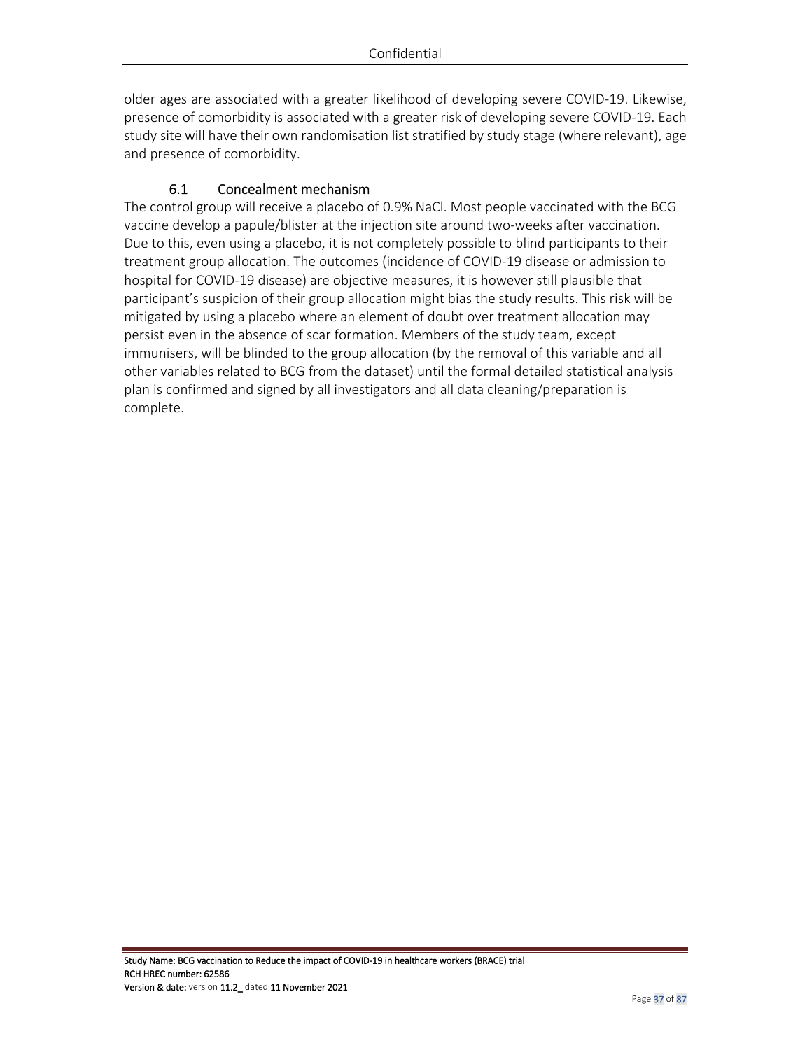older ages are associated with a greater likelihood of developing severe COVID-19. Likewise, presence of comorbidity is associated with a greater risk of developing severe COVID-19. Each study site will have their own randomisation list stratified by study stage (where relevant), age and presence of comorbidity.

## 6.1 Concealment mechanism

The control group will receive a placebo of 0.9% NaCl. Most people vaccinated with the BCG vaccine develop a papule/blister at the injection site around two-weeks after vaccination. Due to this, even using a placebo, it is not completely possible to blind participants to their treatment group allocation. The outcomes (incidence of COVID-19 disease or admission to hospital for COVID-19 disease) are objective measures, it is however still plausible that participant's suspicion of their group allocation might bias the study results. This risk will be mitigated by using a placebo where an element of doubt over treatment allocation may persist even in the absence of scar formation. Members of the study team, except immunisers, will be blinded to the group allocation (by the removal of this variable and all other variables related to BCG from the dataset) until the formal detailed statistical analysis plan is confirmed and signed by all investigators and all data cleaning/preparation is complete.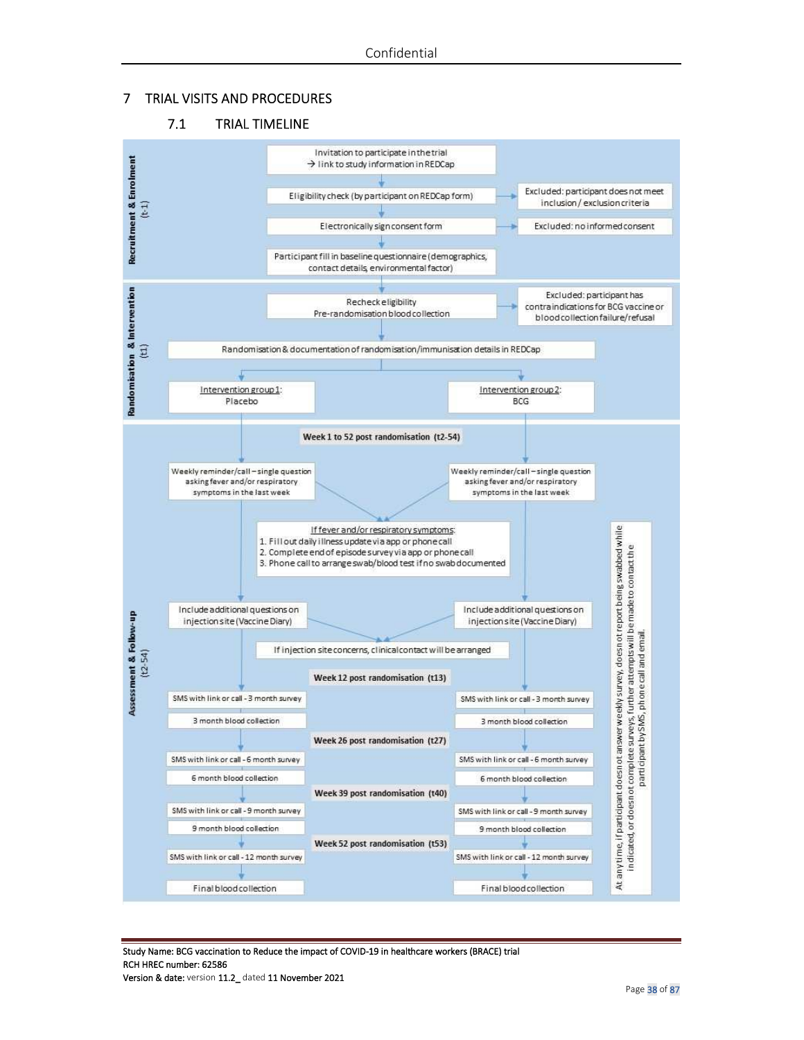# 7 TRIAL VISITS AND PROCEDURES

## 7.1 TRIAL TIMELINE

**Recruitment & Enrolment (t-1)**

- Invitation to participate in the trial → link to study information in REDCap
- Eligibility check (by participant on REDCap form) → Excluded: participant does not meet inclusion / exclusion criteria
- Electronically sign consent form → Excluded: no informed consent
- Participant fill in baseline questionnaire (demographics, contact details, environmental factor)

**Randomisation & Intervention (t1)**

- Recheck eligibility; Pre-randomisation blood collection → Excluded: participant has contraindications for BCG vaccine or blood collection failure/refusal
- Randomisation & documentation of randomisation/immunisation details in REDCap
- Intervention group 1: Placebo
- Intervention group 2: BCG

**Assessment & Follow-up (t2-54)**

**Week 1 to 52 post randomisation (t2-54)**

- Weekly reminder/call – single question asking fever and/or respiratory symptoms in the last week (both groups)
- If fever and/or respiratory symptoms:
  1. Fill out daily illness update via app or phone call
  2. Complete end of episode survey via app or phone call
  3. Phone call to arrange swab/blood test if no swab documented
- Include additional questions on injection site (Vaccine Diary) (both groups)
- If injection site concerns, clinical contact will be arranged

**Week 12 post randomisation (t13)**

- SMS with link or call - 3 month survey
- 3 month blood collection

**Week 26 post randomisation (t27)**

- SMS with link or call - 6 month survey
- 6 month blood collection

**Week 39 post randomisation (t40)**

- SMS with link or call - 9 month survey
- 9 month blood collection

**Week 52 post randomisation (t53)**

- SMS with link or call - 12 month survey
- Final blood collection

At any time, if participant does not answer weekly survey, does not report being swabbed while indicated, or does not complete surveys, further attempts will be made to contact the participant by SMS, phone call and email.

Study Name: BCG vaccination to Reduce the impact of COVID-19 in healthcare workers (BRACE) trial
RCH HREC number: 62586
Version & date: version 11.2_ dated 11 November 2021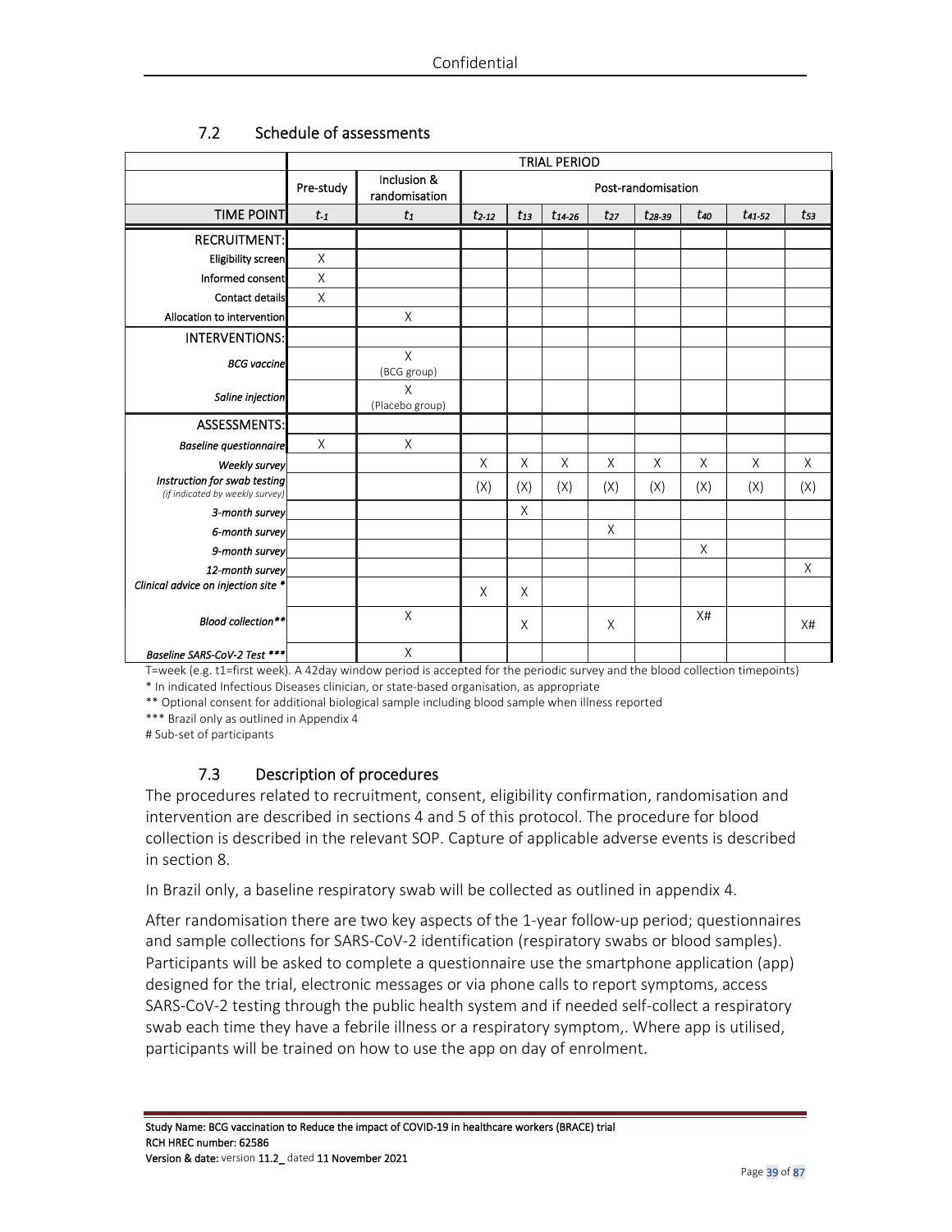Confidential

## 7.2 Schedule of assessments

| | TRIAL PERIOD | | | | | | | | | |
|---|---|---|---|---|---|---|---|---|---|---|
| | Pre-study | Inclusion & randomisation | Post-randomisation | | | | | | | |
| TIME POINT | $t_{-1}$ | $t_1$ | $t_{2-12}$ | $t_{13}$ | $t_{14-26}$ | $t_{27}$ | $t_{28-39}$ | $t_{40}$ | $t_{41-52}$ | $t_{53}$ |
| RECRUITMENT: | | | | | | | | | | |
| Eligibility screen | X | | | | | | | | | |
| Informed consent | X | | | | | | | | | |
| Contact details | X | | | | | | | | | |
| Allocation to intervention | | X | | | | | | | | |
| INTERVENTIONS: | | | | | | | | | | |
| *BCG vaccine* | | X (BCG group) | | | | | | | | |
| *Saline injection* | | X (Placebo group) | | | | | | | | |
| ASSESSMENTS: | | | | | | | | | | |
| *Baseline questionnaire* | X | X | | | | | | | | |
| *Weekly survey* | | | X | X | X | X | X | X | X | X |
| *Instruction for swab testing (if indicated by weekly survey)* | | | (X) | (X) | (X) | (X) | (X) | (X) | (X) | (X) |
| *3-month survey* | | | | X | | | | | | |
| *6-month survey* | | | | | | X | | | | |
| *9-month survey* | | | | | | | | X | | |
| *12-month survey* | | | | | | | | | | X |
| *Clinical advice on injection site ** | | | X | X | | | | | | |
| *Blood collection*** | | X | | X | | X | | X# | | X# |
| *Baseline SARS-CoV-2 Test **** | | X | | | | | | | | |

T=week (e.g. t1=first week). A 42day window period is accepted for the periodic survey and the blood collection timepoints)

\* In indicated Infectious Diseases clinician, or state-based organisation, as appropriate

** Optional consent for additional biological sample including blood sample when illness reported

*** Brazil only as outlined in Appendix 4

\# Sub-set of participants

## 7.3 Description of procedures

The procedures related to recruitment, consent, eligibility confirmation, randomisation and intervention are described in sections 4 and 5 of this protocol. The procedure for blood collection is described in the relevant SOP. Capture of applicable adverse events is described in section 8.

In Brazil only, a baseline respiratory swab will be collected as outlined in appendix 4.

After randomisation there are two key aspects of the 1-year follow-up period; questionnaires and sample collections for SARS-CoV-2 identification (respiratory swabs or blood samples). Participants will be asked to complete a questionnaire use the smartphone application (app) designed for the trial, electronic messages or via phone calls to report symptoms, access SARS-CoV-2 testing through the public health system and if needed self-collect a respiratory swab each time they have a febrile illness or a respiratory symptom,. Where app is utilised, participants will be trained on how to use the app on day of enrolment.

Study Name: BCG vaccination to Reduce the impact of COVID-19 in healthcare workers (BRACE) trial
RCH HREC number: 62586
Version & date: version 11.2_ dated 11 November 2021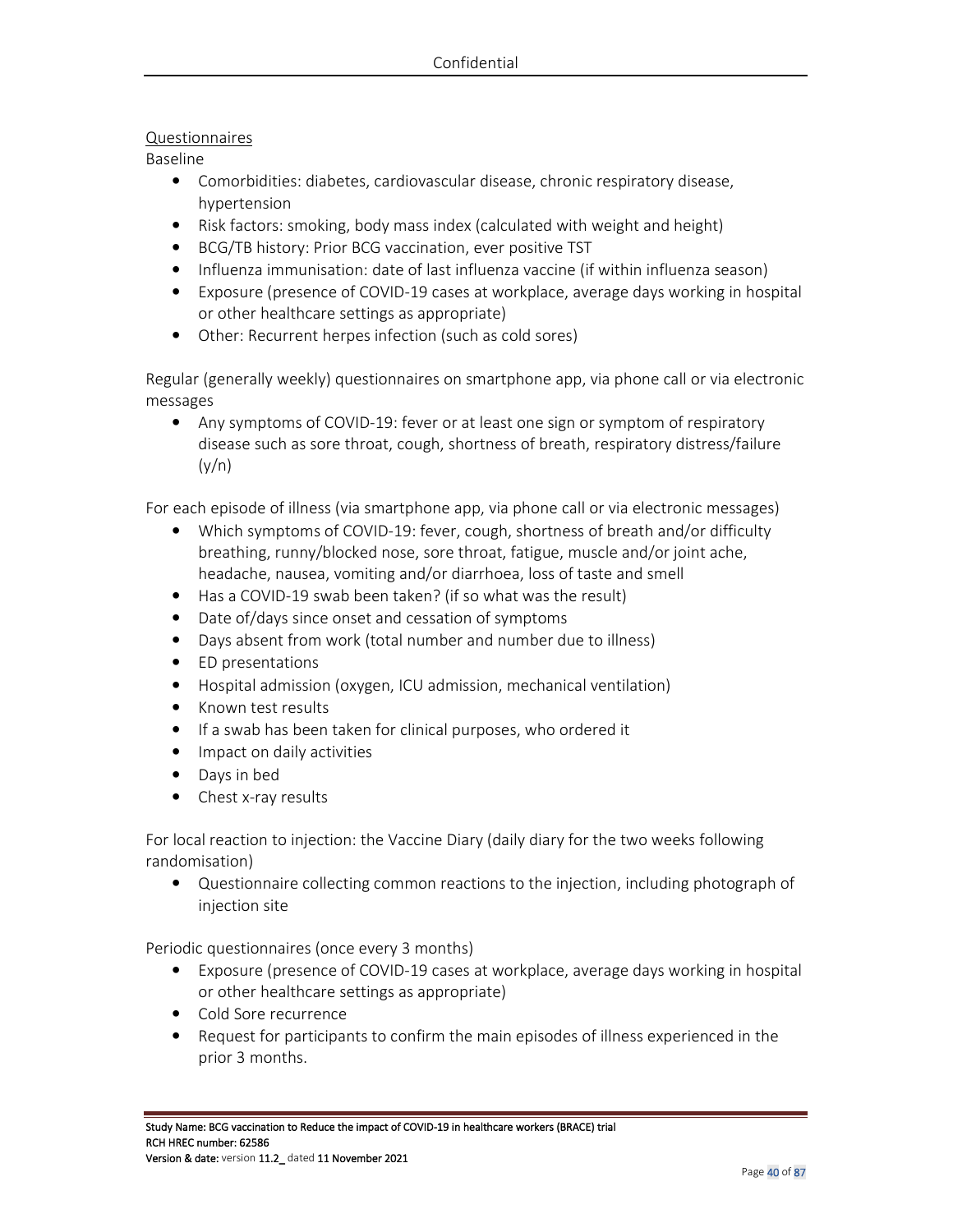<u>Questionnaires</u>

Baseline

- Comorbidities: diabetes, cardiovascular disease, chronic respiratory disease, hypertension
- Risk factors: smoking, body mass index (calculated with weight and height)
- BCG/TB history: Prior BCG vaccination, ever positive TST
- Influenza immunisation: date of last influenza vaccine (if within influenza season)
- Exposure (presence of COVID-19 cases at workplace, average days working in hospital or other healthcare settings as appropriate)
- Other: Recurrent herpes infection (such as cold sores)

Regular (generally weekly) questionnaires on smartphone app, via phone call or via electronic messages

- Any symptoms of COVID-19: fever or at least one sign or symptom of respiratory disease such as sore throat, cough, shortness of breath, respiratory distress/failure (y/n)

For each episode of illness (via smartphone app, via phone call or via electronic messages)

- Which symptoms of COVID-19: fever, cough, shortness of breath and/or difficulty breathing, runny/blocked nose, sore throat, fatigue, muscle and/or joint ache, headache, nausea, vomiting and/or diarrhoea, loss of taste and smell
- Has a COVID-19 swab been taken? (if so what was the result)
- Date of/days since onset and cessation of symptoms
- Days absent from work (total number and number due to illness)
- ED presentations
- Hospital admission (oxygen, ICU admission, mechanical ventilation)
- Known test results
- If a swab has been taken for clinical purposes, who ordered it
- Impact on daily activities
- Days in bed
- Chest x-ray results

For local reaction to injection: the Vaccine Diary (daily diary for the two weeks following randomisation)

- Questionnaire collecting common reactions to the injection, including photograph of injection site

Periodic questionnaires (once every 3 months)

- Exposure (presence of COVID-19 cases at workplace, average days working in hospital or other healthcare settings as appropriate)
- Cold Sore recurrence
- Request for participants to confirm the main episodes of illness experienced in the prior 3 months.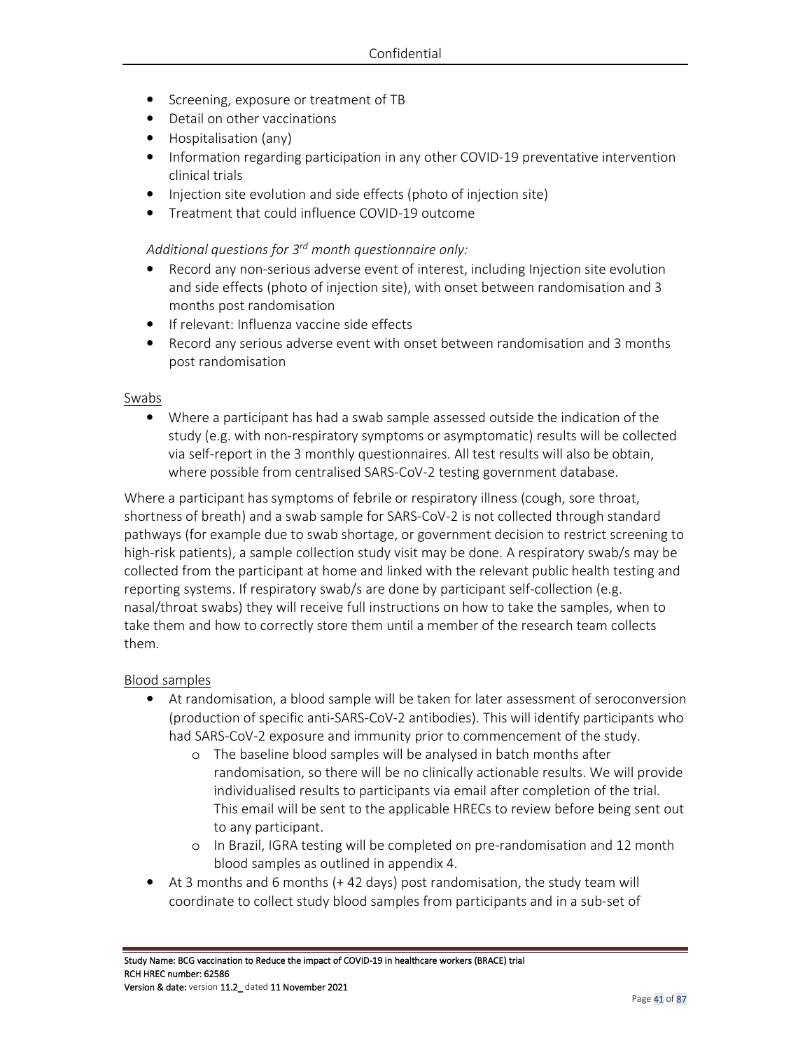- Screening, exposure or treatment of TB
- Detail on other vaccinations
- Hospitalisation (any)
- Information regarding participation in any other COVID-19 preventative intervention clinical trials
- Injection site evolution and side effects (photo of injection site)
- Treatment that could influence COVID-19 outcome

*Additional questions for 3rd month questionnaire only:*

- Record any non-serious adverse event of interest, including Injection site evolution and side effects (photo of injection site), with onset between randomisation and 3 months post randomisation
- If relevant: Influenza vaccine side effects
- Record any serious adverse event with onset between randomisation and 3 months post randomisation

<u>Swabs</u>

- Where a participant has had a swab sample assessed outside the indication of the study (e.g. with non-respiratory symptoms or asymptomatic) results will be collected via self-report in the 3 monthly questionnaires. All test results will also be obtain, where possible from centralised SARS-CoV-2 testing government database.

Where a participant has symptoms of febrile or respiratory illness (cough, sore throat, shortness of breath) and a swab sample for SARS-CoV-2 is not collected through standard pathways (for example due to swab shortage, or government decision to restrict screening to high-risk patients), a sample collection study visit may be done. A respiratory swab/s may be collected from the participant at home and linked with the relevant public health testing and reporting systems. If respiratory swab/s are done by participant self-collection (e.g. nasal/throat swabs) they will receive full instructions on how to take the samples, when to take them and how to correctly store them until a member of the research team collects them.

<u>Blood samples</u>

- At randomisation, a blood sample will be taken for later assessment of seroconversion (production of specific anti-SARS-CoV-2 antibodies). This will identify participants who had SARS-CoV-2 exposure and immunity prior to commencement of the study.
    - The baseline blood samples will be analysed in batch months after randomisation, so there will be no clinically actionable results. We will provide individualised results to participants via email after completion of the trial. This email will be sent to the applicable HRECs to review before being sent out to any participant.
    - In Brazil, IGRA testing will be completed on pre-randomisation and 12 month blood samples as outlined in appendix 4.
- At 3 months and 6 months (+ 42 days) post randomisation, the study team will coordinate to collect study blood samples from participants and in a sub-set of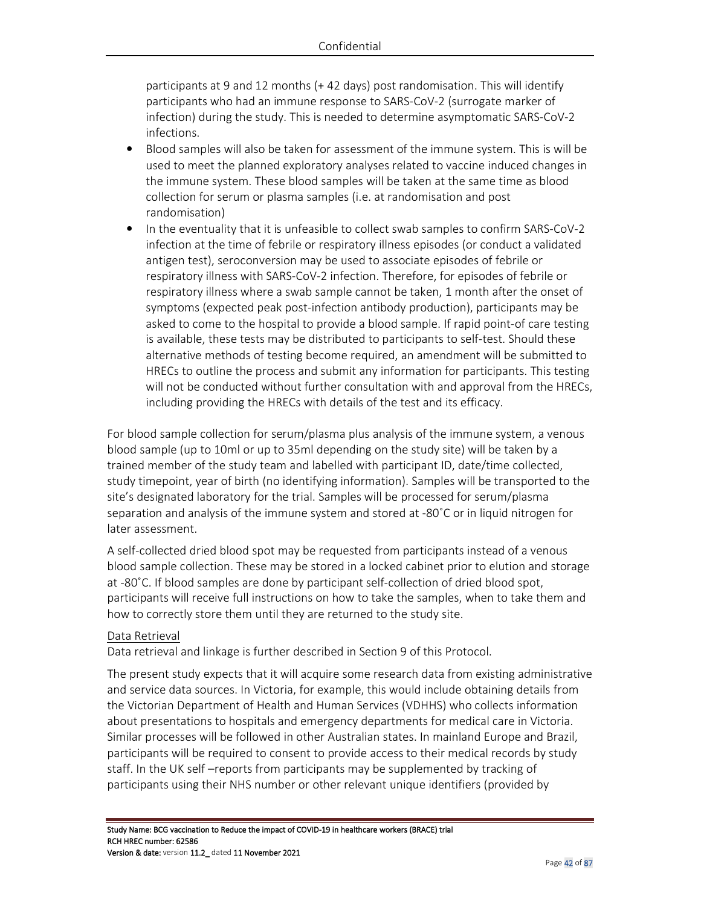participants at 9 and 12 months (+ 42 days) post randomisation. This will identify participants who had an immune response to SARS-CoV-2 (surrogate marker of infection) during the study. This is needed to determine asymptomatic SARS-CoV-2 infections.

- Blood samples will also be taken for assessment of the immune system. This is will be used to meet the planned exploratory analyses related to vaccine induced changes in the immune system. These blood samples will be taken at the same time as blood collection for serum or plasma samples (i.e. at randomisation and post randomisation)
- In the eventuality that it is unfeasible to collect swab samples to confirm SARS-CoV-2 infection at the time of febrile or respiratory illness episodes (or conduct a validated antigen test), seroconversion may be used to associate episodes of febrile or respiratory illness with SARS-CoV-2 infection. Therefore, for episodes of febrile or respiratory illness where a swab sample cannot be taken, 1 month after the onset of symptoms (expected peak post-infection antibody production), participants may be asked to come to the hospital to provide a blood sample. If rapid point-of care testing is available, these tests may be distributed to participants to self-test. Should these alternative methods of testing become required, an amendment will be submitted to HRECs to outline the process and submit any information for participants. This testing will not be conducted without further consultation with and approval from the HRECs, including providing the HRECs with details of the test and its efficacy.

For blood sample collection for serum/plasma plus analysis of the immune system, a venous blood sample (up to 10ml or up to 35ml depending on the study site) will be taken by a trained member of the study team and labelled with participant ID, date/time collected, study timepoint, year of birth (no identifying information). Samples will be transported to the site's designated laboratory for the trial. Samples will be processed for serum/plasma separation and analysis of the immune system and stored at -80˚C or in liquid nitrogen for later assessment.

A self-collected dried blood spot may be requested from participants instead of a venous blood sample collection. These may be stored in a locked cabinet prior to elution and storage at -80˚C. If blood samples are done by participant self-collection of dried blood spot, participants will receive full instructions on how to take the samples, when to take them and how to correctly store them until they are returned to the study site.

Data Retrieval

Data retrieval and linkage is further described in Section 9 of this Protocol.

The present study expects that it will acquire some research data from existing administrative and service data sources. In Victoria, for example, this would include obtaining details from the Victorian Department of Health and Human Services (VDHHS) who collects information about presentations to hospitals and emergency departments for medical care in Victoria. Similar processes will be followed in other Australian states. In mainland Europe and Brazil, participants will be required to consent to provide access to their medical records by study staff. In the UK self –reports from participants may be supplemented by tracking of participants using their NHS number or other relevant unique identifiers (provided by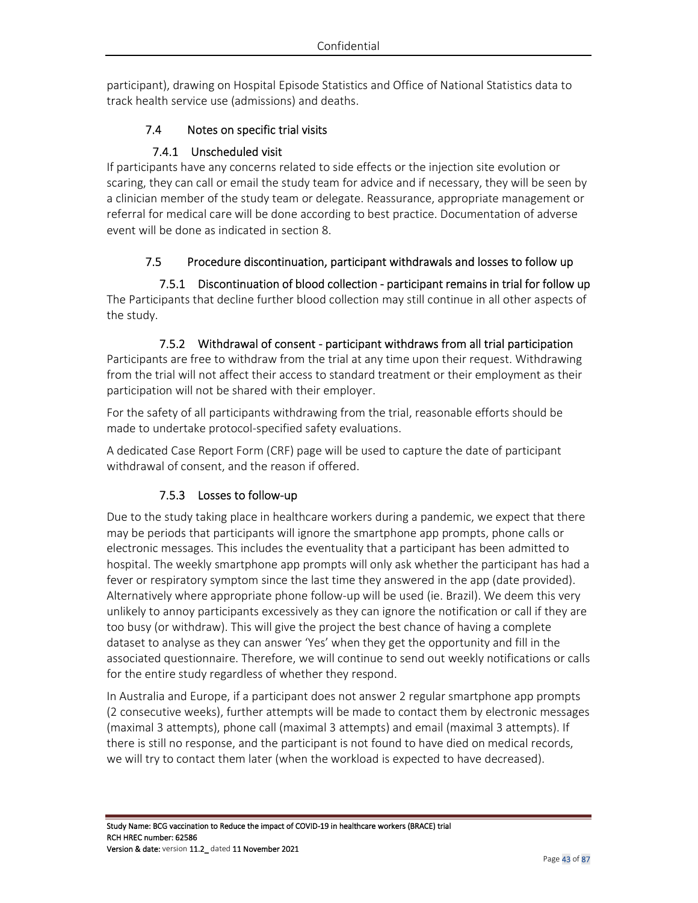participant), drawing on Hospital Episode Statistics and Office of National Statistics data to track health service use (admissions) and deaths.

## 7.4 Notes on specific trial visits

### 7.4.1 Unscheduled visit

If participants have any concerns related to side effects or the injection site evolution or scaring, they can call or email the study team for advice and if necessary, they will be seen by a clinician member of the study team or delegate. Reassurance, appropriate management or referral for medical care will be done according to best practice. Documentation of adverse event will be done as indicated in section 8.

## 7.5 Procedure discontinuation, participant withdrawals and losses to follow up

### 7.5.1 Discontinuation of blood collection - participant remains in trial for follow up

The Participants that decline further blood collection may still continue in all other aspects of the study.

### 7.5.2 Withdrawal of consent - participant withdraws from all trial participation

Participants are free to withdraw from the trial at any time upon their request. Withdrawing from the trial will not affect their access to standard treatment or their employment as their participation will not be shared with their employer.

For the safety of all participants withdrawing from the trial, reasonable efforts should be made to undertake protocol-specified safety evaluations.

A dedicated Case Report Form (CRF) page will be used to capture the date of participant withdrawal of consent, and the reason if offered.

### 7.5.3 Losses to follow-up

Due to the study taking place in healthcare workers during a pandemic, we expect that there may be periods that participants will ignore the smartphone app prompts, phone calls or electronic messages. This includes the eventuality that a participant has been admitted to hospital. The weekly smartphone app prompts will only ask whether the participant has had a fever or respiratory symptom since the last time they answered in the app (date provided). Alternatively where appropriate phone follow-up will be used (ie. Brazil). We deem this very unlikely to annoy participants excessively as they can ignore the notification or call if they are too busy (or withdraw). This will give the project the best chance of having a complete dataset to analyse as they can answer 'Yes' when they get the opportunity and fill in the associated questionnaire. Therefore, we will continue to send out weekly notifications or calls for the entire study regardless of whether they respond.

In Australia and Europe, if a participant does not answer 2 regular smartphone app prompts (2 consecutive weeks), further attempts will be made to contact them by electronic messages (maximal 3 attempts), phone call (maximal 3 attempts) and email (maximal 3 attempts). If there is still no response, and the participant is not found to have died on medical records, we will try to contact them later (when the workload is expected to have decreased).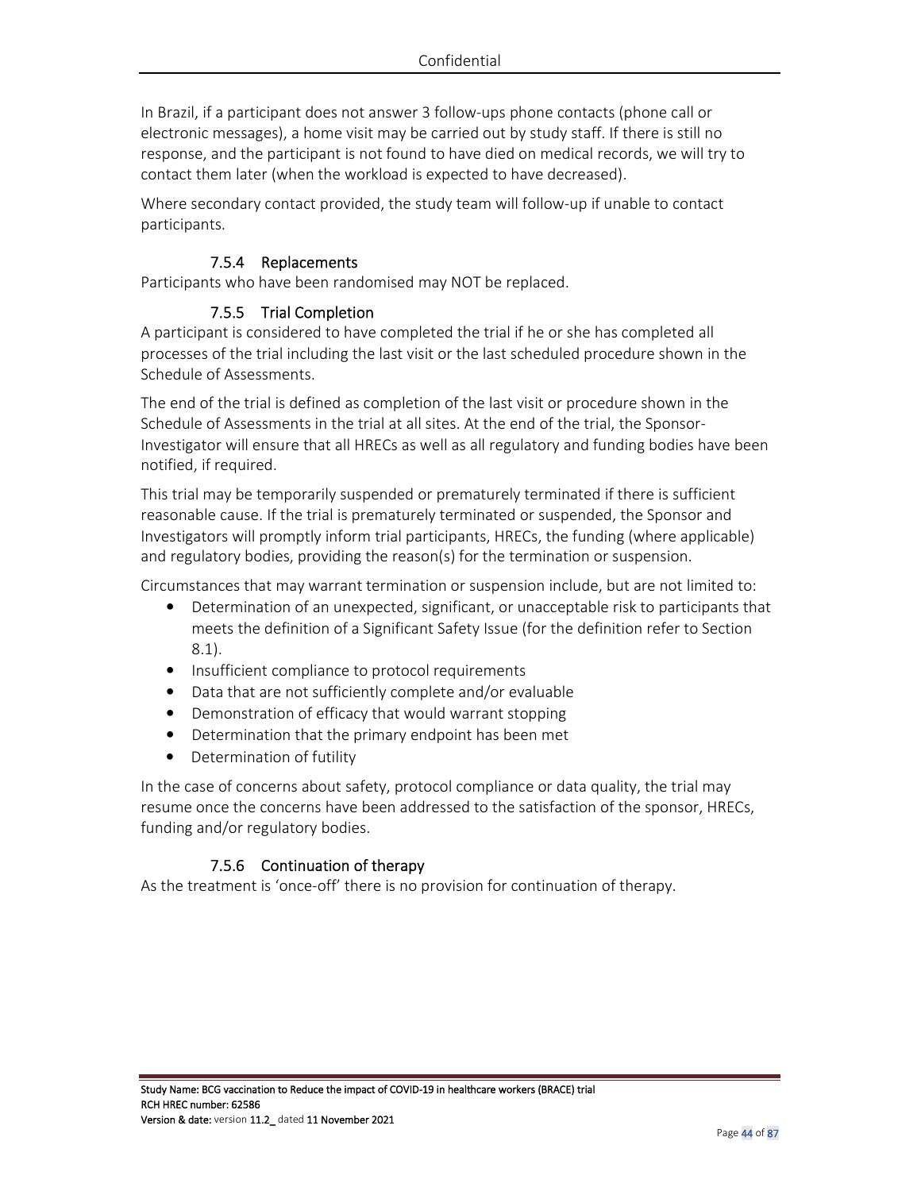In Brazil, if a participant does not answer 3 follow-ups phone contacts (phone call or electronic messages), a home visit may be carried out by study staff. If there is still no response, and the participant is not found to have died on medical records, we will try to contact them later (when the workload is expected to have decreased).

Where secondary contact provided, the study team will follow-up if unable to contact participants.

### 7.5.4 Replacements

Participants who have been randomised may NOT be replaced.

### 7.5.5 Trial Completion

A participant is considered to have completed the trial if he or she has completed all processes of the trial including the last visit or the last scheduled procedure shown in the Schedule of Assessments.

The end of the trial is defined as completion of the last visit or procedure shown in the Schedule of Assessments in the trial at all sites. At the end of the trial, the Sponsor-Investigator will ensure that all HRECs as well as all regulatory and funding bodies have been notified, if required.

This trial may be temporarily suspended or prematurely terminated if there is sufficient reasonable cause. If the trial is prematurely terminated or suspended, the Sponsor and Investigators will promptly inform trial participants, HRECs, the funding (where applicable) and regulatory bodies, providing the reason(s) for the termination or suspension.

Circumstances that may warrant termination or suspension include, but are not limited to:

- Determination of an unexpected, significant, or unacceptable risk to participants that meets the definition of a Significant Safety Issue (for the definition refer to Section 8.1).
- Insufficient compliance to protocol requirements
- Data that are not sufficiently complete and/or evaluable
- Demonstration of efficacy that would warrant stopping
- Determination that the primary endpoint has been met
- Determination of futility

In the case of concerns about safety, protocol compliance or data quality, the trial may resume once the concerns have been addressed to the satisfaction of the sponsor, HRECs, funding and/or regulatory bodies.

### 7.5.6 Continuation of therapy

As the treatment is 'once-off' there is no provision for continuation of therapy.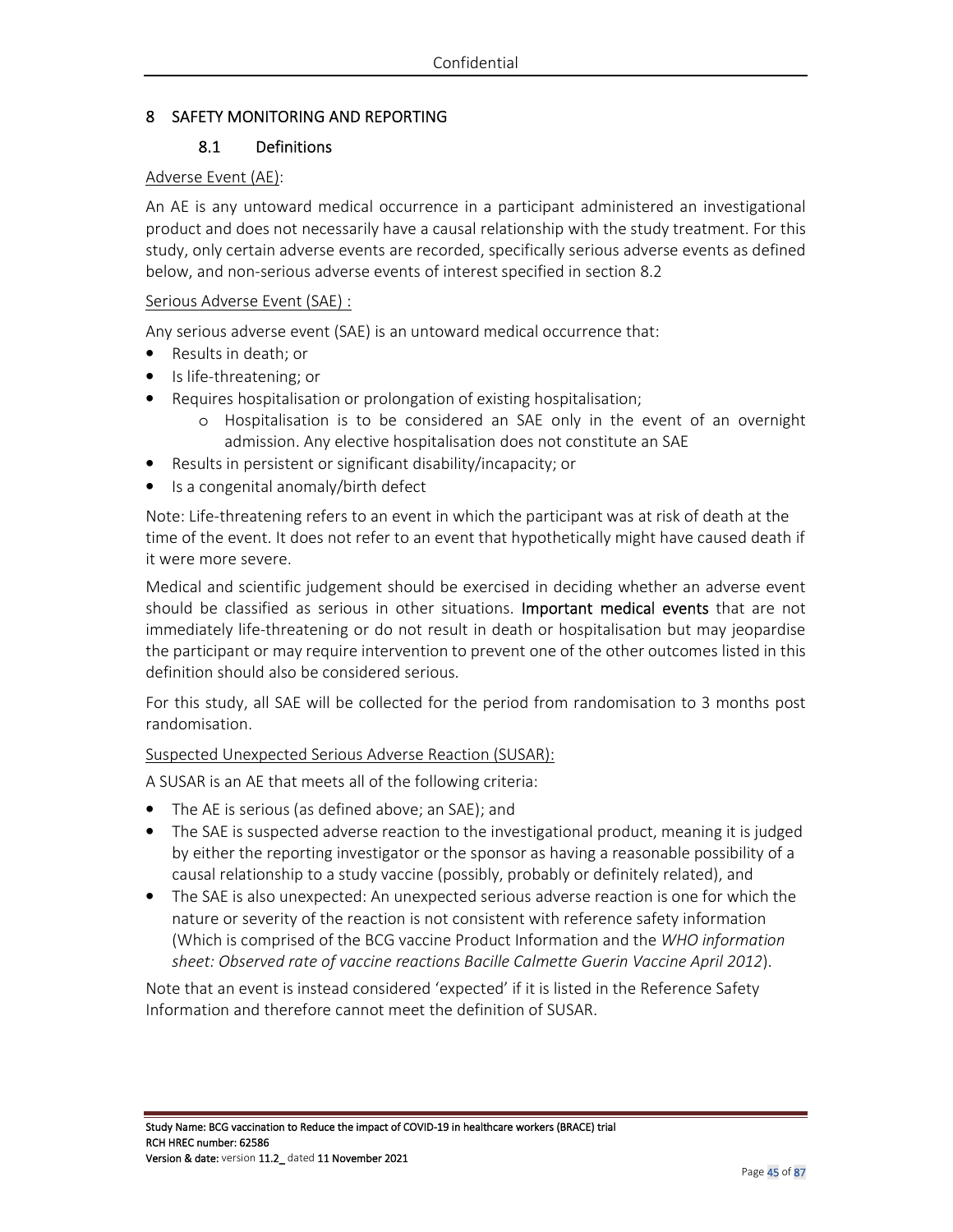# 8 SAFETY MONITORING AND REPORTING

## 8.1 Definitions

Adverse Event (AE):

An AE is any untoward medical occurrence in a participant administered an investigational product and does not necessarily have a causal relationship with the study treatment. For this study, only certain adverse events are recorded, specifically serious adverse events as defined below, and non-serious adverse events of interest specified in section 8.2

Serious Adverse Event (SAE) :

Any serious adverse event (SAE) is an untoward medical occurrence that:

- Results in death; or
- Is life-threatening; or
- Requires hospitalisation or prolongation of existing hospitalisation;
    - Hospitalisation is to be considered an SAE only in the event of an overnight admission. Any elective hospitalisation does not constitute an SAE
- Results in persistent or significant disability/incapacity; or
- Is a congenital anomaly/birth defect

Note: Life-threatening refers to an event in which the participant was at risk of death at the time of the event. It does not refer to an event that hypothetically might have caused death if it were more severe.

Medical and scientific judgement should be exercised in deciding whether an adverse event should be classified as serious in other situations. **Important medical events** that are not immediately life-threatening or do not result in death or hospitalisation but may jeopardise the participant or may require intervention to prevent one of the other outcomes listed in this definition should also be considered serious.

For this study, all SAE will be collected for the period from randomisation to 3 months post randomisation.

Suspected Unexpected Serious Adverse Reaction (SUSAR):

A SUSAR is an AE that meets all of the following criteria:

- The AE is serious (as defined above; an SAE); and
- The SAE is suspected adverse reaction to the investigational product, meaning it is judged by either the reporting investigator or the sponsor as having a reasonable possibility of a causal relationship to a study vaccine (possibly, probably or definitely related), and
- The SAE is also unexpected: An unexpected serious adverse reaction is one for which the nature or severity of the reaction is not consistent with reference safety information (Which is comprised of the BCG vaccine Product Information and the *WHO information sheet: Observed rate of vaccine reactions Bacille Calmette Guerin Vaccine April 2012*).

Note that an event is instead considered 'expected' if it is listed in the Reference Safety Information and therefore cannot meet the definition of SUSAR.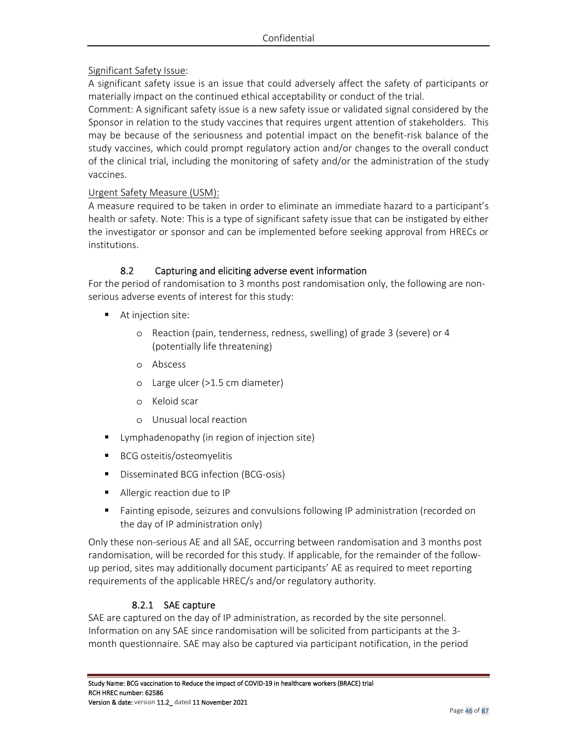Significant Safety Issue:

A significant safety issue is an issue that could adversely affect the safety of participants or materially impact on the continued ethical acceptability or conduct of the trial.

Comment: A significant safety issue is a new safety issue or validated signal considered by the Sponsor in relation to the study vaccines that requires urgent attention of stakeholders. This may be because of the seriousness and potential impact on the benefit-risk balance of the study vaccines, which could prompt regulatory action and/or changes to the overall conduct of the clinical trial, including the monitoring of safety and/or the administration of the study vaccines.

Urgent Safety Measure (USM):

A measure required to be taken in order to eliminate an immediate hazard to a participant's health or safety. Note: This is a type of significant safety issue that can be instigated by either the investigator or sponsor and can be implemented before seeking approval from HRECs or institutions.

### 8.2 Capturing and eliciting adverse event information

For the period of randomisation to 3 months post randomisation only, the following are non-serious adverse events of interest for this study:

- At injection site:
    - Reaction (pain, tenderness, redness, swelling) of grade 3 (severe) or 4 (potentially life threatening)
    - Abscess
    - Large ulcer (>1.5 cm diameter)
    - Keloid scar
    - Unusual local reaction
- Lymphadenopathy (in region of injection site)
- BCG osteitis/osteomyelitis
- Disseminated BCG infection (BCG-osis)
- Allergic reaction due to IP
- Fainting episode, seizures and convulsions following IP administration (recorded on the day of IP administration only)

Only these non-serious AE and all SAE, occurring between randomisation and 3 months post randomisation, will be recorded for this study. If applicable, for the remainder of the follow-up period, sites may additionally document participants' AE as required to meet reporting requirements of the applicable HREC/s and/or regulatory authority.

#### 8.2.1 SAE capture

SAE are captured on the day of IP administration, as recorded by the site personnel. Information on any SAE since randomisation will be solicited from participants at the 3-month questionnaire. SAE may also be captured via participant notification, in the period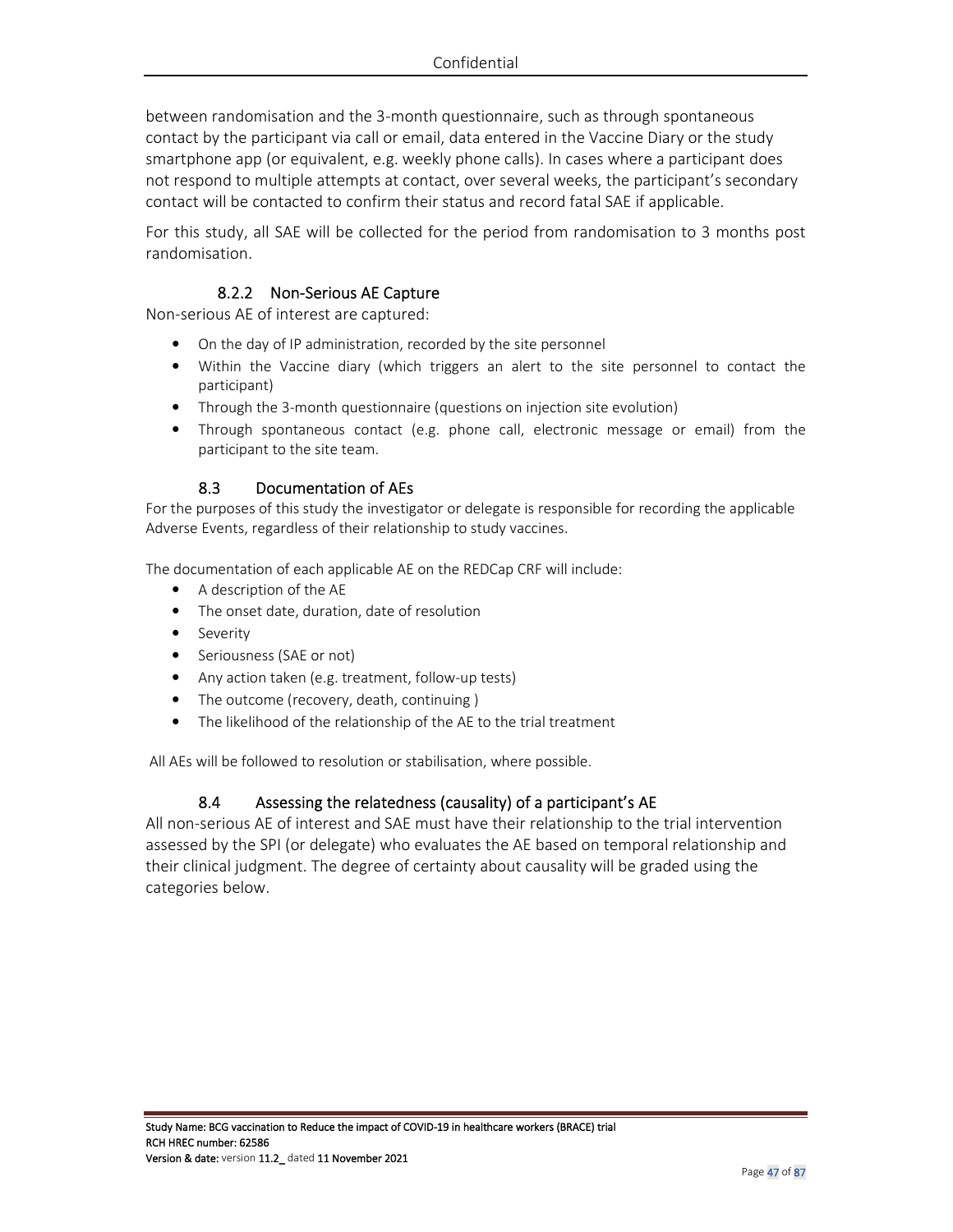between randomisation and the 3-month questionnaire, such as through spontaneous contact by the participant via call or email, data entered in the Vaccine Diary or the study smartphone app (or equivalent, e.g. weekly phone calls). In cases where a participant does not respond to multiple attempts at contact, over several weeks, the participant's secondary contact will be contacted to confirm their status and record fatal SAE if applicable.

For this study, all SAE will be collected for the period from randomisation to 3 months post randomisation.

### 8.2.2 Non-Serious AE Capture

Non-serious AE of interest are captured:

- On the day of IP administration, recorded by the site personnel
- Within the Vaccine diary (which triggers an alert to the site personnel to contact the participant)
- Through the 3-month questionnaire (questions on injection site evolution)
- Through spontaneous contact (e.g. phone call, electronic message or email) from the participant to the site team.

## 8.3 Documentation of AEs

For the purposes of this study the investigator or delegate is responsible for recording the applicable Adverse Events, regardless of their relationship to study vaccines.

The documentation of each applicable AE on the REDCap CRF will include:

- A description of the AE
- The onset date, duration, date of resolution
- Severity
- Seriousness (SAE or not)
- Any action taken (e.g. treatment, follow-up tests)
- The outcome (recovery, death, continuing )
- The likelihood of the relationship of the AE to the trial treatment

All AEs will be followed to resolution or stabilisation, where possible.

## 8.4 Assessing the relatedness (causality) of a participant's AE

All non-serious AE of interest and SAE must have their relationship to the trial intervention assessed by the SPI (or delegate) who evaluates the AE based on temporal relationship and their clinical judgment. The degree of certainty about causality will be graded using the categories below.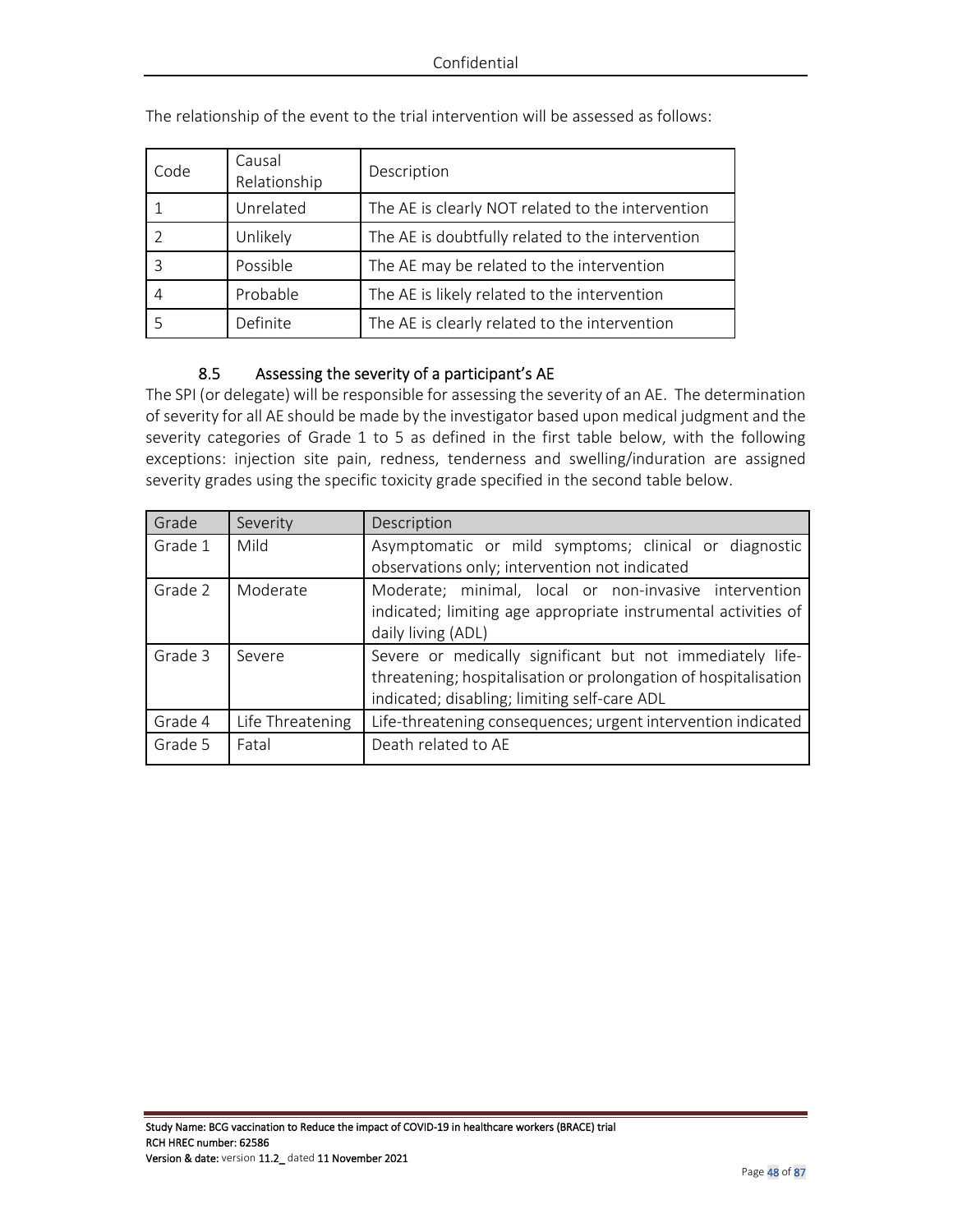The relationship of the event to the trial intervention will be assessed as follows:

| Code | Causal Relationship | Description |
|---|---|---|
| 1 | Unrelated | The AE is clearly NOT related to the intervention |
| 2 | Unlikely | The AE is doubtfully related to the intervention |
| 3 | Possible | The AE may be related to the intervention |
| 4 | Probable | The AE is likely related to the intervention |
| 5 | Definite | The AE is clearly related to the intervention |

### 8.5 Assessing the severity of a participant's AE

The SPI (or delegate) will be responsible for assessing the severity of an AE. The determination of severity for all AE should be made by the investigator based upon medical judgment and the severity categories of Grade 1 to 5 as defined in the first table below, with the following exceptions: injection site pain, redness, tenderness and swelling/induration are assigned severity grades using the specific toxicity grade specified in the second table below.

| Grade | Severity | Description |
|---|---|---|
| Grade 1 | Mild | Asymptomatic or mild symptoms; clinical or diagnostic observations only; intervention not indicated |
| Grade 2 | Moderate | Moderate; minimal, local or non-invasive intervention indicated; limiting age appropriate instrumental activities of daily living (ADL) |
| Grade 3 | Severe | Severe or medically significant but not immediately life-threatening; hospitalisation or prolongation of hospitalisation indicated; disabling; limiting self-care ADL |
| Grade 4 | Life Threatening | Life-threatening consequences; urgent intervention indicated |
| Grade 5 | Fatal | Death related to AE |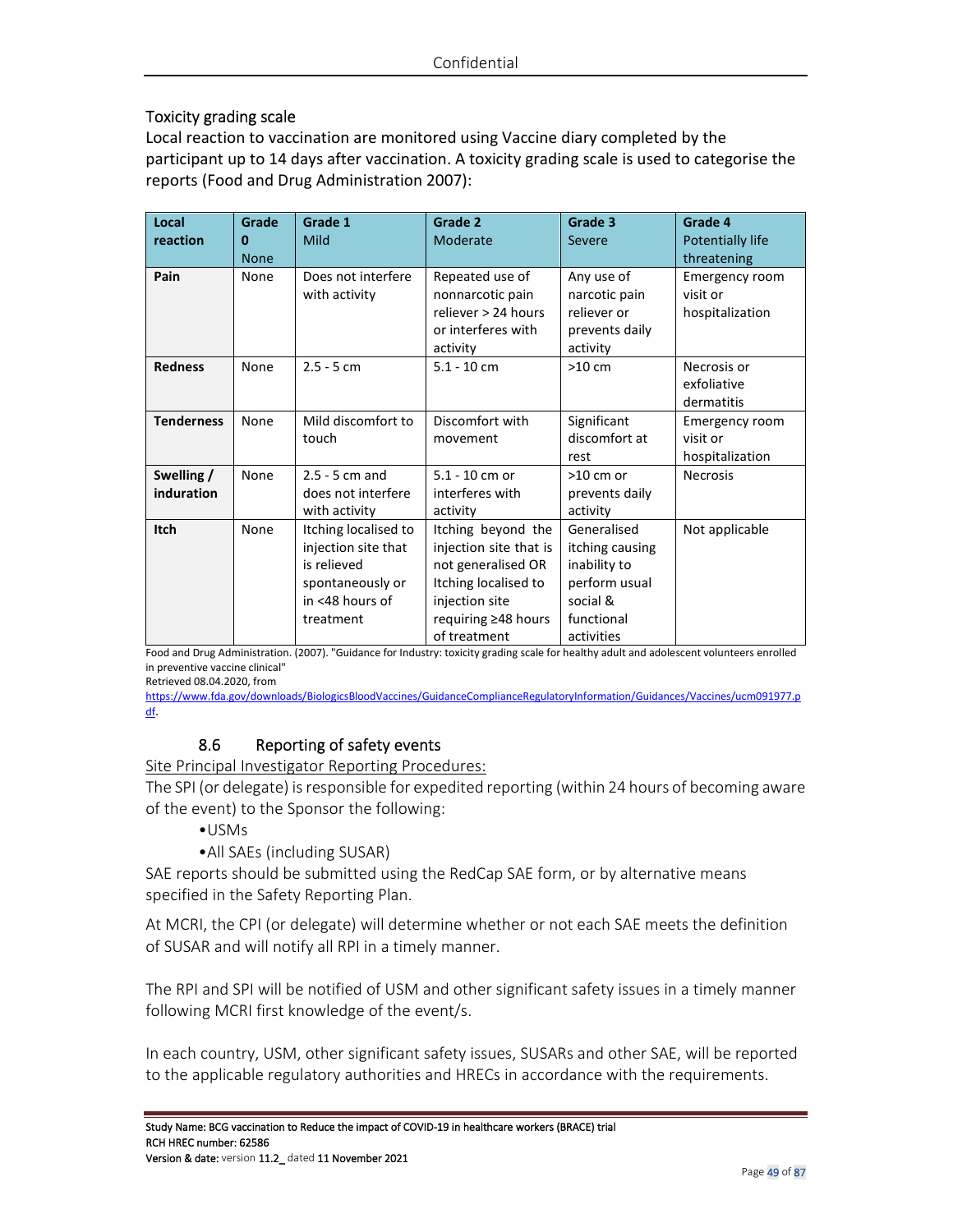### Toxicity grading scale

Local reaction to vaccination are monitored using Vaccine diary completed by the participant up to 14 days after vaccination. A toxicity grading scale is used to categorise the reports (Food and Drug Administration 2007):

| Local reaction | Grade 0 None | Grade 1 Mild | Grade 2 Moderate | Grade 3 Severe | Grade 4 Potentially life threatening |
|---|---|---|---|---|---|
| **Pain** | None | Does not interfere with activity | Repeated use of nonnarcotic pain reliever > 24 hours or interferes with activity | Any use of narcotic pain reliever or prevents daily activity | Emergency room visit or hospitalization |
| **Redness** | None | 2.5 - 5 cm | 5.1 - 10 cm | >10 cm | Necrosis or exfoliative dermatitis |
| **Tenderness** | None | Mild discomfort to touch | Discomfort with movement | Significant discomfort at rest | Emergency room visit or hospitalization |
| **Swelling / induration** | None | 2.5 - 5 cm and does not interfere with activity | 5.1 - 10 cm or interferes with activity | >10 cm or prevents daily activity | Necrosis |
| **Itch** | None | Itching localised to injection site that is relieved spontaneously or in <48 hours of treatment | Itching beyond the injection site that is not generalised OR Itching localised to injection site requiring ≥48 hours of treatment | Generalised itching causing inability to perform usual social & functional activities | Not applicable |

Food and Drug Administration. (2007). "Guidance for Industry: toxicity grading scale for healthy adult and adolescent volunteers enrolled in preventive vaccine clinical"
Retrieved 08.04.2020, from
https://www.fda.gov/downloads/BiologicsBloodVaccines/GuidanceComplianceRegulatoryInformation/Guidances/Vaccines/ucm091977.pdf.

## 8.6 Reporting of safety events

Site Principal Investigator Reporting Procedures:

The SPI (or delegate) is responsible for expedited reporting (within 24 hours of becoming aware of the event) to the Sponsor the following:

- USMs
- All SAEs (including SUSAR)

SAE reports should be submitted using the RedCap SAE form, or by alternative means specified in the Safety Reporting Plan.

At MCRI, the CPI (or delegate) will determine whether or not each SAE meets the definition of SUSAR and will notify all RPI in a timely manner.

The RPI and SPI will be notified of USM and other significant safety issues in a timely manner following MCRI first knowledge of the event/s.

In each country, USM, other significant safety issues, SUSARs and other SAE, will be reported to the applicable regulatory authorities and HRECs in accordance with the requirements.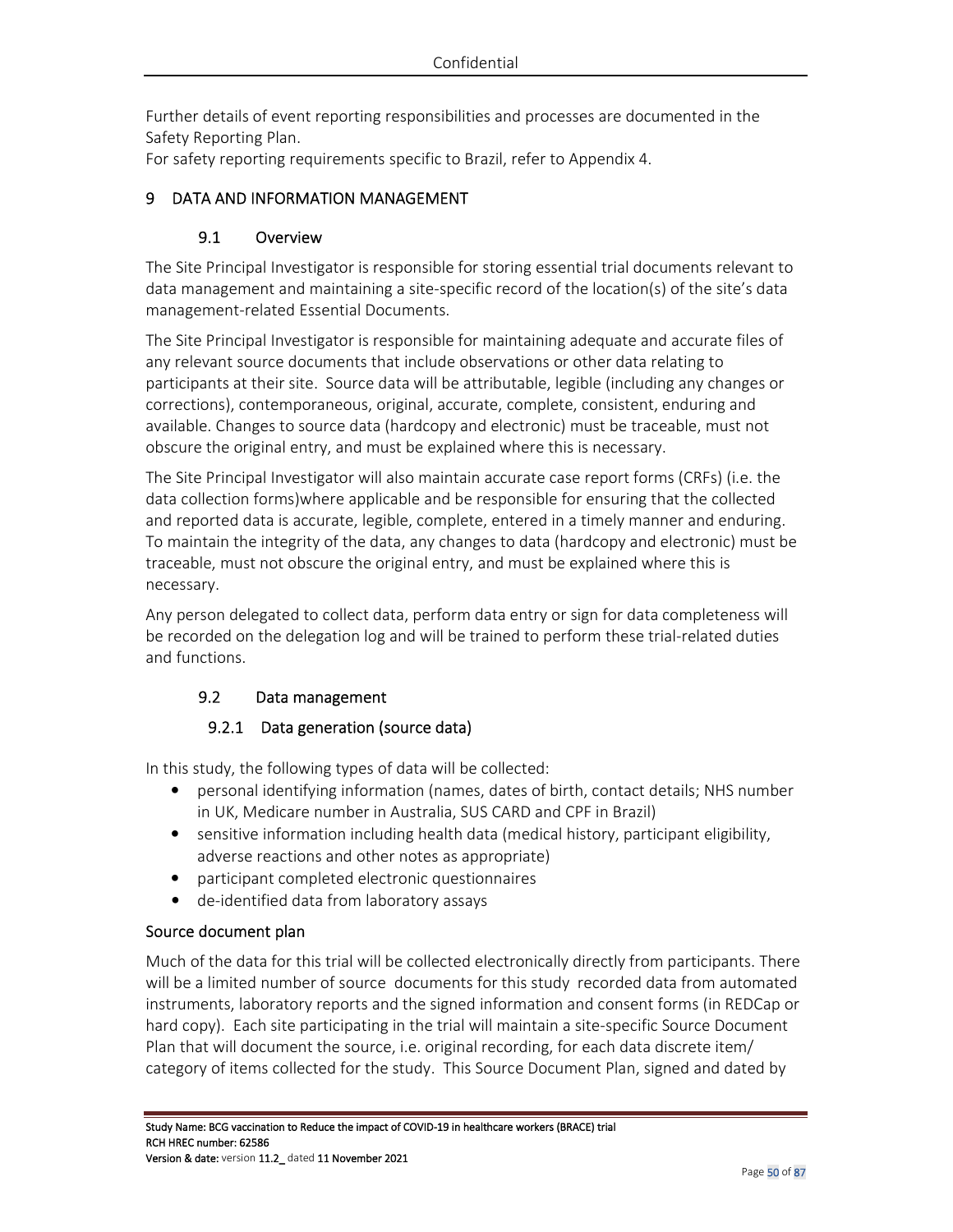Further details of event reporting responsibilities and processes are documented in the Safety Reporting Plan.
For safety reporting requirements specific to Brazil, refer to Appendix 4.

# 9 DATA AND INFORMATION MANAGEMENT

## 9.1 Overview

The Site Principal Investigator is responsible for storing essential trial documents relevant to data management and maintaining a site-specific record of the location(s) of the site's data management-related Essential Documents.

The Site Principal Investigator is responsible for maintaining adequate and accurate files of any relevant source documents that include observations or other data relating to participants at their site. Source data will be attributable, legible (including any changes or corrections), contemporaneous, original, accurate, complete, consistent, enduring and available. Changes to source data (hardcopy and electronic) must be traceable, must not obscure the original entry, and must be explained where this is necessary.

The Site Principal Investigator will also maintain accurate case report forms (CRFs) (i.e. the data collection forms)where applicable and be responsible for ensuring that the collected and reported data is accurate, legible, complete, entered in a timely manner and enduring. To maintain the integrity of the data, any changes to data (hardcopy and electronic) must be traceable, must not obscure the original entry, and must be explained where this is necessary.

Any person delegated to collect data, perform data entry or sign for data completeness will be recorded on the delegation log and will be trained to perform these trial-related duties and functions.

## 9.2 Data management

### 9.2.1 Data generation (source data)

In this study, the following types of data will be collected:

- personal identifying information (names, dates of birth, contact details; NHS number in UK, Medicare number in Australia, SUS CARD and CPF in Brazil)
- sensitive information including health data (medical history, participant eligibility, adverse reactions and other notes as appropriate)
- participant completed electronic questionnaires
- de-identified data from laboratory assays

#### Source document plan

Much of the data for this trial will be collected electronically directly from participants. There will be a limited number of source documents for this study recorded data from automated instruments, laboratory reports and the signed information and consent forms (in REDCap or hard copy). Each site participating in the trial will maintain a site-specific Source Document Plan that will document the source, i.e. original recording, for each data discrete item/ category of items collected for the study. This Source Document Plan, signed and dated by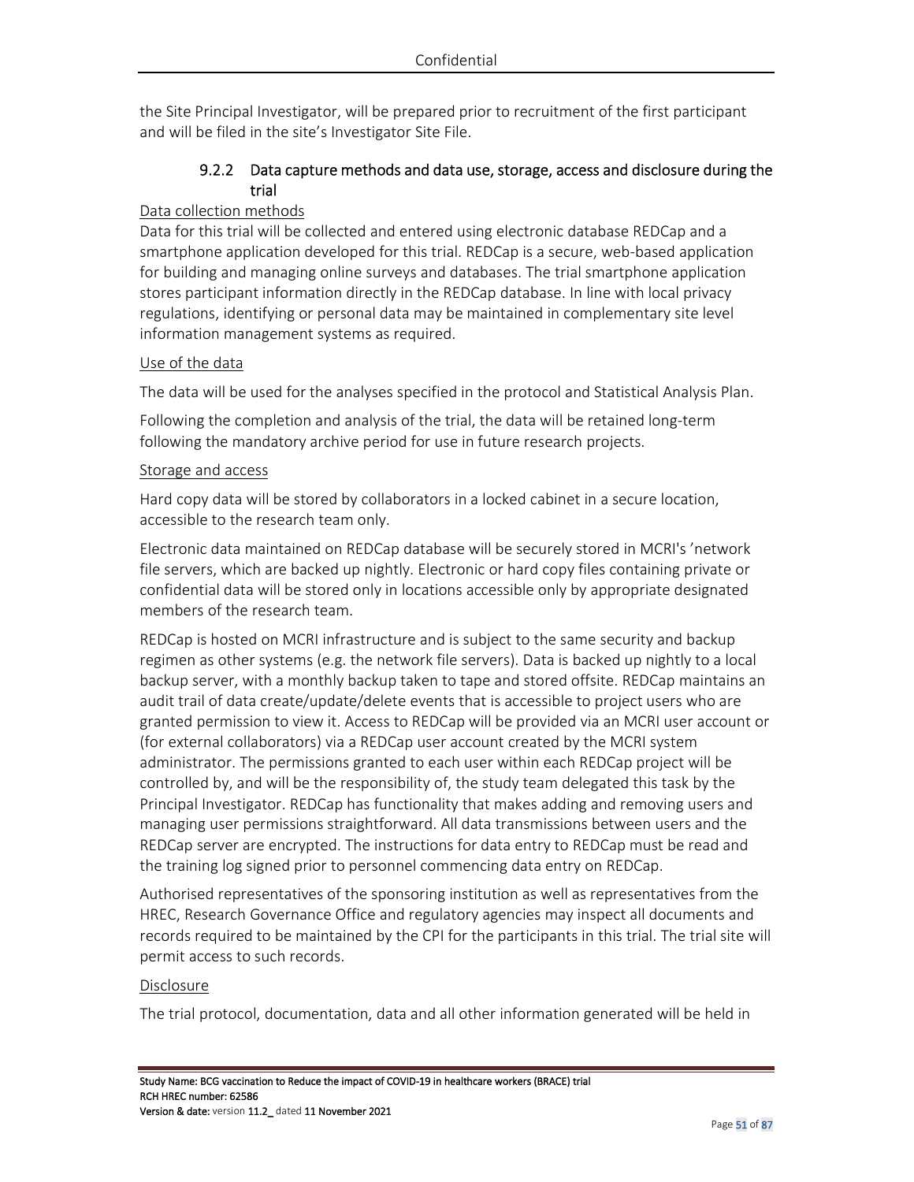the Site Principal Investigator, will be prepared prior to recruitment of the first participant and will be filed in the site's Investigator Site File.

### 9.2.2 Data capture methods and data use, storage, access and disclosure during the trial

Data collection methods

Data for this trial will be collected and entered using electronic database REDCap and a smartphone application developed for this trial. REDCap is a secure, web-based application for building and managing online surveys and databases. The trial smartphone application stores participant information directly in the REDCap database. In line with local privacy regulations, identifying or personal data may be maintained in complementary site level information management systems as required.

Use of the data

The data will be used for the analyses specified in the protocol and Statistical Analysis Plan.

Following the completion and analysis of the trial, the data will be retained long-term following the mandatory archive period for use in future research projects.

Storage and access

Hard copy data will be stored by collaborators in a locked cabinet in a secure location, accessible to the research team only.

Electronic data maintained on REDCap database will be securely stored in MCRI's 'network file servers, which are backed up nightly. Electronic or hard copy files containing private or confidential data will be stored only in locations accessible only by appropriate designated members of the research team.

REDCap is hosted on MCRI infrastructure and is subject to the same security and backup regimen as other systems (e.g. the network file servers). Data is backed up nightly to a local backup server, with a monthly backup taken to tape and stored offsite. REDCap maintains an audit trail of data create/update/delete events that is accessible to project users who are granted permission to view it. Access to REDCap will be provided via an MCRI user account or (for external collaborators) via a REDCap user account created by the MCRI system administrator. The permissions granted to each user within each REDCap project will be controlled by, and will be the responsibility of, the study team delegated this task by the Principal Investigator. REDCap has functionality that makes adding and removing users and managing user permissions straightforward. All data transmissions between users and the REDCap server are encrypted. The instructions for data entry to REDCap must be read and the training log signed prior to personnel commencing data entry on REDCap.

Authorised representatives of the sponsoring institution as well as representatives from the HREC, Research Governance Office and regulatory agencies may inspect all documents and records required to be maintained by the CPI for the participants in this trial. The trial site will permit access to such records.

Disclosure

The trial protocol, documentation, data and all other information generated will be held in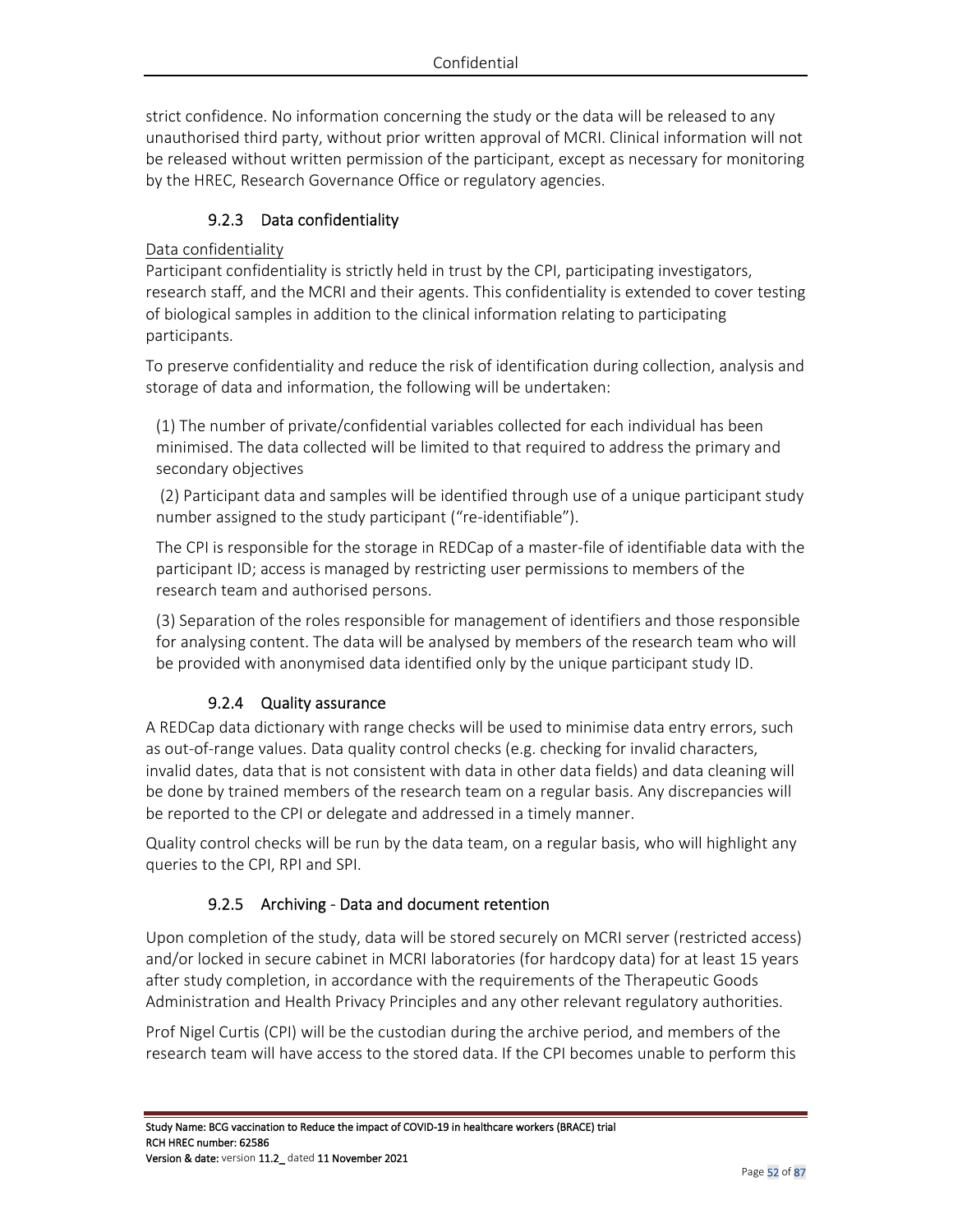strict confidence. No information concerning the study or the data will be released to any unauthorised third party, without prior written approval of MCRI. Clinical information will not be released without written permission of the participant, except as necessary for monitoring by the HREC, Research Governance Office or regulatory agencies.

### 9.2.3 Data confidentiality

Data confidentiality

Participant confidentiality is strictly held in trust by the CPI, participating investigators, research staff, and the MCRI and their agents. This confidentiality is extended to cover testing of biological samples in addition to the clinical information relating to participating participants.

To preserve confidentiality and reduce the risk of identification during collection, analysis and storage of data and information, the following will be undertaken:

(1) The number of private/confidential variables collected for each individual has been minimised. The data collected will be limited to that required to address the primary and secondary objectives

(2) Participant data and samples will be identified through use of a unique participant study number assigned to the study participant ("re-identifiable").

The CPI is responsible for the storage in REDCap of a master-file of identifiable data with the participant ID; access is managed by restricting user permissions to members of the research team and authorised persons.

(3) Separation of the roles responsible for management of identifiers and those responsible for analysing content. The data will be analysed by members of the research team who will be provided with anonymised data identified only by the unique participant study ID.

### 9.2.4 Quality assurance

A REDCap data dictionary with range checks will be used to minimise data entry errors, such as out-of-range values. Data quality control checks (e.g. checking for invalid characters, invalid dates, data that is not consistent with data in other data fields) and data cleaning will be done by trained members of the research team on a regular basis. Any discrepancies will be reported to the CPI or delegate and addressed in a timely manner.

Quality control checks will be run by the data team, on a regular basis, who will highlight any queries to the CPI, RPI and SPI.

### 9.2.5 Archiving - Data and document retention

Upon completion of the study, data will be stored securely on MCRI server (restricted access) and/or locked in secure cabinet in MCRI laboratories (for hardcopy data) for at least 15 years after study completion, in accordance with the requirements of the Therapeutic Goods Administration and Health Privacy Principles and any other relevant regulatory authorities.

Prof Nigel Curtis (CPI) will be the custodian during the archive period, and members of the research team will have access to the stored data. If the CPI becomes unable to perform this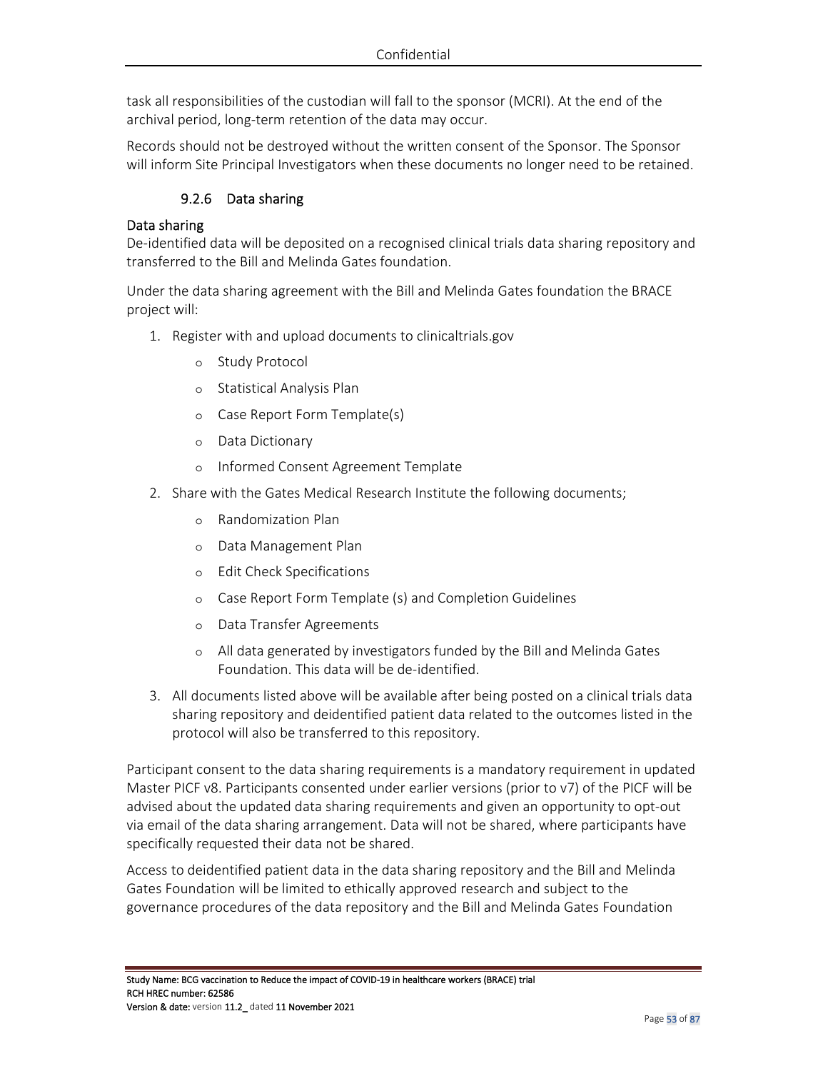task all responsibilities of the custodian will fall to the sponsor (MCRI). At the end of the archival period, long-term retention of the data may occur.

Records should not be destroyed without the written consent of the Sponsor. The Sponsor will inform Site Principal Investigators when these documents no longer need to be retained.

#### 9.2.6 Data sharing

Data sharing

De-identified data will be deposited on a recognised clinical trials data sharing repository and transferred to the Bill and Melinda Gates foundation.

Under the data sharing agreement with the Bill and Melinda Gates foundation the BRACE project will:

1. Register with and upload documents to clinicaltrials.gov
   - Study Protocol
   - Statistical Analysis Plan
   - Case Report Form Template(s)
   - Data Dictionary
   - Informed Consent Agreement Template
2. Share with the Gates Medical Research Institute the following documents;
   - Randomization Plan
   - Data Management Plan
   - Edit Check Specifications
   - Case Report Form Template (s) and Completion Guidelines
   - Data Transfer Agreements
   - All data generated by investigators funded by the Bill and Melinda Gates Foundation. This data will be de-identified.
3. All documents listed above will be available after being posted on a clinical trials data sharing repository and deidentified patient data related to the outcomes listed in the protocol will also be transferred to this repository.

Participant consent to the data sharing requirements is a mandatory requirement in updated Master PICF v8. Participants consented under earlier versions (prior to v7) of the PICF will be advised about the updated data sharing requirements and given an opportunity to opt-out via email of the data sharing arrangement. Data will not be shared, where participants have specifically requested their data not be shared.

Access to deidentified patient data in the data sharing repository and the Bill and Melinda Gates Foundation will be limited to ethically approved research and subject to the governance procedures of the data repository and the Bill and Melinda Gates Foundation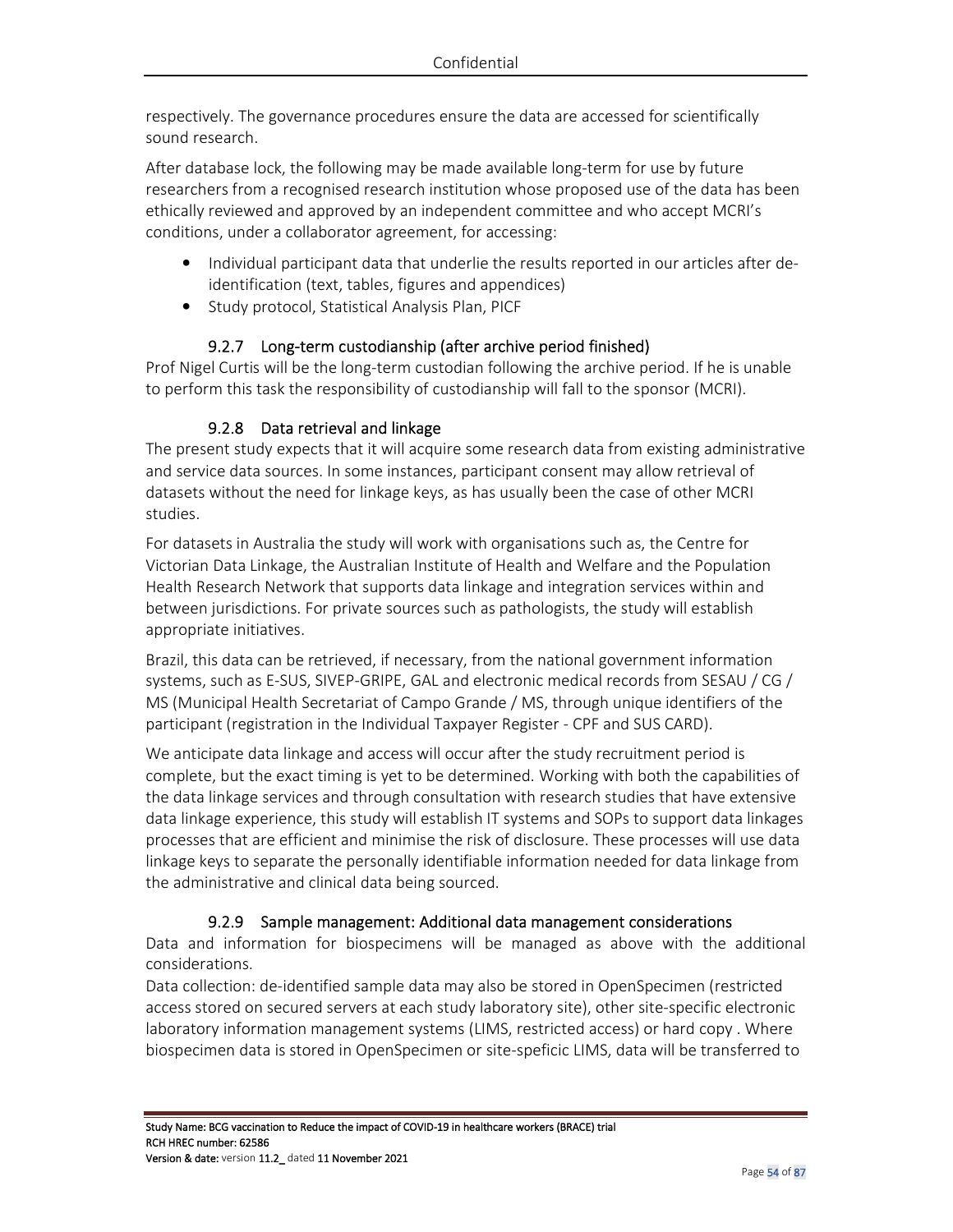respectively. The governance procedures ensure the data are accessed for scientifically sound research.

After database lock, the following may be made available long-term for use by future researchers from a recognised research institution whose proposed use of the data has been ethically reviewed and approved by an independent committee and who accept MCRI's conditions, under a collaborator agreement, for accessing:

- Individual participant data that underlie the results reported in our articles after de-identification (text, tables, figures and appendices)
- Study protocol, Statistical Analysis Plan, PICF

### 9.2.7 Long-term custodianship (after archive period finished)

Prof Nigel Curtis will be the long-term custodian following the archive period. If he is unable to perform this task the responsibility of custodianship will fall to the sponsor (MCRI).

### 9.2.8 Data retrieval and linkage

The present study expects that it will acquire some research data from existing administrative and service data sources. In some instances, participant consent may allow retrieval of datasets without the need for linkage keys, as has usually been the case of other MCRI studies.

For datasets in Australia the study will work with organisations such as, the Centre for Victorian Data Linkage, the Australian Institute of Health and Welfare and the Population Health Research Network that supports data linkage and integration services within and between jurisdictions. For private sources such as pathologists, the study will establish appropriate initiatives.

Brazil, this data can be retrieved, if necessary, from the national government information systems, such as E-SUS, SIVEP-GRIPE, GAL and electronic medical records from SESAU / CG / MS (Municipal Health Secretariat of Campo Grande / MS, through unique identifiers of the participant (registration in the Individual Taxpayer Register - CPF and SUS CARD).

We anticipate data linkage and access will occur after the study recruitment period is complete, but the exact timing is yet to be determined. Working with both the capabilities of the data linkage services and through consultation with research studies that have extensive data linkage experience, this study will establish IT systems and SOPs to support data linkages processes that are efficient and minimise the risk of disclosure. These processes will use data linkage keys to separate the personally identifiable information needed for data linkage from the administrative and clinical data being sourced.

### 9.2.9 Sample management: Additional data management considerations

Data and information for biospecimens will be managed as above with the additional considerations.

Data collection: de-identified sample data may also be stored in OpenSpecimen (restricted access stored on secured servers at each study laboratory site), other site-specific electronic laboratory information management systems (LIMS, restricted access) or hard copy . Where biospecimen data is stored in OpenSpecimen or site-speficic LIMS, data will be transferred to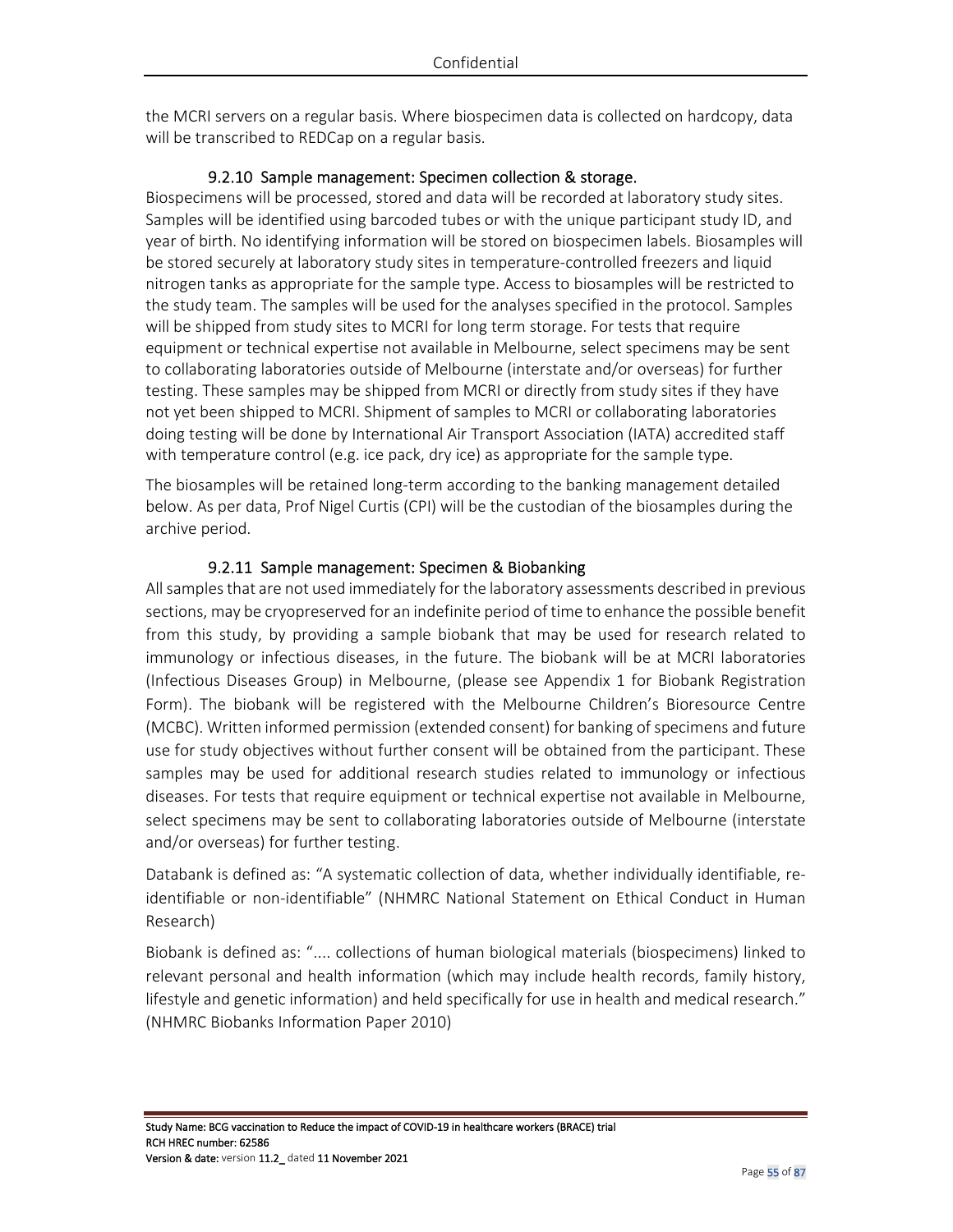the MCRI servers on a regular basis. Where biospecimen data is collected on hardcopy, data will be transcribed to REDCap on a regular basis.

### 9.2.10 Sample management: Specimen collection & storage.

Biospecimens will be processed, stored and data will be recorded at laboratory study sites. Samples will be identified using barcoded tubes or with the unique participant study ID, and year of birth. No identifying information will be stored on biospecimen labels. Biosamples will be stored securely at laboratory study sites in temperature-controlled freezers and liquid nitrogen tanks as appropriate for the sample type. Access to biosamples will be restricted to the study team. The samples will be used for the analyses specified in the protocol. Samples will be shipped from study sites to MCRI for long term storage. For tests that require equipment or technical expertise not available in Melbourne, select specimens may be sent to collaborating laboratories outside of Melbourne (interstate and/or overseas) for further testing. These samples may be shipped from MCRI or directly from study sites if they have not yet been shipped to MCRI. Shipment of samples to MCRI or collaborating laboratories doing testing will be done by International Air Transport Association (IATA) accredited staff with temperature control (e.g. ice pack, dry ice) as appropriate for the sample type.

The biosamples will be retained long-term according to the banking management detailed below. As per data, Prof Nigel Curtis (CPI) will be the custodian of the biosamples during the archive period.

### 9.2.11 Sample management: Specimen & Biobanking

All samples that are not used immediately for the laboratory assessments described in previous sections, may be cryopreserved for an indefinite period of time to enhance the possible benefit from this study, by providing a sample biobank that may be used for research related to immunology or infectious diseases, in the future. The biobank will be at MCRI laboratories (Infectious Diseases Group) in Melbourne, (please see Appendix 1 for Biobank Registration Form). The biobank will be registered with the Melbourne Children's Bioresource Centre (MCBC). Written informed permission (extended consent) for banking of specimens and future use for study objectives without further consent will be obtained from the participant. These samples may be used for additional research studies related to immunology or infectious diseases. For tests that require equipment or technical expertise not available in Melbourne, select specimens may be sent to collaborating laboratories outside of Melbourne (interstate and/or overseas) for further testing.

Databank is defined as: "A systematic collection of data, whether individually identifiable, re-identifiable or non-identifiable" (NHMRC National Statement on Ethical Conduct in Human Research)

Biobank is defined as: ".... collections of human biological materials (biospecimens) linked to relevant personal and health information (which may include health records, family history, lifestyle and genetic information) and held specifically for use in health and medical research." (NHMRC Biobanks Information Paper 2010)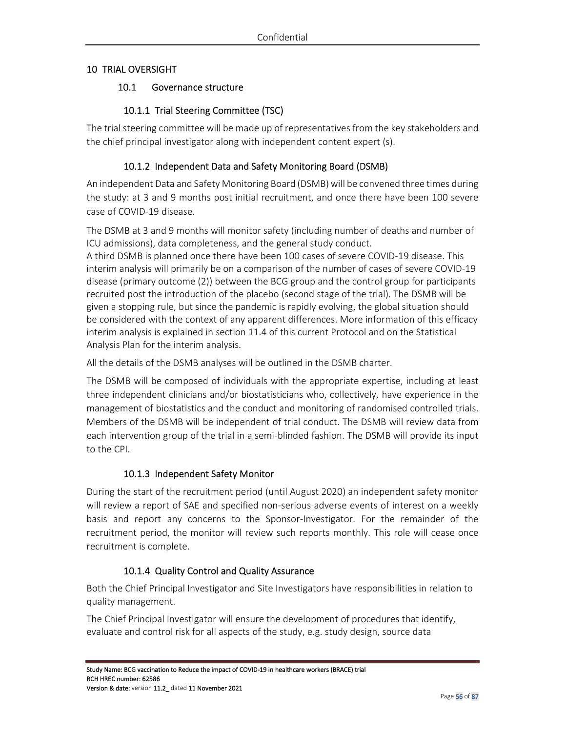# 10 TRIAL OVERSIGHT

## 10.1 Governance structure

### 10.1.1 Trial Steering Committee (TSC)

The trial steering committee will be made up of representatives from the key stakeholders and the chief principal investigator along with independent content expert (s).

### 10.1.2 Independent Data and Safety Monitoring Board (DSMB)

An independent Data and Safety Monitoring Board (DSMB) will be convened three times during the study: at 3 and 9 months post initial recruitment, and once there have been 100 severe case of COVID-19 disease.

The DSMB at 3 and 9 months will monitor safety (including number of deaths and number of ICU admissions), data completeness, and the general study conduct.

A third DSMB is planned once there have been 100 cases of severe COVID-19 disease. This interim analysis will primarily be on a comparison of the number of cases of severe COVID-19 disease (primary outcome (2)) between the BCG group and the control group for participants recruited post the introduction of the placebo (second stage of the trial). The DSMB will be given a stopping rule, but since the pandemic is rapidly evolving, the global situation should be considered with the context of any apparent differences. More information of this efficacy interim analysis is explained in section 11.4 of this current Protocol and on the Statistical Analysis Plan for the interim analysis.

All the details of the DSMB analyses will be outlined in the DSMB charter.

The DSMB will be composed of individuals with the appropriate expertise, including at least three independent clinicians and/or biostatisticians who, collectively, have experience in the management of biostatistics and the conduct and monitoring of randomised controlled trials. Members of the DSMB will be independent of trial conduct. The DSMB will review data from each intervention group of the trial in a semi-blinded fashion. The DSMB will provide its input to the CPI.

### 10.1.3 Independent Safety Monitor

During the start of the recruitment period (until August 2020) an independent safety monitor will review a report of SAE and specified non-serious adverse events of interest on a weekly basis and report any concerns to the Sponsor-Investigator. For the remainder of the recruitment period, the monitor will review such reports monthly. This role will cease once recruitment is complete.

### 10.1.4 Quality Control and Quality Assurance

Both the Chief Principal Investigator and Site Investigators have responsibilities in relation to quality management.

The Chief Principal Investigator will ensure the development of procedures that identify, evaluate and control risk for all aspects of the study, e.g. study design, source data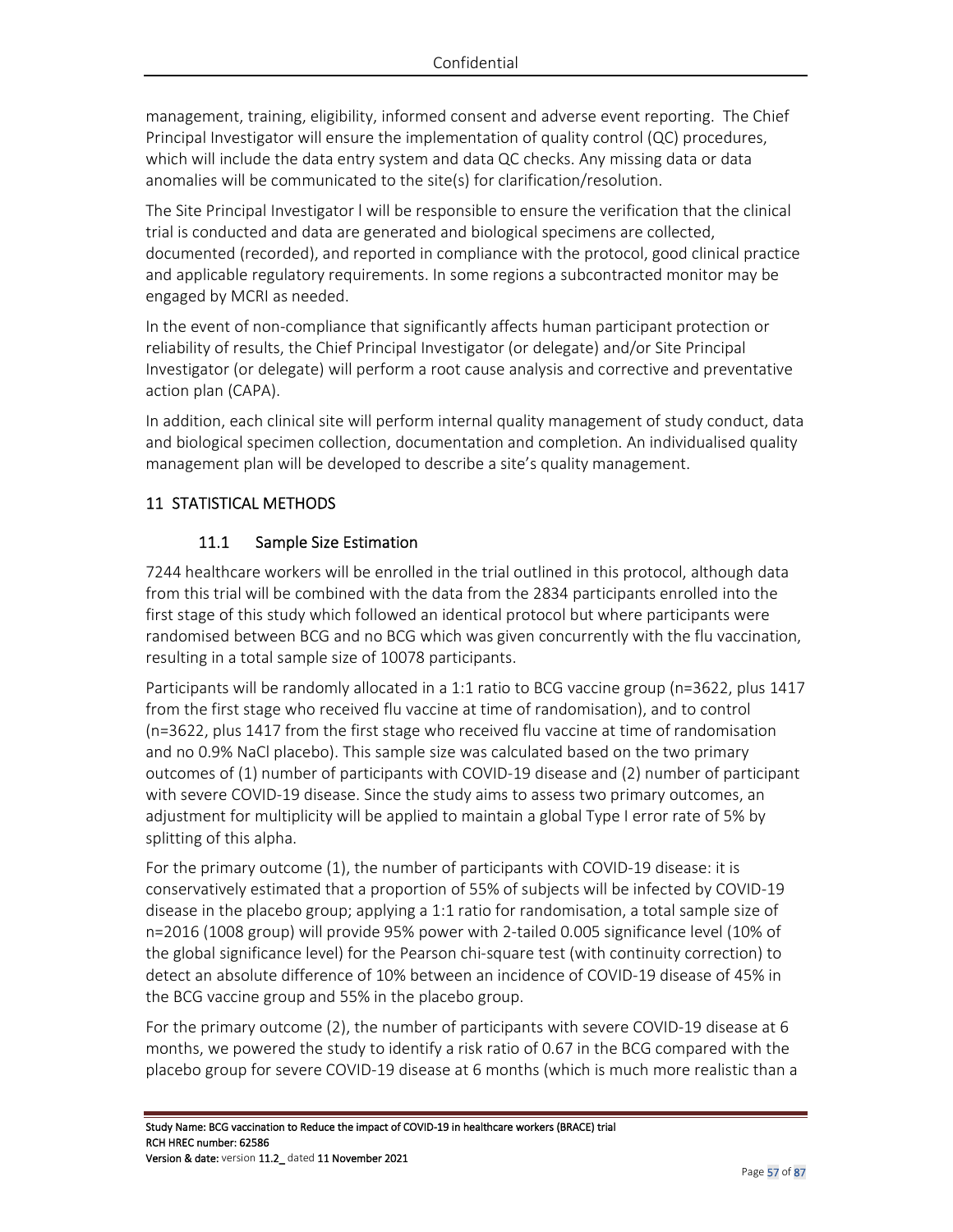management, training, eligibility, informed consent and adverse event reporting. The Chief Principal Investigator will ensure the implementation of quality control (QC) procedures, which will include the data entry system and data QC checks. Any missing data or data anomalies will be communicated to the site(s) for clarification/resolution.

The Site Principal Investigator l will be responsible to ensure the verification that the clinical trial is conducted and data are generated and biological specimens are collected, documented (recorded), and reported in compliance with the protocol, good clinical practice and applicable regulatory requirements. In some regions a subcontracted monitor may be engaged by MCRI as needed.

In the event of non-compliance that significantly affects human participant protection or reliability of results, the Chief Principal Investigator (or delegate) and/or Site Principal Investigator (or delegate) will perform a root cause analysis and corrective and preventative action plan (CAPA).

In addition, each clinical site will perform internal quality management of study conduct, data and biological specimen collection, documentation and completion. An individualised quality management plan will be developed to describe a site's quality management.

## 11 STATISTICAL METHODS

### 11.1 Sample Size Estimation

7244 healthcare workers will be enrolled in the trial outlined in this protocol, although data from this trial will be combined with the data from the 2834 participants enrolled into the first stage of this study which followed an identical protocol but where participants were randomised between BCG and no BCG which was given concurrently with the flu vaccination, resulting in a total sample size of 10078 participants.

Participants will be randomly allocated in a 1:1 ratio to BCG vaccine group (n=3622, plus 1417 from the first stage who received flu vaccine at time of randomisation), and to control (n=3622, plus 1417 from the first stage who received flu vaccine at time of randomisation and no 0.9% NaCl placebo). This sample size was calculated based on the two primary outcomes of (1) number of participants with COVID-19 disease and (2) number of participant with severe COVID-19 disease. Since the study aims to assess two primary outcomes, an adjustment for multiplicity will be applied to maintain a global Type I error rate of 5% by splitting of this alpha.

For the primary outcome (1), the number of participants with COVID-19 disease: it is conservatively estimated that a proportion of 55% of subjects will be infected by COVID-19 disease in the placebo group; applying a 1:1 ratio for randomisation, a total sample size of n=2016 (1008 group) will provide 95% power with 2-tailed 0.005 significance level (10% of the global significance level) for the Pearson chi-square test (with continuity correction) to detect an absolute difference of 10% between an incidence of COVID-19 disease of 45% in the BCG vaccine group and 55% in the placebo group.

For the primary outcome (2), the number of participants with severe COVID-19 disease at 6 months, we powered the study to identify a risk ratio of 0.67 in the BCG compared with the placebo group for severe COVID-19 disease at 6 months (which is much more realistic than a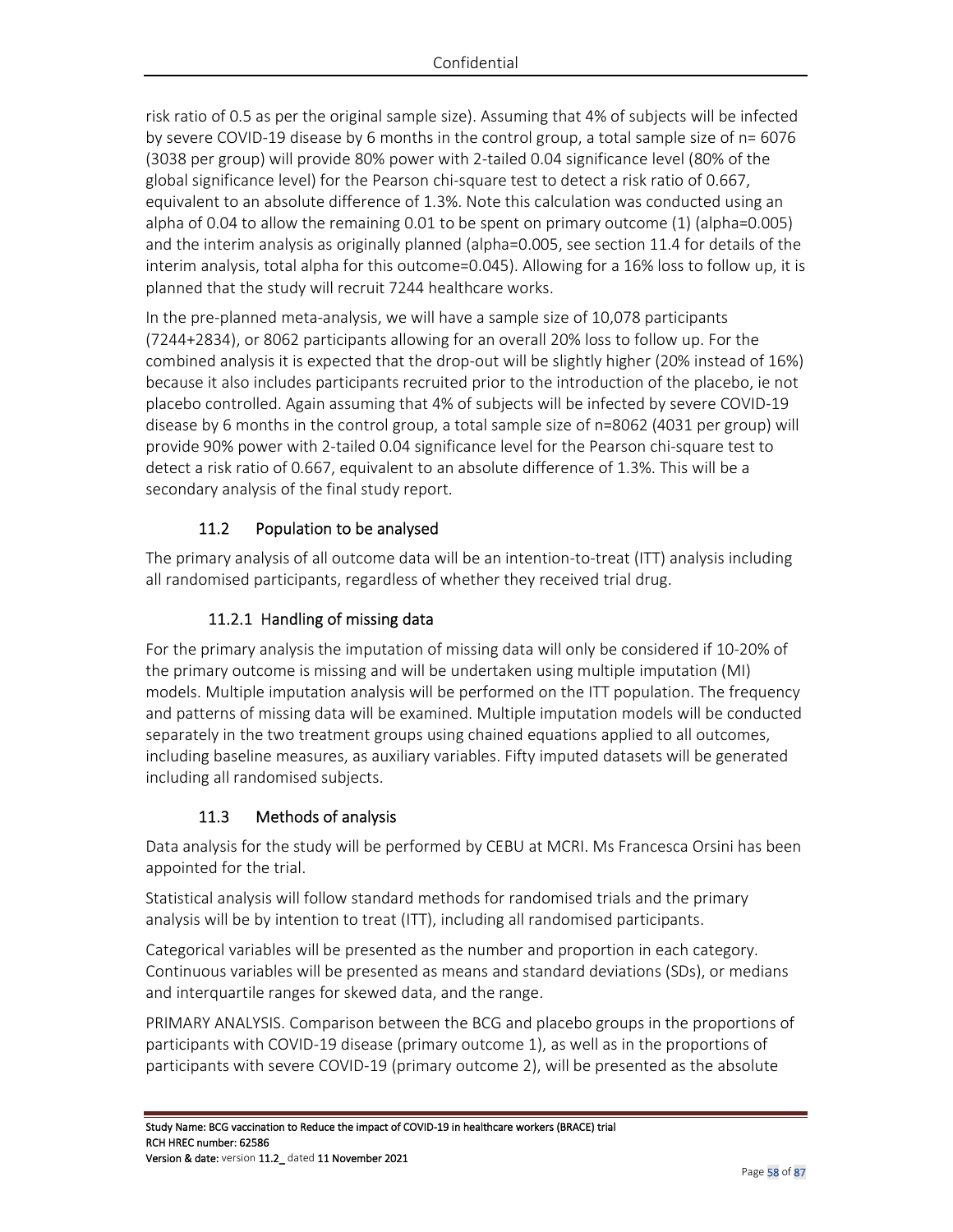risk ratio of 0.5 as per the original sample size). Assuming that 4% of subjects will be infected by severe COVID-19 disease by 6 months in the control group, a total sample size of n= 6076 (3038 per group) will provide 80% power with 2-tailed 0.04 significance level (80% of the global significance level) for the Pearson chi-square test to detect a risk ratio of 0.667, equivalent to an absolute difference of 1.3%. Note this calculation was conducted using an alpha of 0.04 to allow the remaining 0.01 to be spent on primary outcome (1) (alpha=0.005) and the interim analysis as originally planned (alpha=0.005, see section 11.4 for details of the interim analysis, total alpha for this outcome=0.045). Allowing for a 16% loss to follow up, it is planned that the study will recruit 7244 healthcare works.

In the pre-planned meta-analysis, we will have a sample size of 10,078 participants (7244+2834), or 8062 participants allowing for an overall 20% loss to follow up. For the combined analysis it is expected that the drop-out will be slightly higher (20% instead of 16%) because it also includes participants recruited prior to the introduction of the placebo, ie not placebo controlled. Again assuming that 4% of subjects will be infected by severe COVID-19 disease by 6 months in the control group, a total sample size of n=8062 (4031 per group) will provide 90% power with 2-tailed 0.04 significance level for the Pearson chi-square test to detect a risk ratio of 0.667, equivalent to an absolute difference of 1.3%. This will be a secondary analysis of the final study report.

## 11.2 Population to be analysed

The primary analysis of all outcome data will be an intention-to-treat (ITT) analysis including all randomised participants, regardless of whether they received trial drug.

### 11.2.1 Handling of missing data

For the primary analysis the imputation of missing data will only be considered if 10-20% of the primary outcome is missing and will be undertaken using multiple imputation (MI) models. Multiple imputation analysis will be performed on the ITT population. The frequency and patterns of missing data will be examined. Multiple imputation models will be conducted separately in the two treatment groups using chained equations applied to all outcomes, including baseline measures, as auxiliary variables. Fifty imputed datasets will be generated including all randomised subjects.

## 11.3 Methods of analysis

Data analysis for the study will be performed by CEBU at MCRI. Ms Francesca Orsini has been appointed for the trial.

Statistical analysis will follow standard methods for randomised trials and the primary analysis will be by intention to treat (ITT), including all randomised participants.

Categorical variables will be presented as the number and proportion in each category. Continuous variables will be presented as means and standard deviations (SDs), or medians and interquartile ranges for skewed data, and the range.

PRIMARY ANALYSIS. Comparison between the BCG and placebo groups in the proportions of participants with COVID-19 disease (primary outcome 1), as well as in the proportions of participants with severe COVID-19 (primary outcome 2), will be presented as the absolute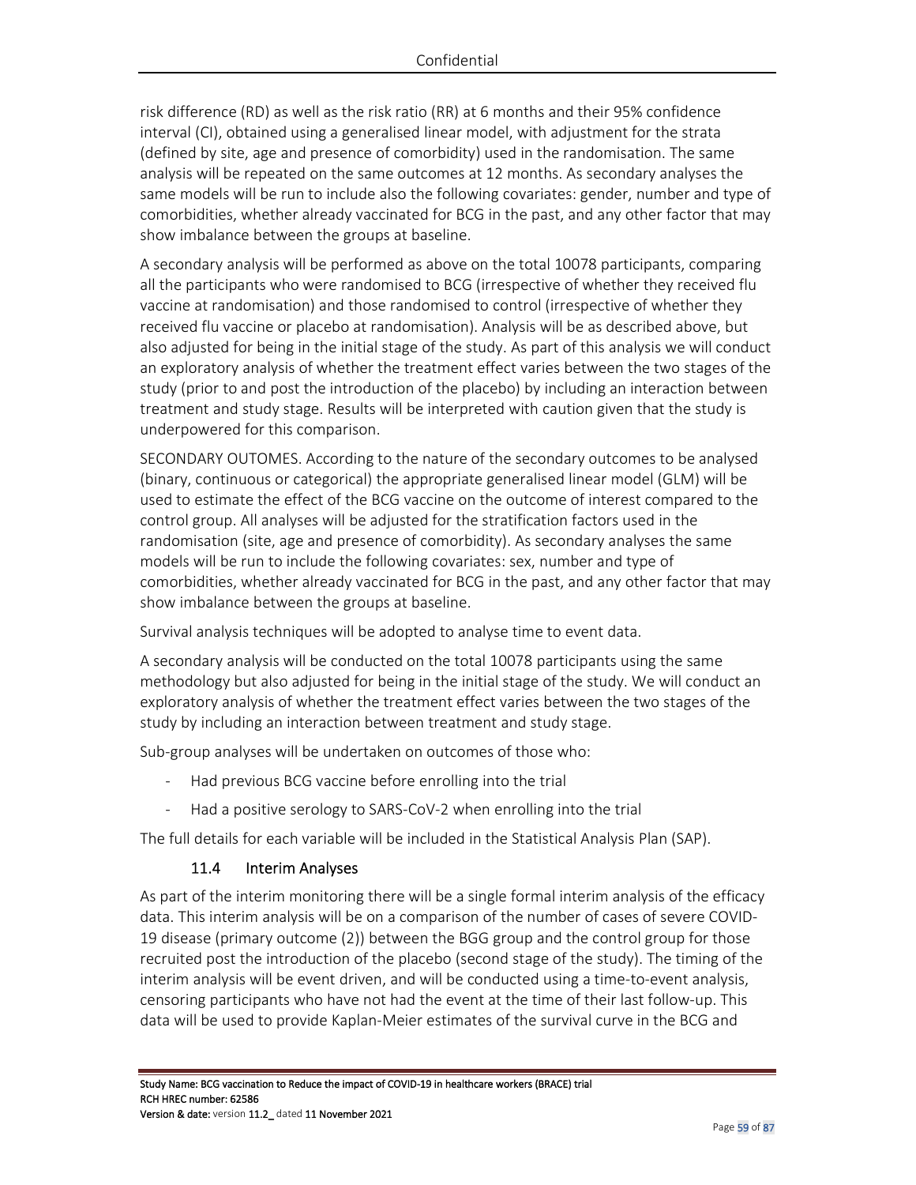risk difference (RD) as well as the risk ratio (RR) at 6 months and their 95% confidence interval (CI), obtained using a generalised linear model, with adjustment for the strata (defined by site, age and presence of comorbidity) used in the randomisation. The same analysis will be repeated on the same outcomes at 12 months. As secondary analyses the same models will be run to include also the following covariates: gender, number and type of comorbidities, whether already vaccinated for BCG in the past, and any other factor that may show imbalance between the groups at baseline.

A secondary analysis will be performed as above on the total 10078 participants, comparing all the participants who were randomised to BCG (irrespective of whether they received flu vaccine at randomisation) and those randomised to control (irrespective of whether they received flu vaccine or placebo at randomisation). Analysis will be as described above, but also adjusted for being in the initial stage of the study. As part of this analysis we will conduct an exploratory analysis of whether the treatment effect varies between the two stages of the study (prior to and post the introduction of the placebo) by including an interaction between treatment and study stage. Results will be interpreted with caution given that the study is underpowered for this comparison.

SECONDARY OUTOMES. According to the nature of the secondary outcomes to be analysed (binary, continuous or categorical) the appropriate generalised linear model (GLM) will be used to estimate the effect of the BCG vaccine on the outcome of interest compared to the control group. All analyses will be adjusted for the stratification factors used in the randomisation (site, age and presence of comorbidity). As secondary analyses the same models will be run to include the following covariates: sex, number and type of comorbidities, whether already vaccinated for BCG in the past, and any other factor that may show imbalance between the groups at baseline.

Survival analysis techniques will be adopted to analyse time to event data.

A secondary analysis will be conducted on the total 10078 participants using the same methodology but also adjusted for being in the initial stage of the study. We will conduct an exploratory analysis of whether the treatment effect varies between the two stages of the study by including an interaction between treatment and study stage.

Sub-group analyses will be undertaken on outcomes of those who:

- Had previous BCG vaccine before enrolling into the trial
- Had a positive serology to SARS-CoV-2 when enrolling into the trial

The full details for each variable will be included in the Statistical Analysis Plan (SAP).

### 11.4 Interim Analyses

As part of the interim monitoring there will be a single formal interim analysis of the efficacy data. This interim analysis will be on a comparison of the number of cases of severe COVID-19 disease (primary outcome (2)) between the BGG group and the control group for those recruited post the introduction of the placebo (second stage of the study). The timing of the interim analysis will be event driven, and will be conducted using a time-to-event analysis, censoring participants who have not had the event at the time of their last follow-up. This data will be used to provide Kaplan-Meier estimates of the survival curve in the BCG and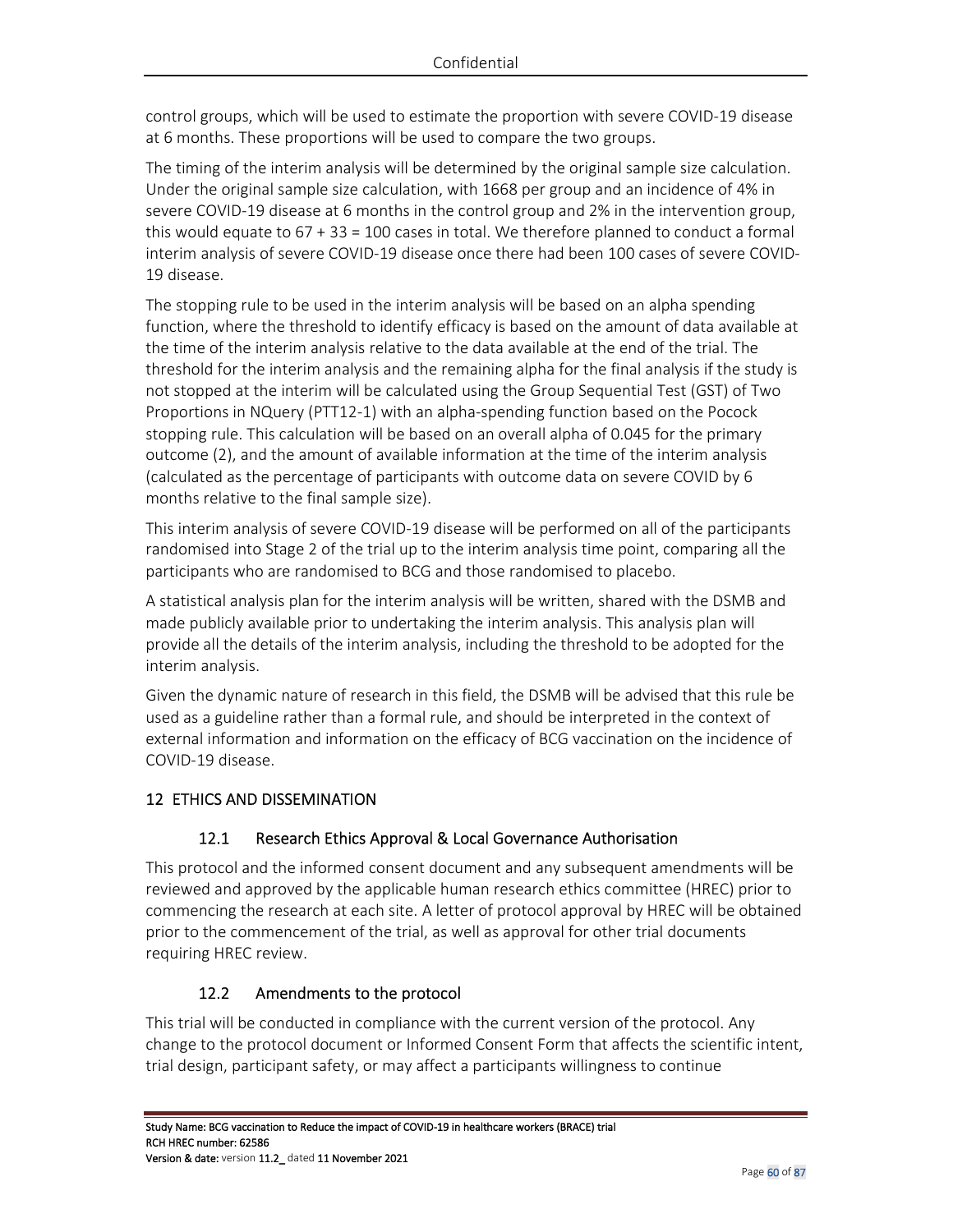control groups, which will be used to estimate the proportion with severe COVID-19 disease at 6 months. These proportions will be used to compare the two groups.

The timing of the interim analysis will be determined by the original sample size calculation. Under the original sample size calculation, with 1668 per group and an incidence of 4% in severe COVID-19 disease at 6 months in the control group and 2% in the intervention group, this would equate to 67 + 33 = 100 cases in total. We therefore planned to conduct a formal interim analysis of severe COVID-19 disease once there had been 100 cases of severe COVID-19 disease.

The stopping rule to be used in the interim analysis will be based on an alpha spending function, where the threshold to identify efficacy is based on the amount of data available at the time of the interim analysis relative to the data available at the end of the trial. The threshold for the interim analysis and the remaining alpha for the final analysis if the study is not stopped at the interim will be calculated using the Group Sequential Test (GST) of Two Proportions in NQuery (PTT12-1) with an alpha-spending function based on the Pocock stopping rule. This calculation will be based on an overall alpha of 0.045 for the primary outcome (2), and the amount of available information at the time of the interim analysis (calculated as the percentage of participants with outcome data on severe COVID by 6 months relative to the final sample size).

This interim analysis of severe COVID-19 disease will be performed on all of the participants randomised into Stage 2 of the trial up to the interim analysis time point, comparing all the participants who are randomised to BCG and those randomised to placebo.

A statistical analysis plan for the interim analysis will be written, shared with the DSMB and made publicly available prior to undertaking the interim analysis. This analysis plan will provide all the details of the interim analysis, including the threshold to be adopted for the interim analysis.

Given the dynamic nature of research in this field, the DSMB will be advised that this rule be used as a guideline rather than a formal rule, and should be interpreted in the context of external information and information on the efficacy of BCG vaccination on the incidence of COVID-19 disease.

# 12 ETHICS AND DISSEMINATION

## 12.1 Research Ethics Approval & Local Governance Authorisation

This protocol and the informed consent document and any subsequent amendments will be reviewed and approved by the applicable human research ethics committee (HREC) prior to commencing the research at each site. A letter of protocol approval by HREC will be obtained prior to the commencement of the trial, as well as approval for other trial documents requiring HREC review.

## 12.2 Amendments to the protocol

This trial will be conducted in compliance with the current version of the protocol. Any change to the protocol document or Informed Consent Form that affects the scientific intent, trial design, participant safety, or may affect a participants willingness to continue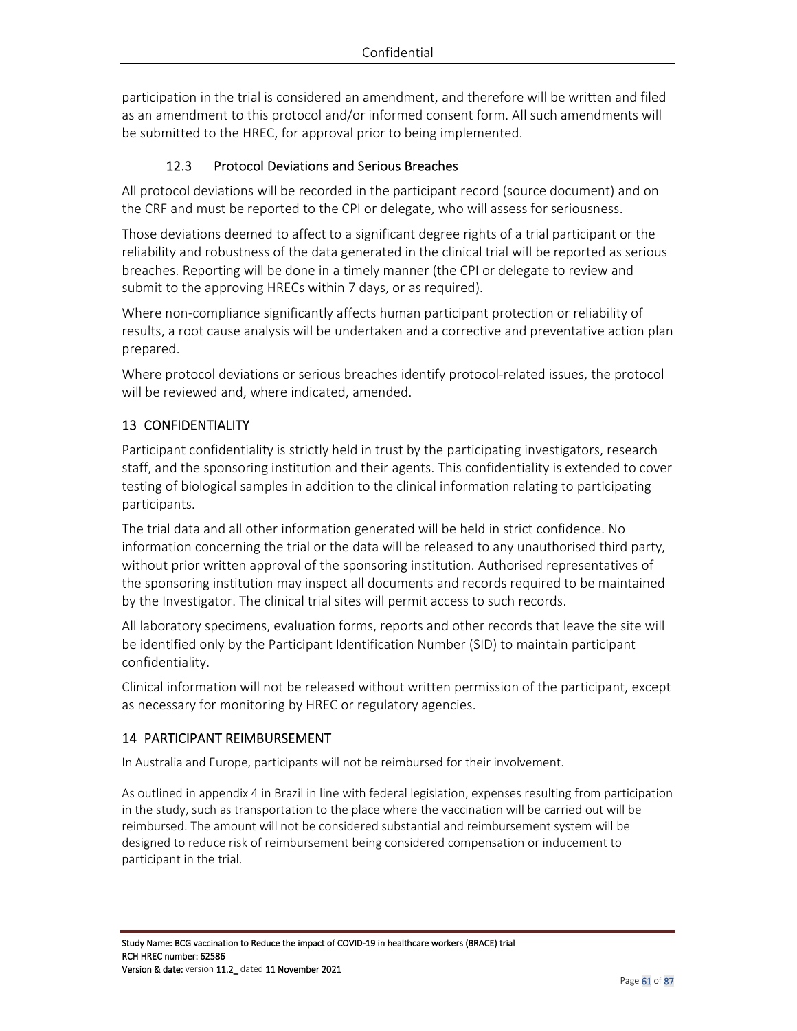participation in the trial is considered an amendment, and therefore will be written and filed as an amendment to this protocol and/or informed consent form. All such amendments will be submitted to the HREC, for approval prior to being implemented.

### 12.3 Protocol Deviations and Serious Breaches

All protocol deviations will be recorded in the participant record (source document) and on the CRF and must be reported to the CPI or delegate, who will assess for seriousness.

Those deviations deemed to affect to a significant degree rights of a trial participant or the reliability and robustness of the data generated in the clinical trial will be reported as serious breaches. Reporting will be done in a timely manner (the CPI or delegate to review and submit to the approving HRECs within 7 days, or as required).

Where non-compliance significantly affects human participant protection or reliability of results, a root cause analysis will be undertaken and a corrective and preventative action plan prepared.

Where protocol deviations or serious breaches identify protocol-related issues, the protocol will be reviewed and, where indicated, amended.

## 13 CONFIDENTIALITY

Participant confidentiality is strictly held in trust by the participating investigators, research staff, and the sponsoring institution and their agents. This confidentiality is extended to cover testing of biological samples in addition to the clinical information relating to participating participants.

The trial data and all other information generated will be held in strict confidence. No information concerning the trial or the data will be released to any unauthorised third party, without prior written approval of the sponsoring institution. Authorised representatives of the sponsoring institution may inspect all documents and records required to be maintained by the Investigator. The clinical trial sites will permit access to such records.

All laboratory specimens, evaluation forms, reports and other records that leave the site will be identified only by the Participant Identification Number (SID) to maintain participant confidentiality.

Clinical information will not be released without written permission of the participant, except as necessary for monitoring by HREC or regulatory agencies.

## 14 PARTICIPANT REIMBURSEMENT

In Australia and Europe, participants will not be reimbursed for their involvement.

As outlined in appendix 4 in Brazil in line with federal legislation, expenses resulting from participation in the study, such as transportation to the place where the vaccination will be carried out will be reimbursed. The amount will not be considered substantial and reimbursement system will be designed to reduce risk of reimbursement being considered compensation or inducement to participant in the trial.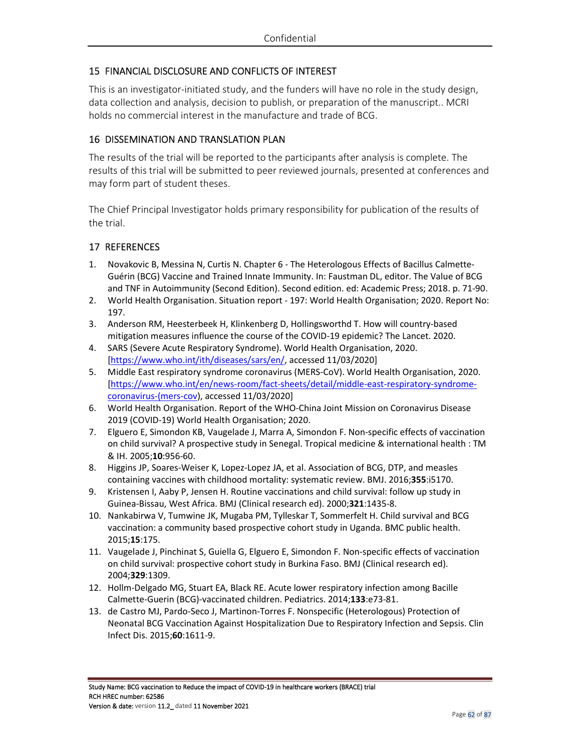## 15 FINANCIAL DISCLOSURE AND CONFLICTS OF INTEREST

This is an investigator-initiated study, and the funders will have no role in the study design, data collection and analysis, decision to publish, or preparation of the manuscript.. MCRI holds no commercial interest in the manufacture and trade of BCG.

## 16 DISSEMINATION AND TRANSLATION PLAN

The results of the trial will be reported to the participants after analysis is complete. The results of this trial will be submitted to peer reviewed journals, presented at conferences and may form part of student theses.

The Chief Principal Investigator holds primary responsibility for publication of the results of the trial.

## 17 REFERENCES

1. Novakovic B, Messina N, Curtis N. Chapter 6 - The Heterologous Effects of Bacillus Calmette-Guérin (BCG) Vaccine and Trained Innate Immunity. In: Faustman DL, editor. The Value of BCG and TNF in Autoimmunity (Second Edition). Second edition. ed: Academic Press; 2018. p. 71-90.
2. World Health Organisation. Situation report - 197: World Health Organisation; 2020. Report No: 197.
3. Anderson RM, Heesterbeek H, Klinkenberg D, Hollingsworthd T. How will country-based mitigation measures influence the course of the COVID-19 epidemic? The Lancet. 2020.
4. SARS (Severe Acute Respiratory Syndrome). World Health Organisation, 2020. [https://www.who.int/ith/diseases/sars/en/, accessed 11/03/2020]
5. Middle East respiratory syndrome coronavirus (MERS-CoV). World Health Organisation, 2020. [https://www.who.int/en/news-room/fact-sheets/detail/middle-east-respiratory-syndrome-coronavirus-(mers-cov), accessed 11/03/2020]
6. World Health Organisation. Report of the WHO-China Joint Mission on Coronavirus Disease 2019 (COVID-19) World Health Organisation; 2020.
7. Elguero E, Simondon KB, Vaugelade J, Marra A, Simondon F. Non-specific effects of vaccination on child survival? A prospective study in Senegal. Tropical medicine & international health : TM & IH. 2005;**10**:956-60.
8. Higgins JP, Soares-Weiser K, Lopez-Lopez JA, et al. Association of BCG, DTP, and measles containing vaccines with childhood mortality: systematic review. BMJ. 2016;**355**:i5170.
9. Kristensen I, Aaby P, Jensen H. Routine vaccinations and child survival: follow up study in Guinea-Bissau, West Africa. BMJ (Clinical research ed). 2000;**321**:1435-8.
10. Nankabirwa V, Tumwine JK, Mugaba PM, Tylleskar T, Sommerfelt H. Child survival and BCG vaccination: a community based prospective cohort study in Uganda. BMC public health. 2015;**15**:175.
11. Vaugelade J, Pinchinat S, Guiella G, Elguero E, Simondon F. Non-specific effects of vaccination on child survival: prospective cohort study in Burkina Faso. BMJ (Clinical research ed). 2004;**329**:1309.
12. Hollm-Delgado MG, Stuart EA, Black RE. Acute lower respiratory infection among Bacille Calmette-Guerin (BCG)-vaccinated children. Pediatrics. 2014;**133**:e73-81.
13. de Castro MJ, Pardo-Seco J, Martinon-Torres F. Nonspecific (Heterologous) Protection of Neonatal BCG Vaccination Against Hospitalization Due to Respiratory Infection and Sepsis. Clin Infect Dis. 2015;**60**:1611-9.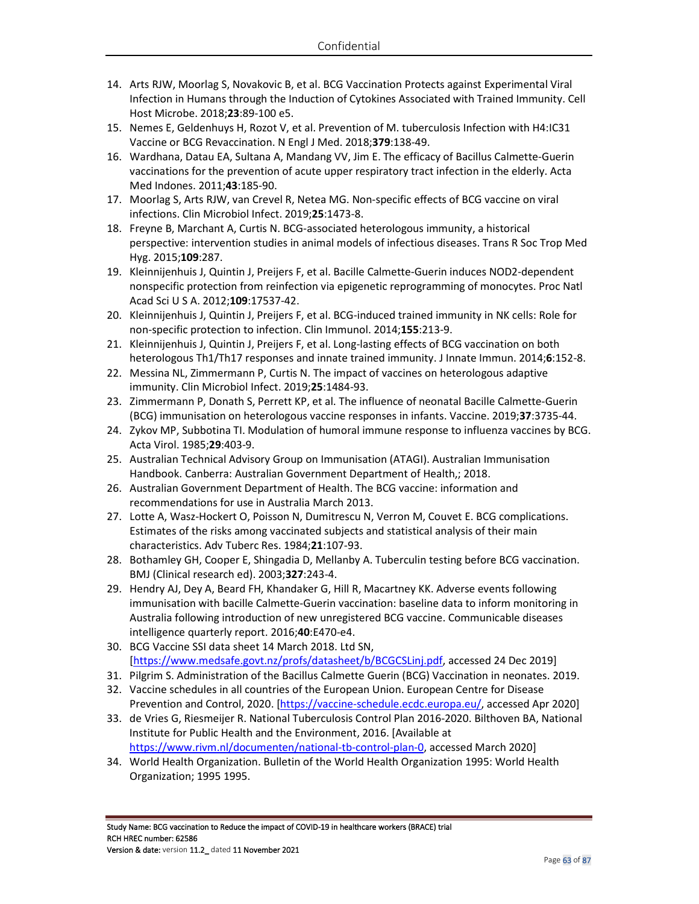14. Arts RJW, Moorlag S, Novakovic B, et al. BCG Vaccination Protects against Experimental Viral Infection in Humans through the Induction of Cytokines Associated with Trained Immunity. Cell Host Microbe. 2018;**23**:89-100 e5.
15. Nemes E, Geldenhuys H, Rozot V, et al. Prevention of M. tuberculosis Infection with H4:IC31 Vaccine or BCG Revaccination. N Engl J Med. 2018;**379**:138-49.
16. Wardhana, Datau EA, Sultana A, Mandang VV, Jim E. The efficacy of Bacillus Calmette-Guerin vaccinations for the prevention of acute upper respiratory tract infection in the elderly. Acta Med Indones. 2011;**43**:185-90.
17. Moorlag S, Arts RJW, van Crevel R, Netea MG. Non-specific effects of BCG vaccine on viral infections. Clin Microbiol Infect. 2019;**25**:1473-8.
18. Freyne B, Marchant A, Curtis N. BCG-associated heterologous immunity, a historical perspective: intervention studies in animal models of infectious diseases. Trans R Soc Trop Med Hyg. 2015;**109**:287.
19. Kleinnijenhuis J, Quintin J, Preijers F, et al. Bacille Calmette-Guerin induces NOD2-dependent nonspecific protection from reinfection via epigenetic reprogramming of monocytes. Proc Natl Acad Sci U S A. 2012;**109**:17537-42.
20. Kleinnijenhuis J, Quintin J, Preijers F, et al. BCG-induced trained immunity in NK cells: Role for non-specific protection to infection. Clin Immunol. 2014;**155**:213-9.
21. Kleinnijenhuis J, Quintin J, Preijers F, et al. Long-lasting effects of BCG vaccination on both heterologous Th1/Th17 responses and innate trained immunity. J Innate Immun. 2014;**6**:152-8.
22. Messina NL, Zimmermann P, Curtis N. The impact of vaccines on heterologous adaptive immunity. Clin Microbiol Infect. 2019;**25**:1484-93.
23. Zimmermann P, Donath S, Perrett KP, et al. The influence of neonatal Bacille Calmette-Guerin (BCG) immunisation on heterologous vaccine responses in infants. Vaccine. 2019;**37**:3735-44.
24. Zykov MP, Subbotina TI. Modulation of humoral immune response to influenza vaccines by BCG. Acta Virol. 1985;**29**:403-9.
25. Australian Technical Advisory Group on Immunisation (ATAGI). Australian Immunisation Handbook. Canberra: Australian Government Department of Health,; 2018.
26. Australian Government Department of Health. The BCG vaccine: information and recommendations for use in Australia March 2013.
27. Lotte A, Wasz-Hockert O, Poisson N, Dumitrescu N, Verron M, Couvet E. BCG complications. Estimates of the risks among vaccinated subjects and statistical analysis of their main characteristics. Adv Tuberc Res. 1984;**21**:107-93.
28. Bothamley GH, Cooper E, Shingadia D, Mellanby A. Tuberculin testing before BCG vaccination. BMJ (Clinical research ed). 2003;**327**:243-4.
29. Hendry AJ, Dey A, Beard FH, Khandaker G, Hill R, Macartney KK. Adverse events following immunisation with bacille Calmette-Guerin vaccination: baseline data to inform monitoring in Australia following introduction of new unregistered BCG vaccine. Communicable diseases intelligence quarterly report. 2016;**40**:E470-e4.
30. BCG Vaccine SSI data sheet 14 March 2018. Ltd SN, [https://www.medsafe.govt.nz/profs/datasheet/b/BCGCSLinj.pdf, accessed 24 Dec 2019]
31. Pilgrim S. Administration of the Bacillus Calmette Guerin (BCG) Vaccination in neonates. 2019.
32. Vaccine schedules in all countries of the European Union. European Centre for Disease Prevention and Control, 2020. [https://vaccine-schedule.ecdc.europa.eu/, accessed Apr 2020]
33. de Vries G, Riesmeijer R. National Tuberculosis Control Plan 2016-2020. Bilthoven BA, National Institute for Public Health and the Environment, 2016. [Available at https://www.rivm.nl/documenten/national-tb-control-plan-0, accessed March 2020]
34. World Health Organization. Bulletin of the World Health Organization 1995: World Health Organization; 1995 1995.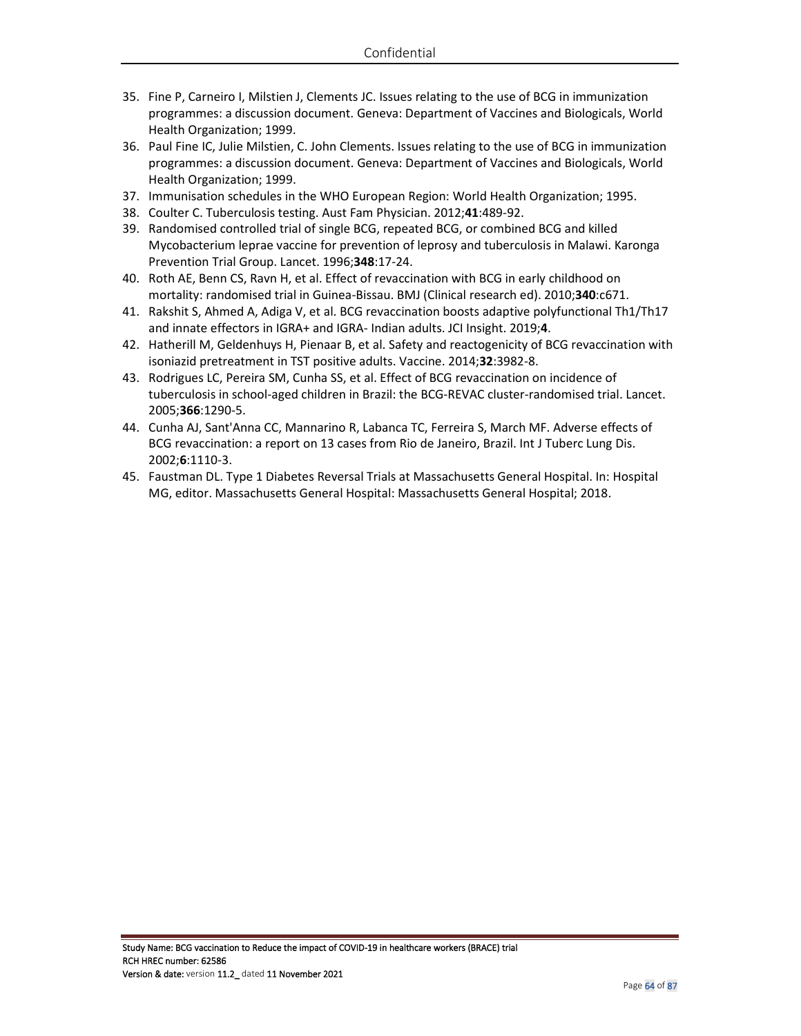35. Fine P, Carneiro I, Milstien J, Clements JC. Issues relating to the use of BCG in immunization programmes: a discussion document. Geneva: Department of Vaccines and Biologicals, World Health Organization; 1999.
36. Paul Fine IC, Julie Milstien, C. John Clements. Issues relating to the use of BCG in immunization programmes: a discussion document. Geneva: Department of Vaccines and Biologicals, World Health Organization; 1999.
37. Immunisation schedules in the WHO European Region: World Health Organization; 1995.
38. Coulter C. Tuberculosis testing. Aust Fam Physician. 2012;**41**:489-92.
39. Randomised controlled trial of single BCG, repeated BCG, or combined BCG and killed Mycobacterium leprae vaccine for prevention of leprosy and tuberculosis in Malawi. Karonga Prevention Trial Group. Lancet. 1996;**348**:17-24.
40. Roth AE, Benn CS, Ravn H, et al. Effect of revaccination with BCG in early childhood on mortality: randomised trial in Guinea-Bissau. BMJ (Clinical research ed). 2010;**340**:c671.
41. Rakshit S, Ahmed A, Adiga V, et al. BCG revaccination boosts adaptive polyfunctional Th1/Th17 and innate effectors in IGRA+ and IGRA- Indian adults. JCI Insight. 2019;**4**.
42. Hatherill M, Geldenhuys H, Pienaar B, et al. Safety and reactogenicity of BCG revaccination with isoniazid pretreatment in TST positive adults. Vaccine. 2014;**32**:3982-8.
43. Rodrigues LC, Pereira SM, Cunha SS, et al. Effect of BCG revaccination on incidence of tuberculosis in school-aged children in Brazil: the BCG-REVAC cluster-randomised trial. Lancet. 2005;**366**:1290-5.
44. Cunha AJ, Sant'Anna CC, Mannarino R, Labanca TC, Ferreira S, March MF. Adverse effects of BCG revaccination: a report on 13 cases from Rio de Janeiro, Brazil. Int J Tuberc Lung Dis. 2002;**6**:1110-3.
45. Faustman DL. Type 1 Diabetes Reversal Trials at Massachusetts General Hospital. In: Hospital MG, editor. Massachusetts General Hospital: Massachusetts General Hospital; 2018.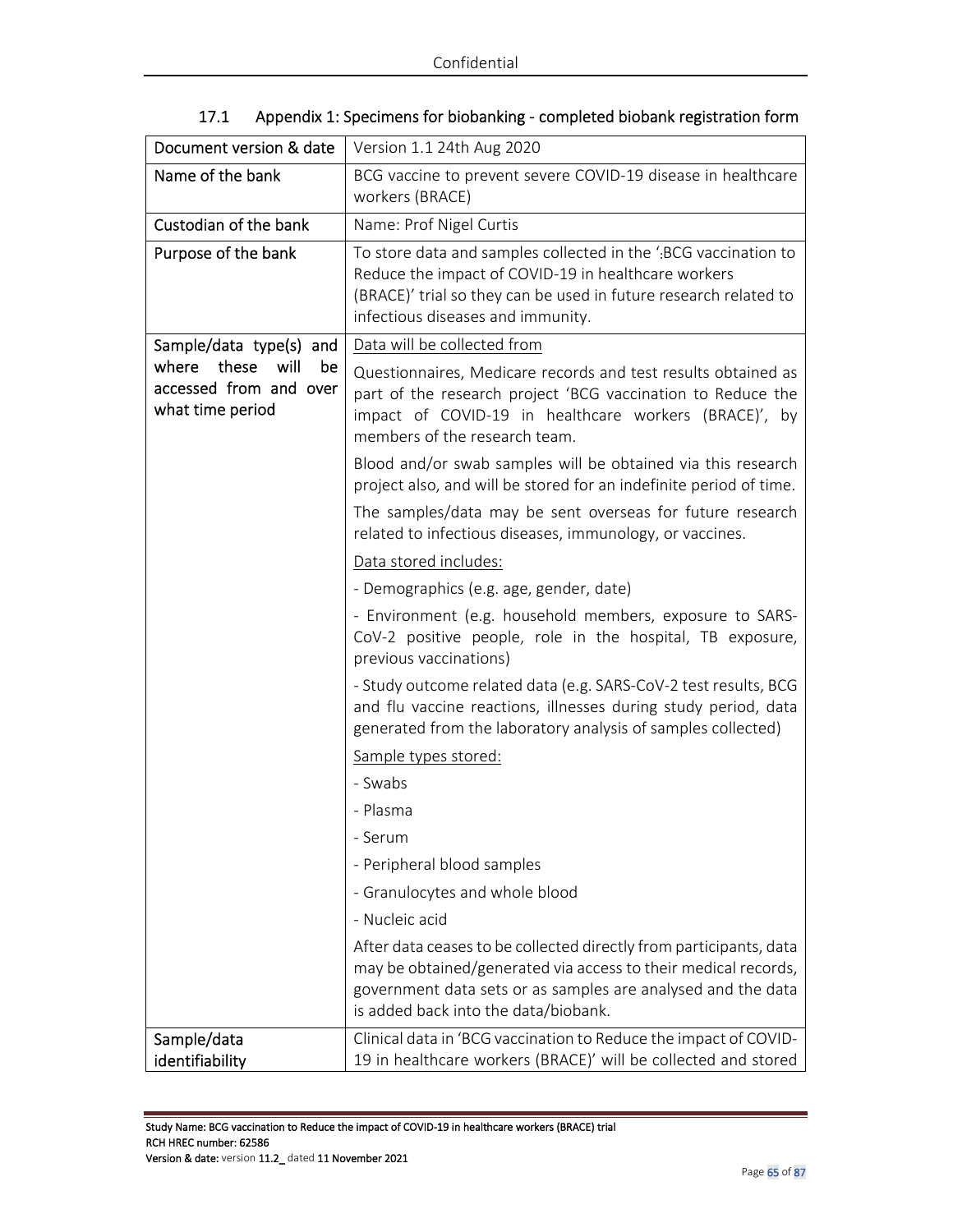### 17.1 Appendix 1: Specimens for biobanking - completed biobank registration form

| Document version & date | Version 1.1 24th Aug 2020 |
|---|---|
| Name of the bank | BCG vaccine to prevent severe COVID-19 disease in healthcare workers (BRACE) |
| Custodian of the bank | Name: Prof Nigel Curtis |
| Purpose of the bank | To store data and samples collected in the ':BCG vaccination to Reduce the impact of COVID-19 in healthcare workers (BRACE)' trial so they can be used in future research related to infectious diseases and immunity. |
| Sample/data type(s) and where these will be accessed from and over what time period | Data will be collected from<br><br>Questionnaires, Medicare records and test results obtained as part of the research project 'BCG vaccination to Reduce the impact of COVID-19 in healthcare workers (BRACE)', by members of the research team.<br><br>Blood and/or swab samples will be obtained via this research project also, and will be stored for an indefinite period of time.<br><br>The samples/data may be sent overseas for future research related to infectious diseases, immunology, or vaccines.<br><br>Data stored includes:<br><br>- Demographics (e.g. age, gender, date)<br><br>- Environment (e.g. household members, exposure to SARS-CoV-2 positive people, role in the hospital, TB exposure, previous vaccinations)<br><br>- Study outcome related data (e.g. SARS-CoV-2 test results, BCG and flu vaccine reactions, illnesses during study period, data generated from the laboratory analysis of samples collected)<br><br>Sample types stored:<br><br>- Swabs<br><br>- Plasma<br><br>- Serum<br><br>- Peripheral blood samples<br><br>- Granulocytes and whole blood<br><br>- Nucleic acid<br><br>After data ceases to be collected directly from participants, data may be obtained/generated via access to their medical records, government data sets or as samples are analysed and the data is added back into the data/biobank. |
| Sample/data identifiability | Clinical data in 'BCG vaccination to Reduce the impact of COVID-19 in healthcare workers (BRACE)' will be collected and stored |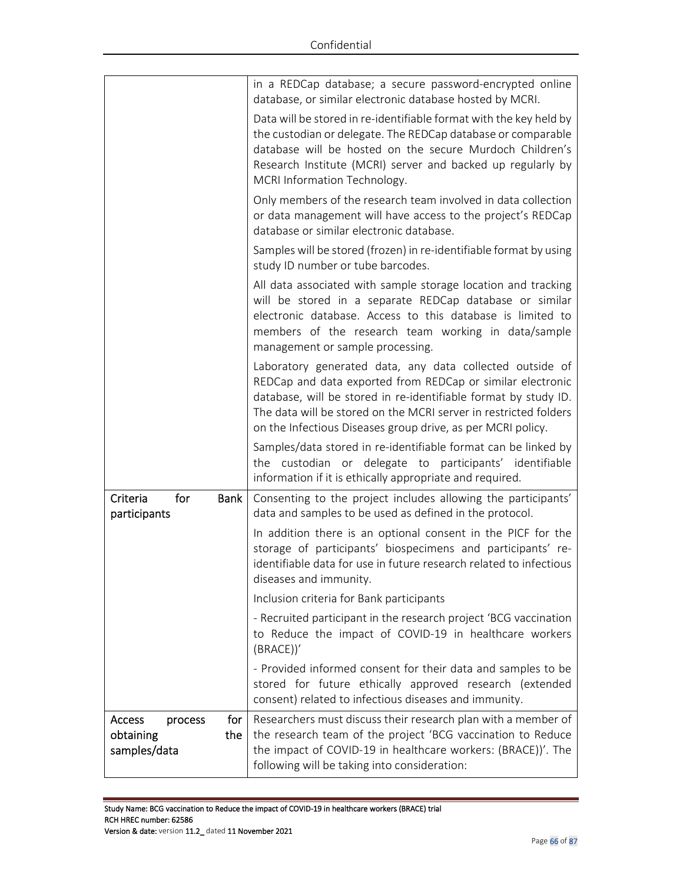| | |
|---|---|
| | in a REDCap database; a secure password-encrypted online database, or similar electronic database hosted by MCRI.<br><br>Data will be stored in re-identifiable format with the key held by the custodian or delegate. The REDCap database or comparable database will be hosted on the secure Murdoch Children's Research Institute (MCRI) server and backed up regularly by MCRI Information Technology.<br><br>Only members of the research team involved in data collection or data management will have access to the project's REDCap database or similar electronic database.<br><br>Samples will be stored (frozen) in re-identifiable format by using study ID number or tube barcodes.<br><br>All data associated with sample storage location and tracking will be stored in a separate REDCap database or similar electronic database. Access to this database is limited to members of the research team working in data/sample management or sample processing.<br><br>Laboratory generated data, any data collected outside of REDCap and data exported from REDCap or similar electronic database, will be stored in re-identifiable format by study ID. The data will be stored on the MCRI server in restricted folders on the Infectious Diseases group drive, as per MCRI policy.<br><br>Samples/data stored in re-identifiable format can be linked by the custodian or delegate to participants' identifiable information if it is ethically appropriate and required. |
| Criteria for Bank participants | Consenting to the project includes allowing the participants' data and samples to be used as defined in the protocol.<br><br>In addition there is an optional consent in the PICF for the storage of participants' biospecimens and participants' re-identifiable data for use in future research related to infectious diseases and immunity.<br><br>Inclusion criteria for Bank participants<br><br>- Recruited participant in the research project 'BCG vaccination to Reduce the impact of COVID-19 in healthcare workers (BRACE))'<br><br>- Provided informed consent for their data and samples to be stored for future ethically approved research (extended consent) related to infectious diseases and immunity. |
| Access process for obtaining the samples/data | Researchers must discuss their research plan with a member of the research team of the project 'BCG vaccination to Reduce the impact of COVID-19 in healthcare workers: (BRACE))'. The following will be taking into consideration: |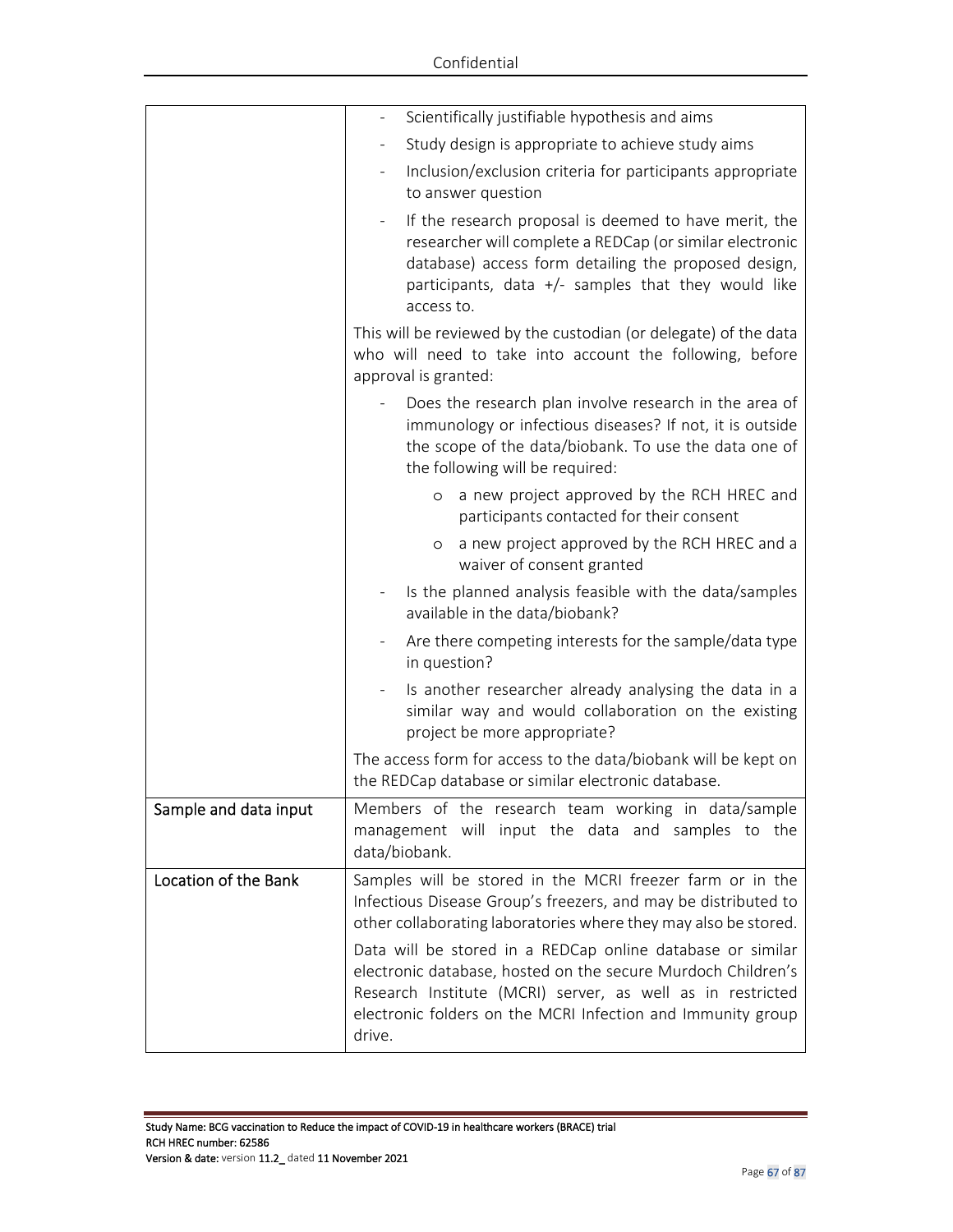| | |
|---|---|
| | - Scientifically justifiable hypothesis and aims<br>- Study design is appropriate to achieve study aims<br>- Inclusion/exclusion criteria for participants appropriate to answer question<br>- If the research proposal is deemed to have merit, the researcher will complete a REDCap (or similar electronic database) access form detailing the proposed design, participants, data +/- samples that they would like access to.<br><br>This will be reviewed by the custodian (or delegate) of the data who will need to take into account the following, before approval is granted:<br><br>- Does the research plan involve research in the area of immunology or infectious diseases? If not, it is outside the scope of the data/biobank. To use the data one of the following will be required:<br>&nbsp;&nbsp;&nbsp;&nbsp;o a new project approved by the RCH HREC and participants contacted for their consent<br>&nbsp;&nbsp;&nbsp;&nbsp;o a new project approved by the RCH HREC and a waiver of consent granted<br>- Is the planned analysis feasible with the data/samples available in the data/biobank?<br>- Are there competing interests for the sample/data type in question?<br>- Is another researcher already analysing the data in a similar way and would collaboration on the existing project be more appropriate?<br><br>The access form for access to the data/biobank will be kept on the REDCap database or similar electronic database. |
| Sample and data input | Members of the research team working in data/sample management will input the data and samples to the data/biobank. |
| Location of the Bank | Samples will be stored in the MCRI freezer farm or in the Infectious Disease Group's freezers, and may be distributed to other collaborating laboratories where they may also be stored.<br><br>Data will be stored in a REDCap online database or similar electronic database, hosted on the secure Murdoch Children's Research Institute (MCRI) server, as well as in restricted electronic folders on the MCRI Infection and Immunity group drive. |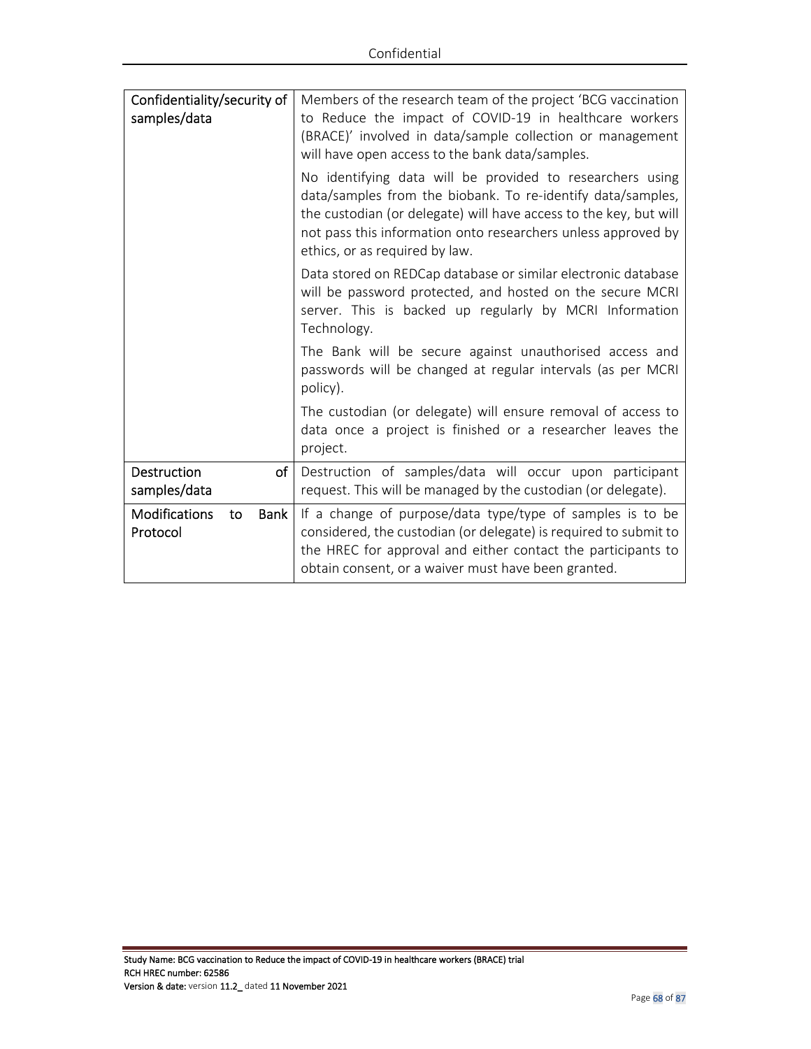| Confidentiality/security of samples/data | Members of the research team of the project 'BCG vaccination to Reduce the impact of COVID-19 in healthcare workers (BRACE)' involved in data/sample collection or management will have open access to the bank data/samples.<br><br>No identifying data will be provided to researchers using data/samples from the biobank. To re-identify data/samples, the custodian (or delegate) will have access to the key, but will not pass this information onto researchers unless approved by ethics, or as required by law.<br><br>Data stored on REDCap database or similar electronic database will be password protected, and hosted on the secure MCRI server. This is backed up regularly by MCRI Information Technology.<br><br>The Bank will be secure against unauthorised access and passwords will be changed at regular intervals (as per MCRI policy).<br><br>The custodian (or delegate) will ensure removal of access to data once a project is finished or a researcher leaves the project. |
|---|---|
| Destruction of samples/data | Destruction of samples/data will occur upon participant request. This will be managed by the custodian (or delegate). |
| Modifications to Bank Protocol | If a change of purpose/data type/type of samples is to be considered, the custodian (or delegate) is required to submit to the HREC for approval and either contact the participants to obtain consent, or a waiver must have been granted. |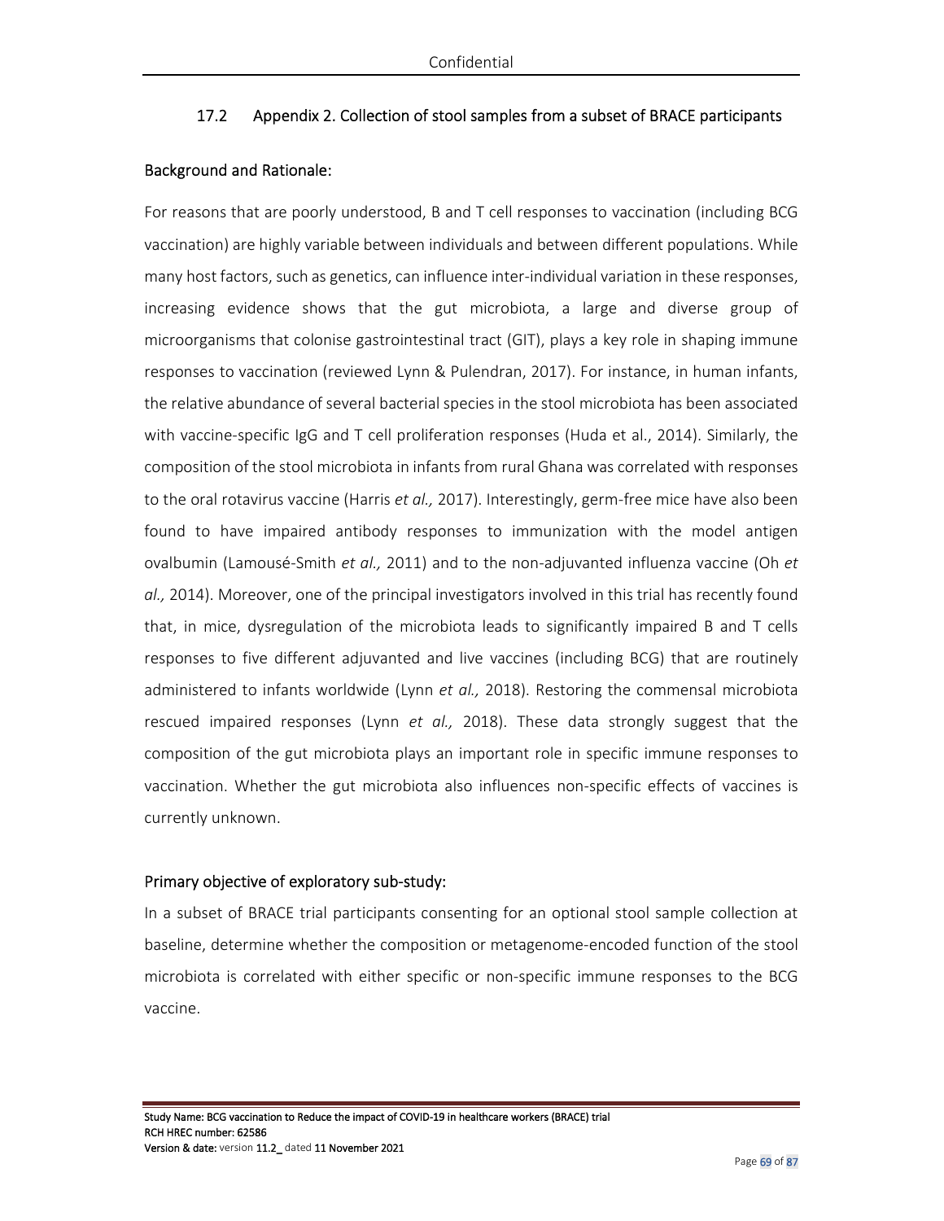## 17.2 Appendix 2. Collection of stool samples from a subset of BRACE participants

### Background and Rationale:

For reasons that are poorly understood, B and T cell responses to vaccination (including BCG vaccination) are highly variable between individuals and between different populations. While many host factors, such as genetics, can influence inter-individual variation in these responses, increasing evidence shows that the gut microbiota, a large and diverse group of microorganisms that colonise gastrointestinal tract (GIT), plays a key role in shaping immune responses to vaccination (reviewed Lynn & Pulendran, 2017). For instance, in human infants, the relative abundance of several bacterial species in the stool microbiota has been associated with vaccine-specific IgG and T cell proliferation responses (Huda et al., 2014). Similarly, the composition of the stool microbiota in infants from rural Ghana was correlated with responses to the oral rotavirus vaccine (Harris *et al.,* 2017). Interestingly, germ-free mice have also been found to have impaired antibody responses to immunization with the model antigen ovalbumin (Lamousé-Smith *et al.,* 2011) and to the non-adjuvanted influenza vaccine (Oh *et al.,* 2014). Moreover, one of the principal investigators involved in this trial has recently found that, in mice, dysregulation of the microbiota leads to significantly impaired B and T cells responses to five different adjuvanted and live vaccines (including BCG) that are routinely administered to infants worldwide (Lynn *et al.,* 2018). Restoring the commensal microbiota rescued impaired responses (Lynn *et al.,* 2018). These data strongly suggest that the composition of the gut microbiota plays an important role in specific immune responses to vaccination. Whether the gut microbiota also influences non-specific effects of vaccines is currently unknown.

### Primary objective of exploratory sub-study:

In a subset of BRACE trial participants consenting for an optional stool sample collection at baseline, determine whether the composition or metagenome-encoded function of the stool microbiota is correlated with either specific or non-specific immune responses to the BCG vaccine.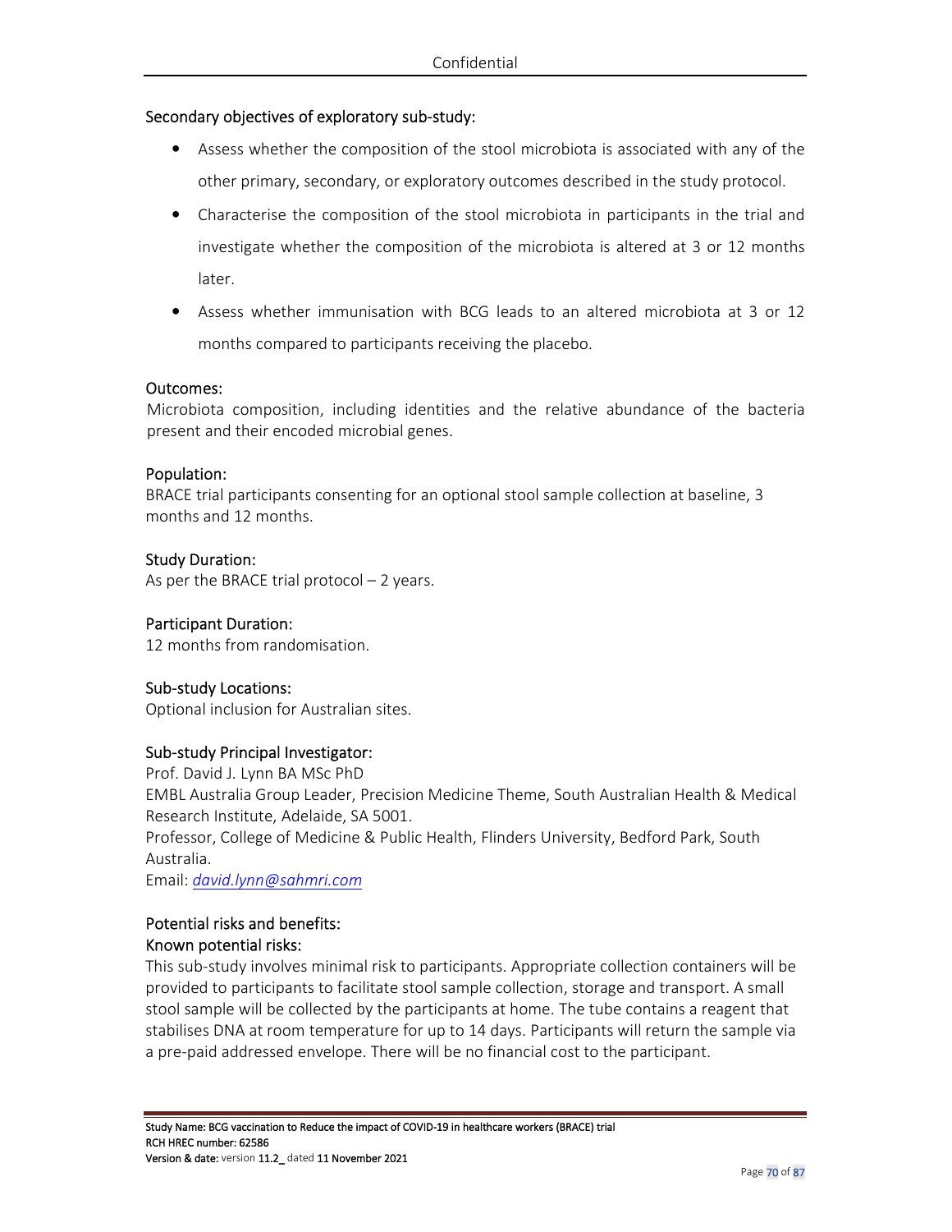## Secondary objectives of exploratory sub-study:

- Assess whether the composition of the stool microbiota is associated with any of the other primary, secondary, or exploratory outcomes described in the study protocol.
- Characterise the composition of the stool microbiota in participants in the trial and investigate whether the composition of the microbiota is altered at 3 or 12 months later.
- Assess whether immunisation with BCG leads to an altered microbiota at 3 or 12 months compared to participants receiving the placebo.

## Outcomes:

Microbiota composition, including identities and the relative abundance of the bacteria present and their encoded microbial genes.

## Population:

BRACE trial participants consenting for an optional stool sample collection at baseline, 3 months and 12 months.

## Study Duration:

As per the BRACE trial protocol – 2 years.

## Participant Duration:

12 months from randomisation.

## Sub-study Locations:

Optional inclusion for Australian sites.

## Sub-study Principal Investigator:

Prof. David J. Lynn BA MSc PhD
EMBL Australia Group Leader, Precision Medicine Theme, South Australian Health & Medical Research Institute, Adelaide, SA 5001.
Professor, College of Medicine & Public Health, Flinders University, Bedford Park, South Australia.
Email: *david.lynn@sahmri.com*

## Potential risks and benefits:

### Known potential risks:

This sub-study involves minimal risk to participants. Appropriate collection containers will be provided to participants to facilitate stool sample collection, storage and transport. A small stool sample will be collected by the participants at home. The tube contains a reagent that stabilises DNA at room temperature for up to 14 days. Participants will return the sample via a pre-paid addressed envelope. There will be no financial cost to the participant.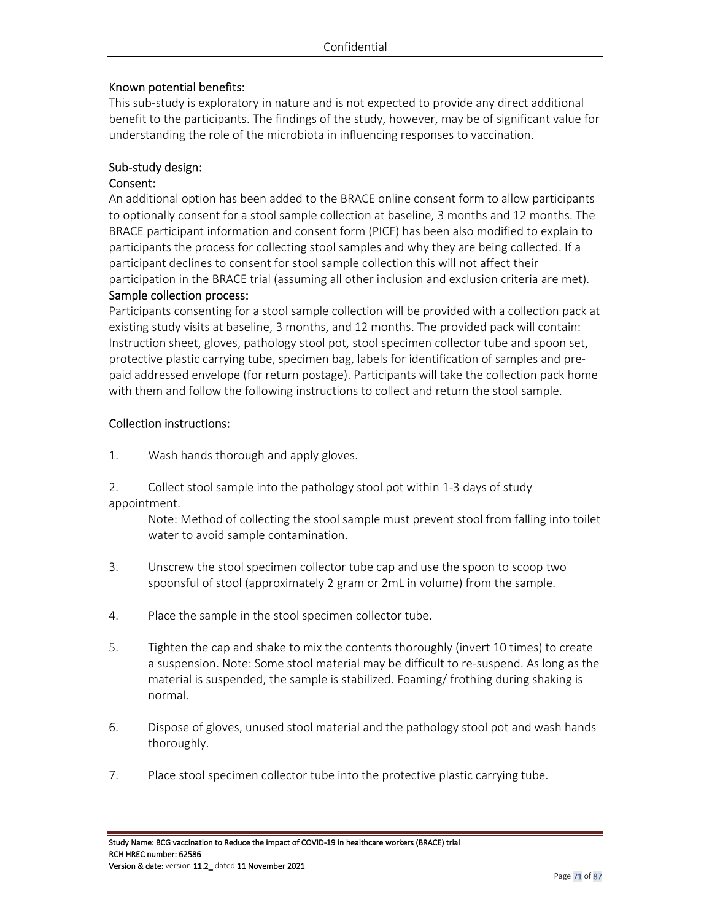Known potential benefits:

This sub-study is exploratory in nature and is not expected to provide any direct additional benefit to the participants. The findings of the study, however, may be of significant value for understanding the role of the microbiota in influencing responses to vaccination.

Sub-study design:

Consent:

An additional option has been added to the BRACE online consent form to allow participants to optionally consent for a stool sample collection at baseline, 3 months and 12 months. The BRACE participant information and consent form (PICF) has been also modified to explain to participants the process for collecting stool samples and why they are being collected. If a participant declines to consent for stool sample collection this will not affect their participation in the BRACE trial (assuming all other inclusion and exclusion criteria are met).

Sample collection process:

Participants consenting for a stool sample collection will be provided with a collection pack at existing study visits at baseline, 3 months, and 12 months. The provided pack will contain: Instruction sheet, gloves, pathology stool pot, stool specimen collector tube and spoon set, protective plastic carrying tube, specimen bag, labels for identification of samples and pre-paid addressed envelope (for return postage). Participants will take the collection pack home with them and follow the following instructions to collect and return the stool sample.

Collection instructions:

1. Wash hands thorough and apply gloves.

2. Collect stool sample into the pathology stool pot within 1-3 days of study appointment.

   Note: Method of collecting the stool sample must prevent stool from falling into toilet water to avoid sample contamination.

3. Unscrew the stool specimen collector tube cap and use the spoon to scoop two spoonsful of stool (approximately 2 gram or 2mL in volume) from the sample.

4. Place the sample in the stool specimen collector tube.

5. Tighten the cap and shake to mix the contents thoroughly (invert 10 times) to create a suspension. Note: Some stool material may be difficult to re-suspend. As long as the material is suspended, the sample is stabilized. Foaming/ frothing during shaking is normal.

6. Dispose of gloves, unused stool material and the pathology stool pot and wash hands thoroughly.

7. Place stool specimen collector tube into the protective plastic carrying tube.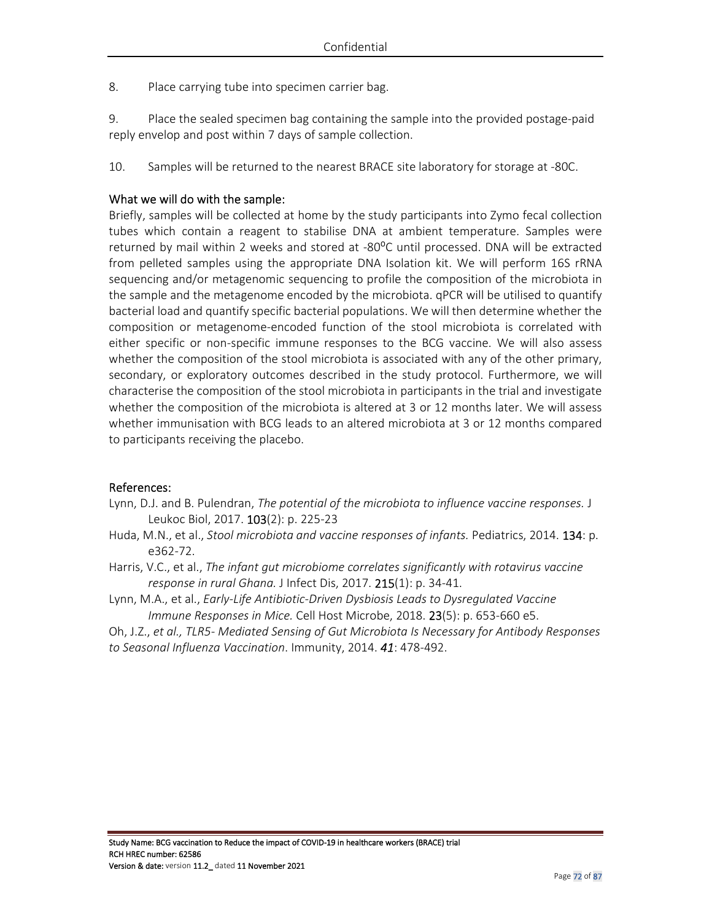8. Place carrying tube into specimen carrier bag.

9. Place the sealed specimen bag containing the sample into the provided postage-paid reply envelop and post within 7 days of sample collection.

10. Samples will be returned to the nearest BRACE site laboratory for storage at -80C.

### What we will do with the sample:

Briefly, samples will be collected at home by the study participants into Zymo fecal collection tubes which contain a reagent to stabilise DNA at ambient temperature. Samples were returned by mail within 2 weeks and stored at -80$^{o}$C until processed. DNA will be extracted from pelleted samples using the appropriate DNA Isolation kit. We will perform 16S rRNA sequencing and/or metagenomic sequencing to profile the composition of the microbiota in the sample and the metagenome encoded by the microbiota. qPCR will be utilised to quantify bacterial load and quantify specific bacterial populations. We will then determine whether the composition or metagenome-encoded function of the stool microbiota is correlated with either specific or non-specific immune responses to the BCG vaccine. We will also assess whether the composition of the stool microbiota is associated with any of the other primary, secondary, or exploratory outcomes described in the study protocol. Furthermore, we will characterise the composition of the stool microbiota in participants in the trial and investigate whether the composition of the microbiota is altered at 3 or 12 months later. We will assess whether immunisation with BCG leads to an altered microbiota at 3 or 12 months compared to participants receiving the placebo.

### References:

Lynn, D.J. and B. Pulendran, *The potential of the microbiota to influence vaccine responses.* J Leukoc Biol, 2017. **103**(2): p. 225-23

Huda, M.N., et al., *Stool microbiota and vaccine responses of infants.* Pediatrics, 2014. **134**: p. e362-72.

Harris, V.C., et al., *The infant gut microbiome correlates significantly with rotavirus vaccine response in rural Ghana.* J Infect Dis, 2017. **215**(1): p. 34-41.

Lynn, M.A., et al., *Early-Life Antibiotic-Driven Dysbiosis Leads to Dysregulated Vaccine Immune Responses in Mice.* Cell Host Microbe, 2018. **23**(5): p. 653-660 e5.

Oh, J.Z., *et al., TLR5- Mediated Sensing of Gut Microbiota Is Necessary for Antibody Responses to Seasonal Influenza Vaccination*. Immunity, 2014. ***41***: 478-492.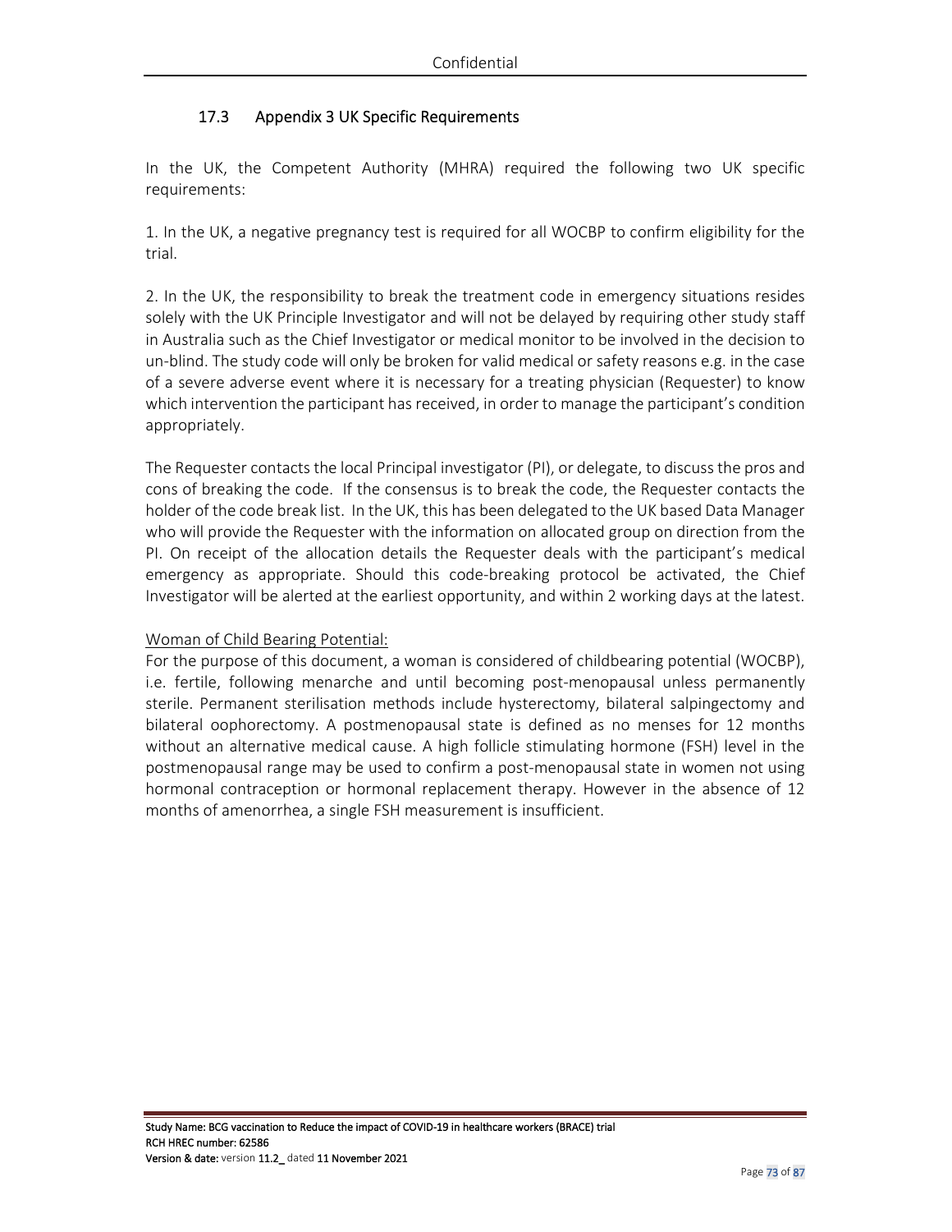## 17.3 Appendix 3 UK Specific Requirements

In the UK, the Competent Authority (MHRA) required the following two UK specific requirements:

1. In the UK, a negative pregnancy test is required for all WOCBP to confirm eligibility for the trial.

2. In the UK, the responsibility to break the treatment code in emergency situations resides solely with the UK Principle Investigator and will not be delayed by requiring other study staff in Australia such as the Chief Investigator or medical monitor to be involved in the decision to un-blind. The study code will only be broken for valid medical or safety reasons e.g. in the case of a severe adverse event where it is necessary for a treating physician (Requester) to know which intervention the participant has received, in order to manage the participant's condition appropriately.

The Requester contacts the local Principal investigator (PI), or delegate, to discuss the pros and cons of breaking the code. If the consensus is to break the code, the Requester contacts the holder of the code break list. In the UK, this has been delegated to the UK based Data Manager who will provide the Requester with the information on allocated group on direction from the PI. On receipt of the allocation details the Requester deals with the participant's medical emergency as appropriate. Should this code-breaking protocol be activated, the Chief Investigator will be alerted at the earliest opportunity, and within 2 working days at the latest.

<u>Woman of Child Bearing Potential:</u>

For the purpose of this document, a woman is considered of childbearing potential (WOCBP), i.e. fertile, following menarche and until becoming post-menopausal unless permanently sterile. Permanent sterilisation methods include hysterectomy, bilateral salpingectomy and bilateral oophorectomy. A postmenopausal state is defined as no menses for 12 months without an alternative medical cause. A high follicle stimulating hormone (FSH) level in the postmenopausal range may be used to confirm a post-menopausal state in women not using hormonal contraception or hormonal replacement therapy. However in the absence of 12 months of amenorrhea, a single FSH measurement is insufficient.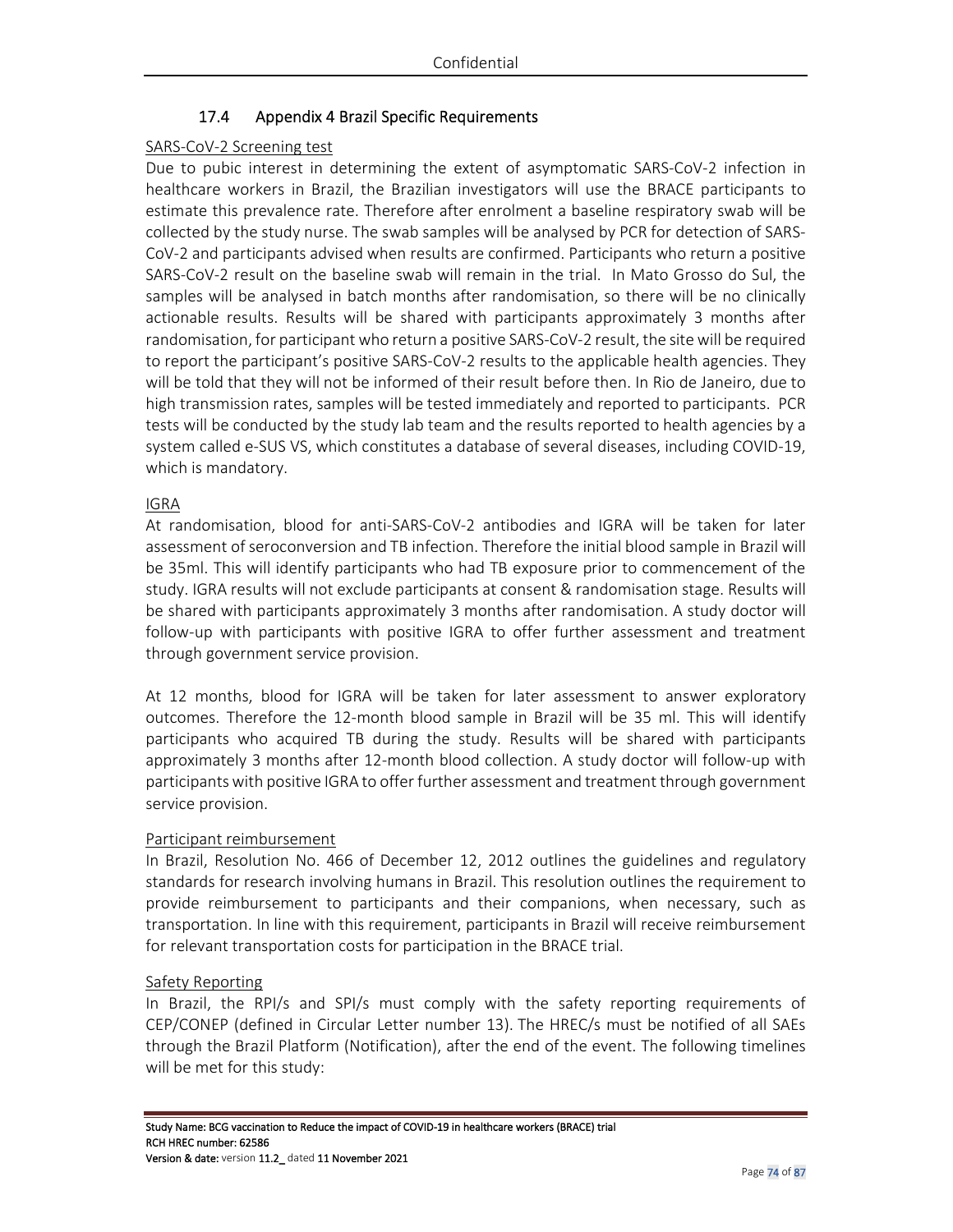### 17.4 Appendix 4 Brazil Specific Requirements

SARS-CoV-2 Screening test

Due to pubic interest in determining the extent of asymptomatic SARS-CoV-2 infection in healthcare workers in Brazil, the Brazilian investigators will use the BRACE participants to estimate this prevalence rate. Therefore after enrolment a baseline respiratory swab will be collected by the study nurse. The swab samples will be analysed by PCR for detection of SARS-CoV-2 and participants advised when results are confirmed. Participants who return a positive SARS-CoV-2 result on the baseline swab will remain in the trial. In Mato Grosso do Sul, the samples will be analysed in batch months after randomisation, so there will be no clinically actionable results. Results will be shared with participants approximately 3 months after randomisation, for participant who return a positive SARS-CoV-2 result, the site will be required to report the participant's positive SARS-CoV-2 results to the applicable health agencies. They will be told that they will not be informed of their result before then. In Rio de Janeiro, due to high transmission rates, samples will be tested immediately and reported to participants. PCR tests will be conducted by the study lab team and the results reported to health agencies by a system called e-SUS VS, which constitutes a database of several diseases, including COVID-19, which is mandatory.

IGRA

At randomisation, blood for anti-SARS-CoV-2 antibodies and IGRA will be taken for later assessment of seroconversion and TB infection. Therefore the initial blood sample in Brazil will be 35ml. This will identify participants who had TB exposure prior to commencement of the study. IGRA results will not exclude participants at consent & randomisation stage. Results will be shared with participants approximately 3 months after randomisation. A study doctor will follow-up with participants with positive IGRA to offer further assessment and treatment through government service provision.

At 12 months, blood for IGRA will be taken for later assessment to answer exploratory outcomes. Therefore the 12-month blood sample in Brazil will be 35 ml. This will identify participants who acquired TB during the study. Results will be shared with participants approximately 3 months after 12-month blood collection. A study doctor will follow-up with participants with positive IGRA to offer further assessment and treatment through government service provision.

Participant reimbursement

In Brazil, Resolution No. 466 of December 12, 2012 outlines the guidelines and regulatory standards for research involving humans in Brazil. This resolution outlines the requirement to provide reimbursement to participants and their companions, when necessary, such as transportation. In line with this requirement, participants in Brazil will receive reimbursement for relevant transportation costs for participation in the BRACE trial.

Safety Reporting

In Brazil, the RPI/s and SPI/s must comply with the safety reporting requirements of CEP/CONEP (defined in Circular Letter number 13). The HREC/s must be notified of all SAEs through the Brazil Platform (Notification), after the end of the event. The following timelines will be met for this study: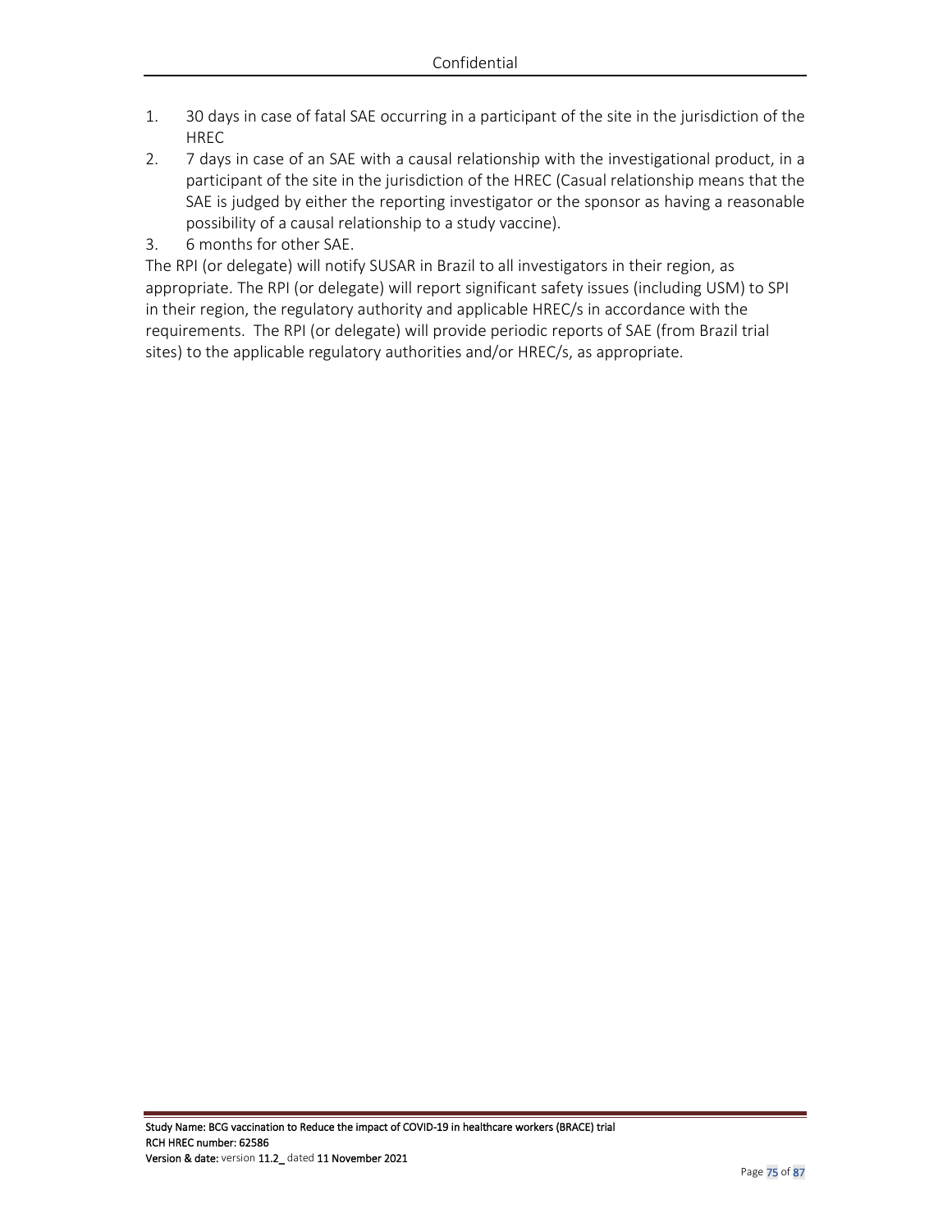1. 30 days in case of fatal SAE occurring in a participant of the site in the jurisdiction of the HREC
2. 7 days in case of an SAE with a causal relationship with the investigational product, in a participant of the site in the jurisdiction of the HREC (Casual relationship means that the SAE is judged by either the reporting investigator or the sponsor as having a reasonable possibility of a causal relationship to a study vaccine).
3. 6 months for other SAE.

The RPI (or delegate) will notify SUSAR in Brazil to all investigators in their region, as appropriate. The RPI (or delegate) will report significant safety issues (including USM) to SPI in their region, the regulatory authority and applicable HREC/s in accordance with the requirements. The RPI (or delegate) will provide periodic reports of SAE (from Brazil trial sites) to the applicable regulatory authorities and/or HREC/s, as appropriate.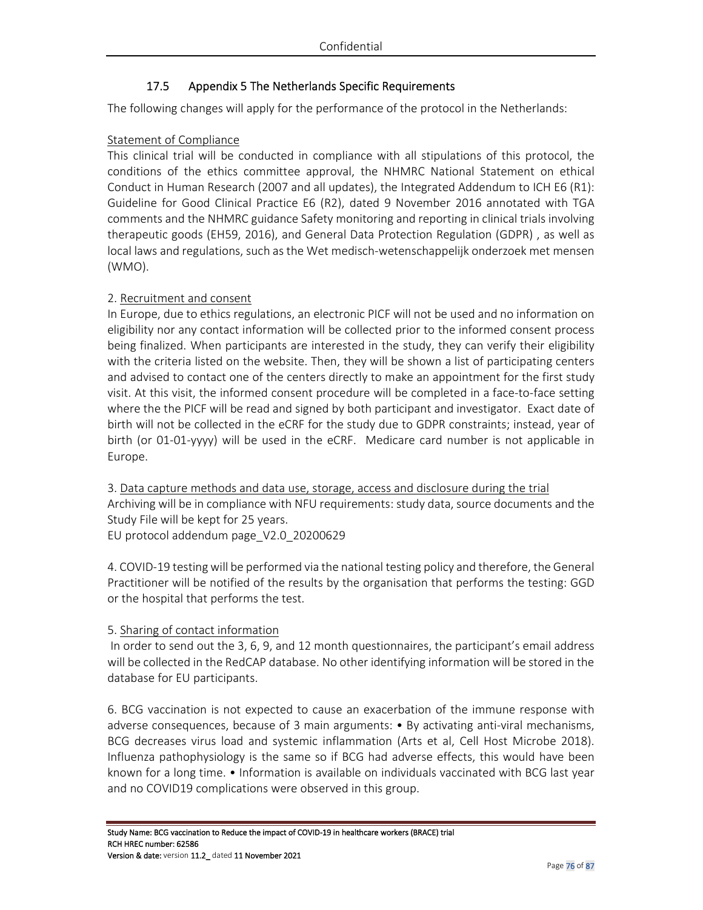## 17.5 Appendix 5 The Netherlands Specific Requirements

The following changes will apply for the performance of the protocol in the Netherlands:

Statement of Compliance

This clinical trial will be conducted in compliance with all stipulations of this protocol, the conditions of the ethics committee approval, the NHMRC National Statement on ethical Conduct in Human Research (2007 and all updates), the Integrated Addendum to ICH E6 (R1): Guideline for Good Clinical Practice E6 (R2), dated 9 November 2016 annotated with TGA comments and the NHMRC guidance Safety monitoring and reporting in clinical trials involving therapeutic goods (EH59, 2016), and General Data Protection Regulation (GDPR) , as well as local laws and regulations, such as the Wet medisch-wetenschappelijk onderzoek met mensen (WMO).

2. Recruitment and consent

In Europe, due to ethics regulations, an electronic PICF will not be used and no information on eligibility nor any contact information will be collected prior to the informed consent process being finalized. When participants are interested in the study, they can verify their eligibility with the criteria listed on the website. Then, they will be shown a list of participating centers and advised to contact one of the centers directly to make an appointment for the first study visit. At this visit, the informed consent procedure will be completed in a face-to-face setting where the the PICF will be read and signed by both participant and investigator. Exact date of birth will not be collected in the eCRF for the study due to GDPR constraints; instead, year of birth (or 01-01-yyyy) will be used in the eCRF. Medicare card number is not applicable in Europe.

3. Data capture methods and data use, storage, access and disclosure during the trial

Archiving will be in compliance with NFU requirements: study data, source documents and the Study File will be kept for 25 years.

EU protocol addendum page_V2.0_20200629

4. COVID-19 testing will be performed via the national testing policy and therefore, the General Practitioner will be notified of the results by the organisation that performs the testing: GGD or the hospital that performs the test.

5. Sharing of contact information

In order to send out the 3, 6, 9, and 12 month questionnaires, the participant's email address will be collected in the RedCAP database. No other identifying information will be stored in the database for EU participants.

6. BCG vaccination is not expected to cause an exacerbation of the immune response with adverse consequences, because of 3 main arguments: • By activating anti-viral mechanisms, BCG decreases virus load and systemic inflammation (Arts et al, Cell Host Microbe 2018). Influenza pathophysiology is the same so if BCG had adverse effects, this would have been known for a long time. • Information is available on individuals vaccinated with BCG last year and no COVID19 complications were observed in this group.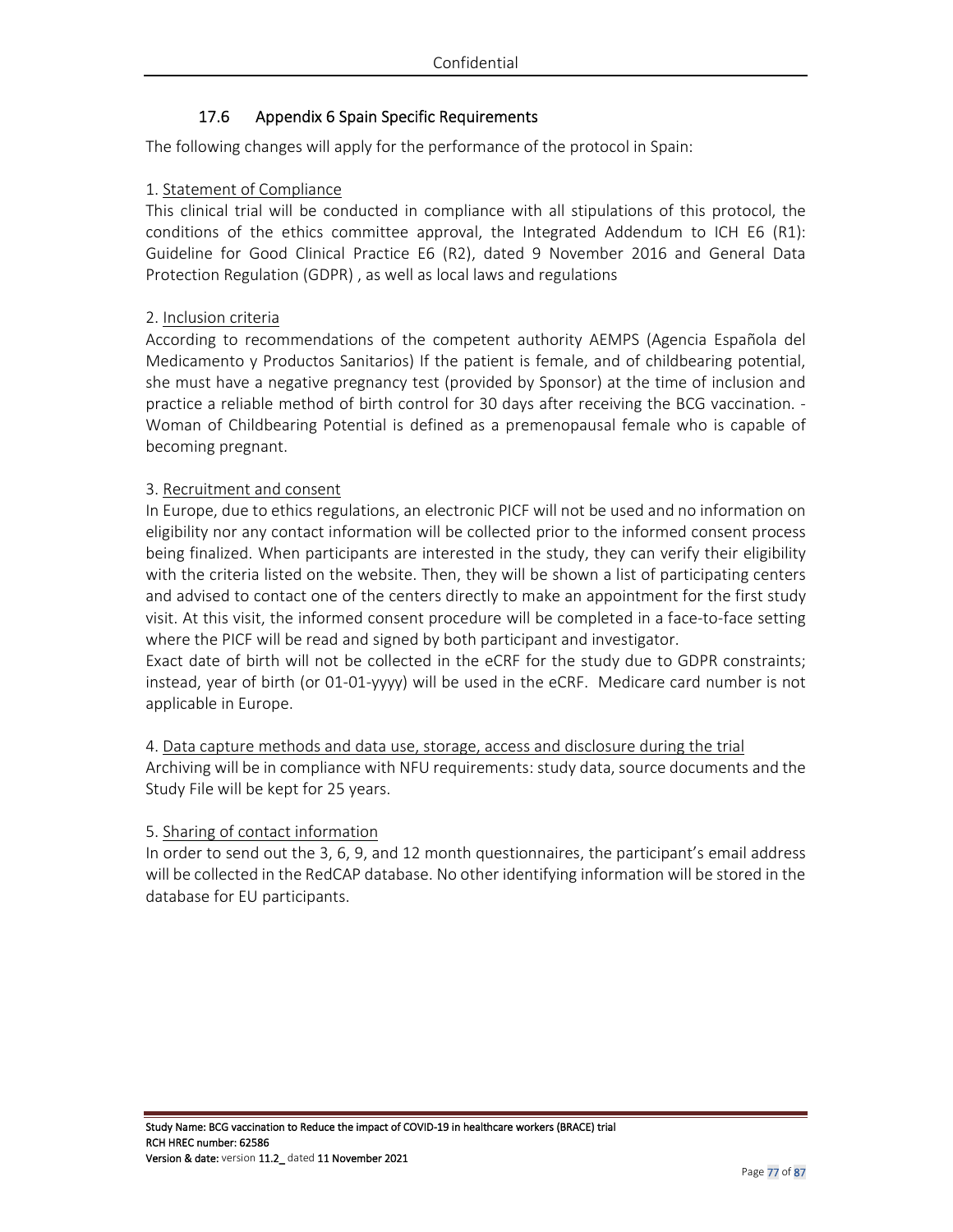## 17.6 Appendix 6 Spain Specific Requirements

The following changes will apply for the performance of the protocol in Spain:

1. Statement of Compliance

This clinical trial will be conducted in compliance with all stipulations of this protocol, the conditions of the ethics committee approval, the Integrated Addendum to ICH E6 (R1): Guideline for Good Clinical Practice E6 (R2), dated 9 November 2016 and General Data Protection Regulation (GDPR) , as well as local laws and regulations

2. Inclusion criteria

According to recommendations of the competent authority AEMPS (Agencia Española del Medicamento y Productos Sanitarios) If the patient is female, and of childbearing potential, she must have a negative pregnancy test (provided by Sponsor) at the time of inclusion and practice a reliable method of birth control for 30 days after receiving the BCG vaccination. - Woman of Childbearing Potential is defined as a premenopausal female who is capable of becoming pregnant.

3. Recruitment and consent

In Europe, due to ethics regulations, an electronic PICF will not be used and no information on eligibility nor any contact information will be collected prior to the informed consent process being finalized. When participants are interested in the study, they can verify their eligibility with the criteria listed on the website. Then, they will be shown a list of participating centers and advised to contact one of the centers directly to make an appointment for the first study visit. At this visit, the informed consent procedure will be completed in a face-to-face setting where the PICF will be read and signed by both participant and investigator.

Exact date of birth will not be collected in the eCRF for the study due to GDPR constraints; instead, year of birth (or 01-01-yyyy) will be used in the eCRF. Medicare card number is not applicable in Europe.

4. Data capture methods and data use, storage, access and disclosure during the trial

Archiving will be in compliance with NFU requirements: study data, source documents and the Study File will be kept for 25 years.

5. Sharing of contact information

In order to send out the 3, 6, 9, and 12 month questionnaires, the participant's email address will be collected in the RedCAP database. No other identifying information will be stored in the database for EU participants.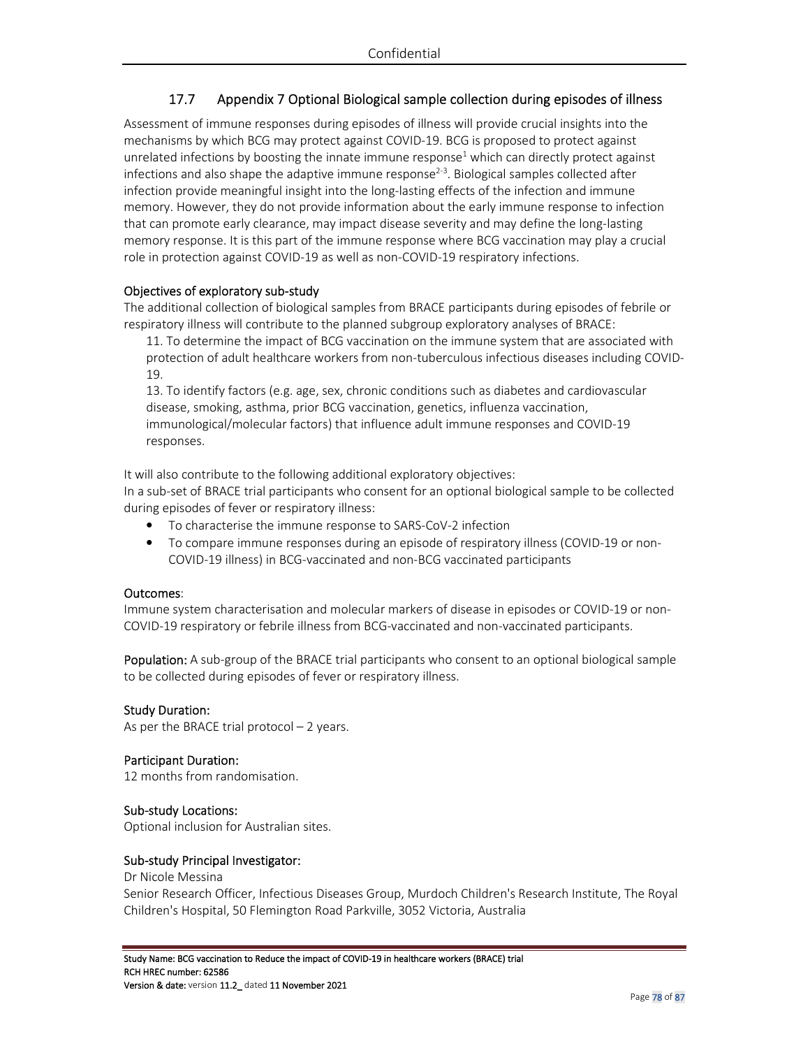## 17.7 Appendix 7 Optional Biological sample collection during episodes of illness

Assessment of immune responses during episodes of illness will provide crucial insights into the mechanisms by which BCG may protect against COVID-19. BCG is proposed to protect against unrelated infections by boosting the innate immune response[1] which can directly protect against infections and also shape the adaptive immune response[2-3]. Biological samples collected after infection provide meaningful insight into the long-lasting effects of the infection and immune memory. However, they do not provide information about the early immune response to infection that can promote early clearance, may impact disease severity and may define the long-lasting memory response. It is this part of the immune response where BCG vaccination may play a crucial role in protection against COVID-19 as well as non-COVID-19 respiratory infections.

### Objectives of exploratory sub-study

The additional collection of biological samples from BRACE participants during episodes of febrile or respiratory illness will contribute to the planned subgroup exploratory analyses of BRACE:

11. To determine the impact of BCG vaccination on the immune system that are associated with protection of adult healthcare workers from non-tuberculous infectious diseases including COVID-19.

13. To identify factors (e.g. age, sex, chronic conditions such as diabetes and cardiovascular disease, smoking, asthma, prior BCG vaccination, genetics, influenza vaccination, immunological/molecular factors) that influence adult immune responses and COVID-19 responses.

It will also contribute to the following additional exploratory objectives:

In a sub-set of BRACE trial participants who consent for an optional biological sample to be collected during episodes of fever or respiratory illness:

- To characterise the immune response to SARS-CoV-2 infection
- To compare immune responses during an episode of respiratory illness (COVID-19 or non-COVID-19 illness) in BCG-vaccinated and non-BCG vaccinated participants

### Outcomes:

Immune system characterisation and molecular markers of disease in episodes or COVID-19 or non-COVID-19 respiratory or febrile illness from BCG-vaccinated and non-vaccinated participants.

**Population:** A sub-group of the BRACE trial participants who consent to an optional biological sample to be collected during episodes of fever or respiratory illness.

### Study Duration:

As per the BRACE trial protocol – 2 years.

### Participant Duration:

12 months from randomisation.

### Sub-study Locations:

Optional inclusion for Australian sites.

### Sub-study Principal Investigator:

Dr Nicole Messina
Senior Research Officer, Infectious Diseases Group, Murdoch Children's Research Institute, The Royal Children's Hospital, 50 Flemington Road Parkville, 3052 Victoria, Australia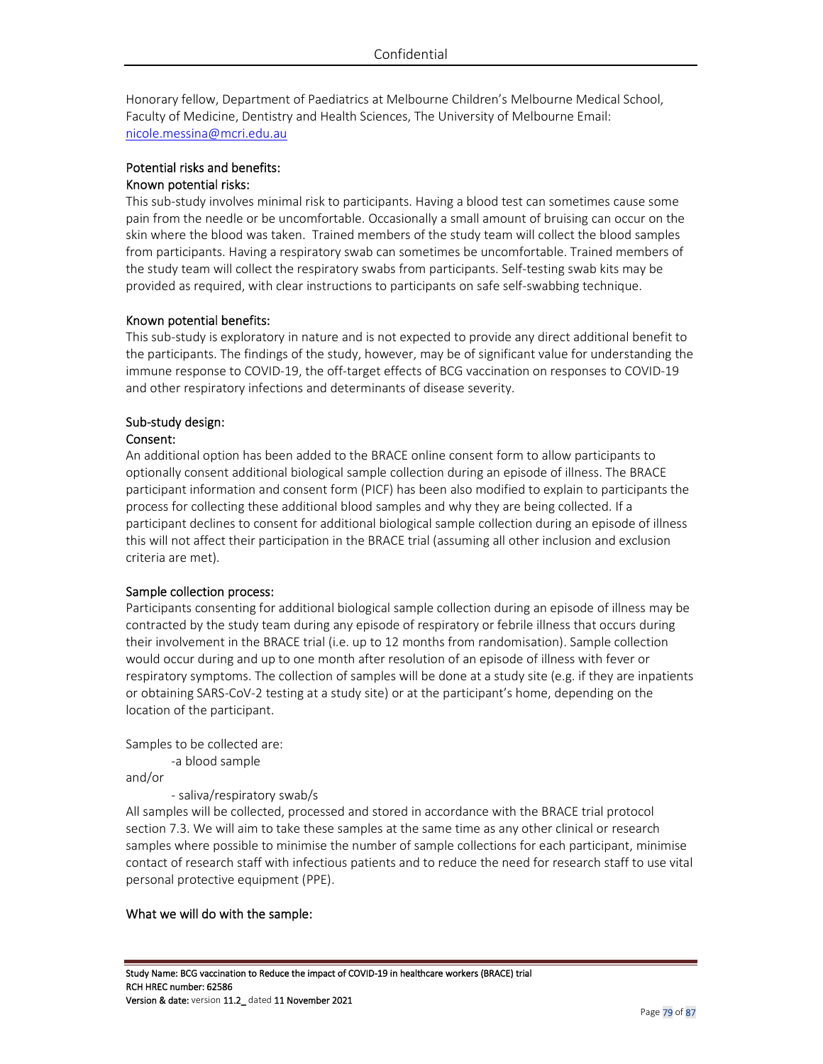Honorary fellow, Department of Paediatrics at Melbourne Children's Melbourne Medical School, Faculty of Medicine, Dentistry and Health Sciences, The University of Melbourne Email: nicole.messina@mcri.edu.au

## Potential risks and benefits:

### Known potential risks:

This sub-study involves minimal risk to participants. Having a blood test can sometimes cause some pain from the needle or be uncomfortable. Occasionally a small amount of bruising can occur on the skin where the blood was taken. Trained members of the study team will collect the blood samples from participants. Having a respiratory swab can sometimes be uncomfortable. Trained members of the study team will collect the respiratory swabs from participants. Self-testing swab kits may be provided as required, with clear instructions to participants on safe self-swabbing technique.

### Known potential benefits:

This sub-study is exploratory in nature and is not expected to provide any direct additional benefit to the participants. The findings of the study, however, may be of significant value for understanding the immune response to COVID-19, the off-target effects of BCG vaccination on responses to COVID-19 and other respiratory infections and determinants of disease severity.

## Sub-study design:

### Consent:

An additional option has been added to the BRACE online consent form to allow participants to optionally consent additional biological sample collection during an episode of illness. The BRACE participant information and consent form (PICF) has been also modified to explain to participants the process for collecting these additional blood samples and why they are being collected. If a participant declines to consent for additional biological sample collection during an episode of illness this will not affect their participation in the BRACE trial (assuming all other inclusion and exclusion criteria are met).

### Sample collection process:

Participants consenting for additional biological sample collection during an episode of illness may be contracted by the study team during any episode of respiratory or febrile illness that occurs during their involvement in the BRACE trial (i.e. up to 12 months from randomisation). Sample collection would occur during and up to one month after resolution of an episode of illness with fever or respiratory symptoms. The collection of samples will be done at a study site (e.g. if they are inpatients or obtaining SARS-CoV-2 testing at a study site) or at the participant's home, depending on the location of the participant.

Samples to be collected are:

- a blood sample

and/or

- saliva/respiratory swab/s

All samples will be collected, processed and stored in accordance with the BRACE trial protocol section 7.3. We will aim to take these samples at the same time as any other clinical or research samples where possible to minimise the number of sample collections for each participant, minimise contact of research staff with infectious patients and to reduce the need for research staff to use vital personal protective equipment (PPE).

### What we will do with the sample: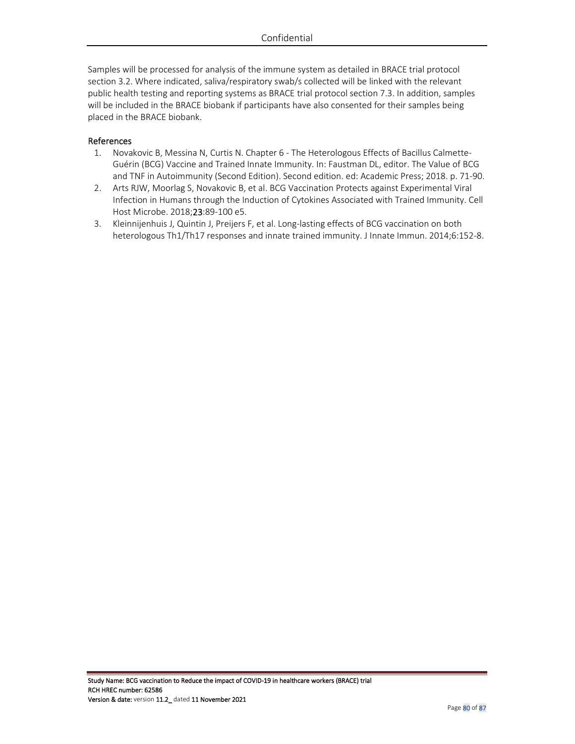Samples will be processed for analysis of the immune system as detailed in BRACE trial protocol section 3.2. Where indicated, saliva/respiratory swab/s collected will be linked with the relevant public health testing and reporting systems as BRACE trial protocol section 7.3. In addition, samples will be included in the BRACE biobank if participants have also consented for their samples being placed in the BRACE biobank.

### References

1. Novakovic B, Messina N, Curtis N. Chapter 6 - The Heterologous Effects of Bacillus Calmette-Guérin (BCG) Vaccine and Trained Innate Immunity. In: Faustman DL, editor. The Value of BCG and TNF in Autoimmunity (Second Edition). Second edition. ed: Academic Press; 2018. p. 71-90.
2. Arts RJW, Moorlag S, Novakovic B, et al. BCG Vaccination Protects against Experimental Viral Infection in Humans through the Induction of Cytokines Associated with Trained Immunity. Cell Host Microbe. 2018;**23**:89-100 e5.
3. Kleinnijenhuis J, Quintin J, Preijers F, et al. Long-lasting effects of BCG vaccination on both heterologous Th1/Th17 responses and innate trained immunity. J Innate Immun. 2014;6:152-8.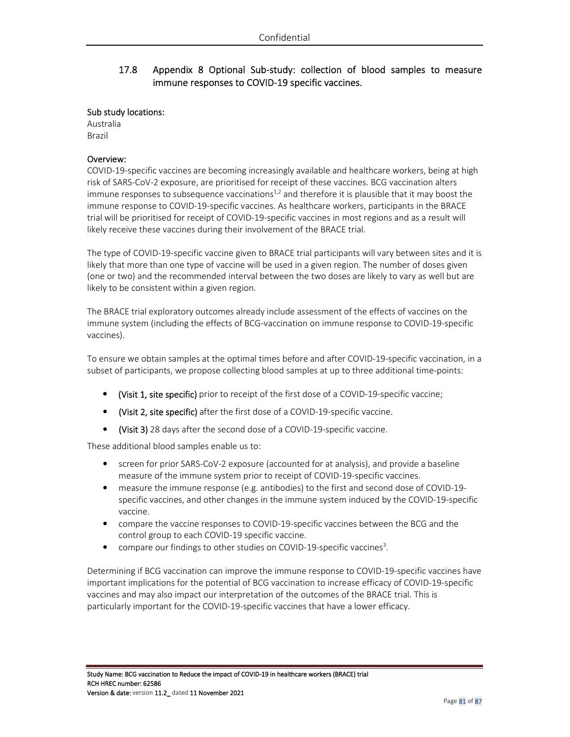## 17.8 Appendix 8 Optional Sub-study: collection of blood samples to measure immune responses to COVID-19 specific vaccines.

Sub study locations:
Australia
Brazil

Overview:
COVID-19-specific vaccines are becoming increasingly available and healthcare workers, being at high risk of SARS-CoV-2 exposure, are prioritised for receipt of these vaccines. BCG vaccination alters immune responses to subsequence vaccinations[1,2] and therefore it is plausible that it may boost the immune response to COVID-19-specific vaccines. As healthcare workers, participants in the BRACE trial will be prioritised for receipt of COVID-19-specific vaccines in most regions and as a result will likely receive these vaccines during their involvement of the BRACE trial.

The type of COVID-19-specific vaccine given to BRACE trial participants will vary between sites and it is likely that more than one type of vaccine will be used in a given region. The number of doses given (one or two) and the recommended interval between the two doses are likely to vary as well but are likely to be consistent within a given region.

The BRACE trial exploratory outcomes already include assessment of the effects of vaccines on the immune system (including the effects of BCG-vaccination on immune response to COVID-19-specific vaccines).

To ensure we obtain samples at the optimal times before and after COVID-19-specific vaccination, in a subset of participants, we propose collecting blood samples at up to three additional time-points:

- **(Visit 1, site specific)** prior to receipt of the first dose of a COVID-19-specific vaccine;
- **(Visit 2, site specific)** after the first dose of a COVID-19-specific vaccine.
- **(Visit 3)** 28 days after the second dose of a COVID-19-specific vaccine.

These additional blood samples enable us to:

- screen for prior SARS-CoV-2 exposure (accounted for at analysis), and provide a baseline measure of the immune system prior to receipt of COVID-19-specific vaccines.
- measure the immune response (e.g. antibodies) to the first and second dose of COVID-19-specific vaccines, and other changes in the immune system induced by the COVID-19-specific vaccine.
- compare the vaccine responses to COVID-19-specific vaccines between the BCG and the control group to each COVID-19 specific vaccine.
- compare our findings to other studies on COVID-19-specific vaccines[3].

Determining if BCG vaccination can improve the immune response to COVID-19-specific vaccines have important implications for the potential of BCG vaccination to increase efficacy of COVID-19-specific vaccines and may also impact our interpretation of the outcomes of the BRACE trial. This is particularly important for the COVID-19-specific vaccines that have a lower efficacy.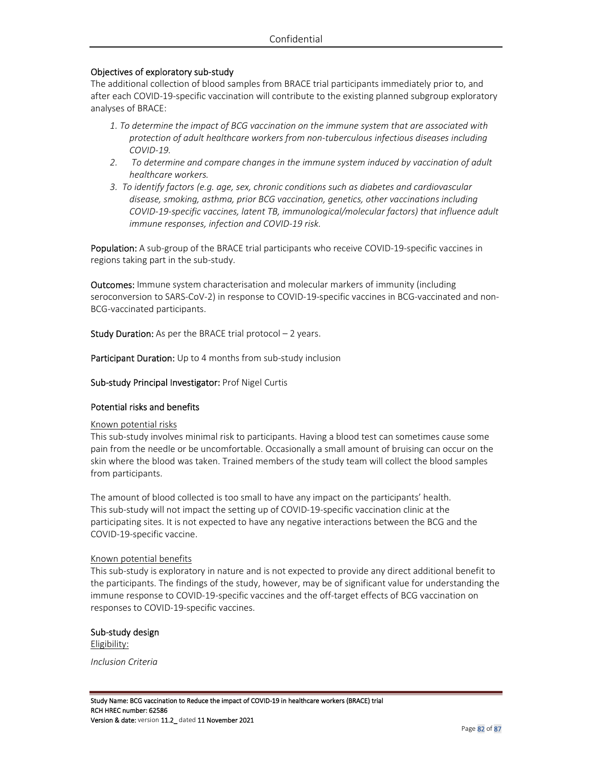## Objectives of exploratory sub-study

The additional collection of blood samples from BRACE trial participants immediately prior to, and after each COVID-19-specific vaccination will contribute to the existing planned subgroup exploratory analyses of BRACE:

1. *To determine the impact of BCG vaccination on the immune system that are associated with protection of adult healthcare workers from non-tuberculous infectious diseases including COVID-19.*
2. *To determine and compare changes in the immune system induced by vaccination of adult healthcare workers.*
3. *To identify factors (e.g. age, sex, chronic conditions such as diabetes and cardiovascular disease, smoking, asthma, prior BCG vaccination, genetics, other vaccinations including COVID-19-specific vaccines, latent TB, immunological/molecular factors) that influence adult immune responses, infection and COVID-19 risk.*

**Population:** A sub-group of the BRACE trial participants who receive COVID-19-specific vaccines in regions taking part in the sub-study.

**Outcomes:** Immune system characterisation and molecular markers of immunity (including seroconversion to SARS-CoV-2) in response to COVID-19-specific vaccines in BCG-vaccinated and non-BCG-vaccinated participants.

**Study Duration:** As per the BRACE trial protocol – 2 years.

**Participant Duration:** Up to 4 months from sub-study inclusion

**Sub-study Principal Investigator:** Prof Nigel Curtis

## Potential risks and benefits

Known potential risks

This sub-study involves minimal risk to participants. Having a blood test can sometimes cause some pain from the needle or be uncomfortable. Occasionally a small amount of bruising can occur on the skin where the blood was taken. Trained members of the study team will collect the blood samples from participants.

The amount of blood collected is too small to have any impact on the participants' health. This sub-study will not impact the setting up of COVID-19-specific vaccination clinic at the participating sites. It is not expected to have any negative interactions between the BCG and the COVID-19-specific vaccine.

Known potential benefits

This sub-study is exploratory in nature and is not expected to provide any direct additional benefit to the participants. The findings of the study, however, may be of significant value for understanding the immune response to COVID-19-specific vaccines and the off-target effects of BCG vaccination on responses to COVID-19-specific vaccines.

## Sub-study design

Eligibility:

*Inclusion Criteria*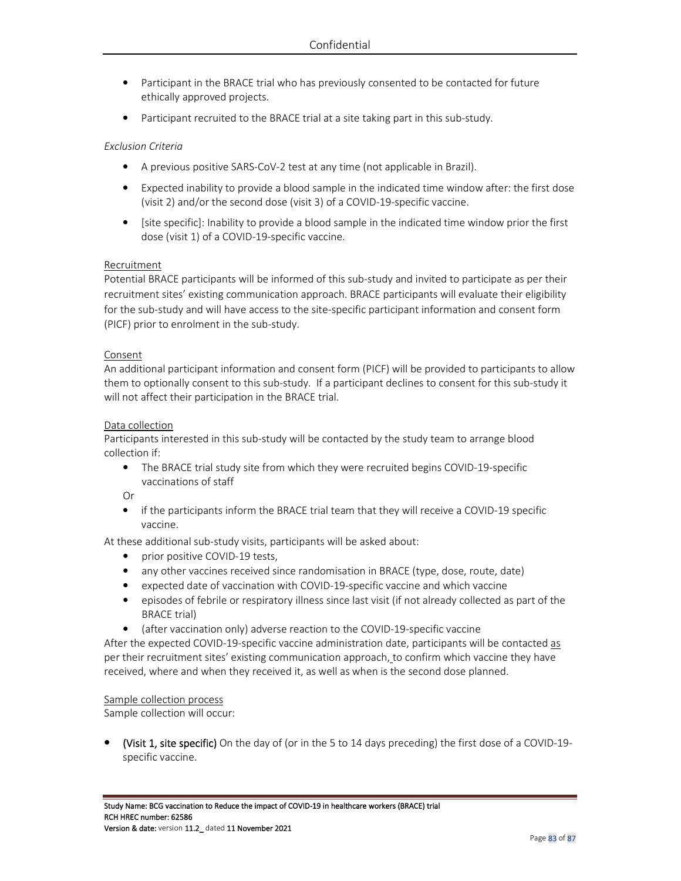- Participant in the BRACE trial who has previously consented to be contacted for future ethically approved projects.
- Participant recruited to the BRACE trial at a site taking part in this sub-study.

*Exclusion Criteria*

- A previous positive SARS-CoV-2 test at any time (not applicable in Brazil).
- Expected inability to provide a blood sample in the indicated time window after: the first dose (visit 2) and/or the second dose (visit 3) of a COVID-19-specific vaccine.
- [site specific]: Inability to provide a blood sample in the indicated time window prior the first dose (visit 1) of a COVID-19-specific vaccine.

<u>Recruitment</u>

Potential BRACE participants will be informed of this sub-study and invited to participate as per their recruitment sites' existing communication approach. BRACE participants will evaluate their eligibility for the sub-study and will have access to the site-specific participant information and consent form (PICF) prior to enrolment in the sub-study.

<u>Consent</u>

An additional participant information and consent form (PICF) will be provided to participants to allow them to optionally consent to this sub-study. If a participant declines to consent for this sub-study it will not affect their participation in the BRACE trial.

<u>Data collection</u>

Participants interested in this sub-study will be contacted by the study team to arrange blood collection if:

- The BRACE trial study site from which they were recruited begins COVID-19-specific vaccinations of staff

Or

- if the participants inform the BRACE trial team that they will receive a COVID-19 specific vaccine.

At these additional sub-study visits, participants will be asked about:

- prior positive COVID-19 tests,
- any other vaccines received since randomisation in BRACE (type, dose, route, date)
- expected date of vaccination with COVID-19-specific vaccine and which vaccine
- episodes of febrile or respiratory illness since last visit (if not already collected as part of the BRACE trial)
- (after vaccination only) adverse reaction to the COVID-19-specific vaccine

After the expected COVID-19-specific vaccine administration date, participants will be contacted as per their recruitment sites' existing communication approach, to confirm which vaccine they have received, where and when they received it, as well as when is the second dose planned.

<u>Sample collection process</u>

Sample collection will occur:

- **(Visit 1, site specific)** On the day of (or in the 5 to 14 days preceding) the first dose of a COVID-19-specific vaccine.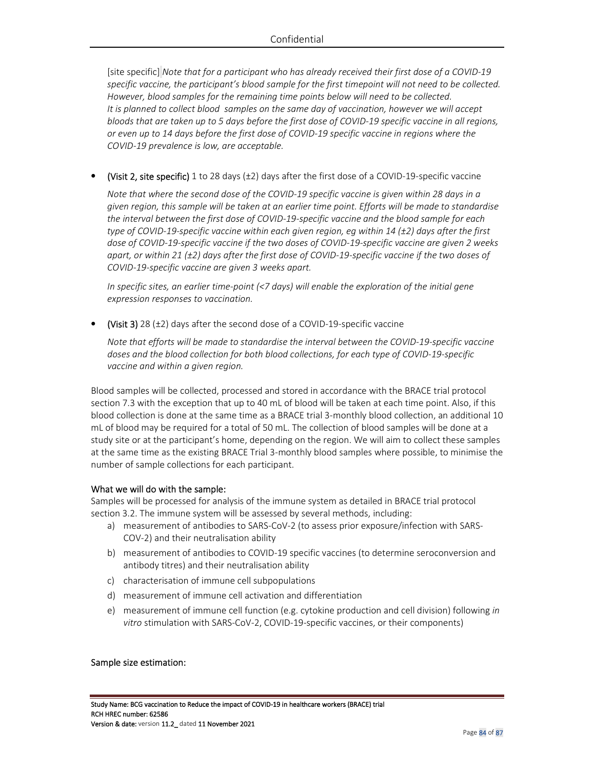[site specific] *Note that for a participant who has already received their first dose of a COVID-19 specific vaccine, the participant's blood sample for the first timepoint will not need to be collected. However, blood samples for the remaining time points below will need to be collected. It is planned to collect blood samples on the same day of vaccination, however we will accept bloods that are taken up to 5 days before the first dose of COVID-19 specific vaccine in all regions, or even up to 14 days before the first dose of COVID-19 specific vaccine in regions where the COVID-19 prevalence is low, are acceptable.*

- **(Visit 2, site specific)** 1 to 28 days (±2) days after the first dose of a COVID-19-specific vaccine

  *Note that where the second dose of the COVID-19 specific vaccine is given within 28 days in a given region, this sample will be taken at an earlier time point. Efforts will be made to standardise the interval between the first dose of COVID-19-specific vaccine and the blood sample for each type of COVID-19-specific vaccine within each given region, eg within 14 (±2) days after the first dose of COVID-19-specific vaccine if the two doses of COVID-19-specific vaccine are given 2 weeks apart, or within 21 (±2) days after the first dose of COVID-19-specific vaccine if the two doses of COVID-19-specific vaccine are given 3 weeks apart.*

  *In specific sites, an earlier time-point (<7 days) will enable the exploration of the initial gene expression responses to vaccination.*

- **(Visit 3)** 28 (±2) days after the second dose of a COVID-19-specific vaccine

  *Note that efforts will be made to standardise the interval between the COVID-19-specific vaccine doses and the blood collection for both blood collections, for each type of COVID-19-specific vaccine and within a given region.*

Blood samples will be collected, processed and stored in accordance with the BRACE trial protocol section 7.3 with the exception that up to 40 mL of blood will be taken at each time point. Also, if this blood collection is done at the same time as a BRACE trial 3-monthly blood collection, an additional 10 mL of blood may be required for a total of 50 mL. The collection of blood samples will be done at a study site or at the participant's home, depending on the region. We will aim to collect these samples at the same time as the existing BRACE Trial 3-monthly blood samples where possible, to minimise the number of sample collections for each participant.

### What we will do with the sample:

Samples will be processed for analysis of the immune system as detailed in BRACE trial protocol section 3.2. The immune system will be assessed by several methods, including:

a) measurement of antibodies to SARS-CoV-2 (to assess prior exposure/infection with SARS-COV-2) and their neutralisation ability
b) measurement of antibodies to COVID-19 specific vaccines (to determine seroconversion and antibody titres) and their neutralisation ability
c) characterisation of immune cell subpopulations
d) measurement of immune cell activation and differentiation
e) measurement of immune cell function (e.g. cytokine production and cell division) following *in vitro* stimulation with SARS-CoV-2, COVID-19-specific vaccines, or their components)

### Sample size estimation: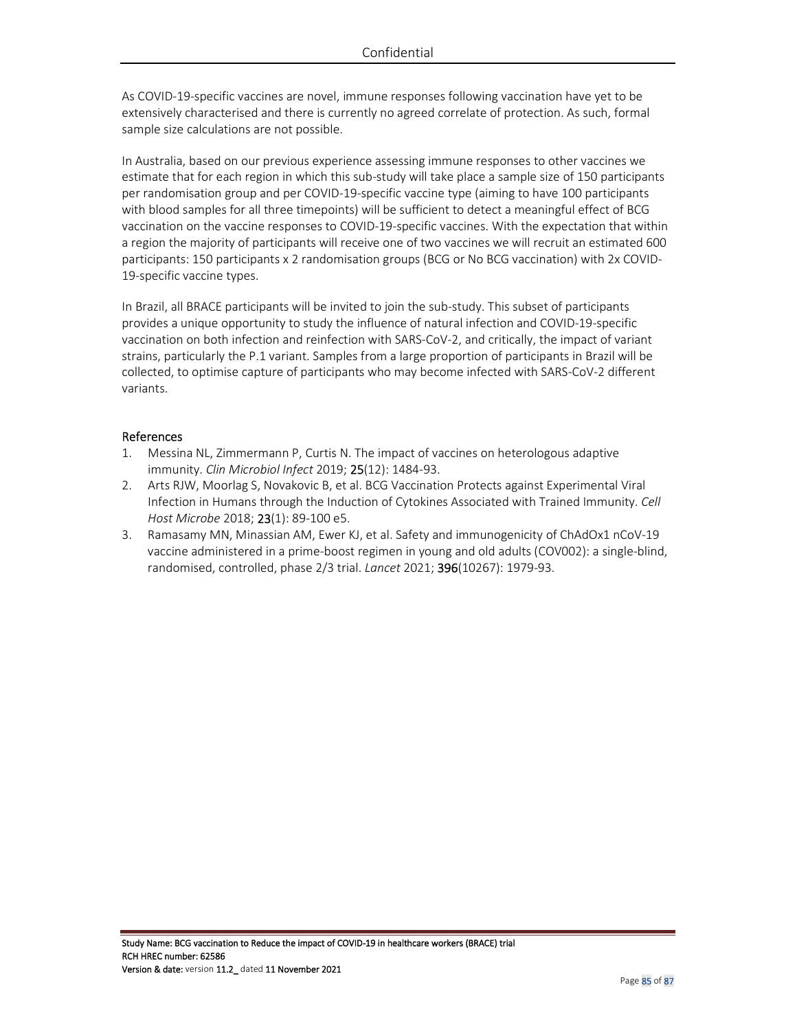As COVID-19-specific vaccines are novel, immune responses following vaccination have yet to be extensively characterised and there is currently no agreed correlate of protection. As such, formal sample size calculations are not possible.

In Australia, based on our previous experience assessing immune responses to other vaccines we estimate that for each region in which this sub-study will take place a sample size of 150 participants per randomisation group and per COVID-19-specific vaccine type (aiming to have 100 participants with blood samples for all three timepoints) will be sufficient to detect a meaningful effect of BCG vaccination on the vaccine responses to COVID-19-specific vaccines. With the expectation that within a region the majority of participants will receive one of two vaccines we will recruit an estimated 600 participants: 150 participants x 2 randomisation groups (BCG or No BCG vaccination) with 2x COVID-19-specific vaccine types.

In Brazil, all BRACE participants will be invited to join the sub-study. This subset of participants provides a unique opportunity to study the influence of natural infection and COVID-19-specific vaccination on both infection and reinfection with SARS-CoV-2, and critically, the impact of variant strains, particularly the P.1 variant. Samples from a large proportion of participants in Brazil will be collected, to optimise capture of participants who may become infected with SARS-CoV-2 different variants.

## References

1. Messina NL, Zimmermann P, Curtis N. The impact of vaccines on heterologous adaptive immunity. *Clin Microbiol Infect* 2019; **25**(12): 1484-93.
2. Arts RJW, Moorlag S, Novakovic B, et al. BCG Vaccination Protects against Experimental Viral Infection in Humans through the Induction of Cytokines Associated with Trained Immunity. *Cell Host Microbe* 2018; **23**(1): 89-100 e5.
3. Ramasamy MN, Minassian AM, Ewer KJ, et al. Safety and immunogenicity of ChAdOx1 nCoV-19 vaccine administered in a prime-boost regimen in young and old adults (COV002): a single-blind, randomised, controlled, phase 2/3 trial. *Lancet* 2021; **396**(10267): 1979-93.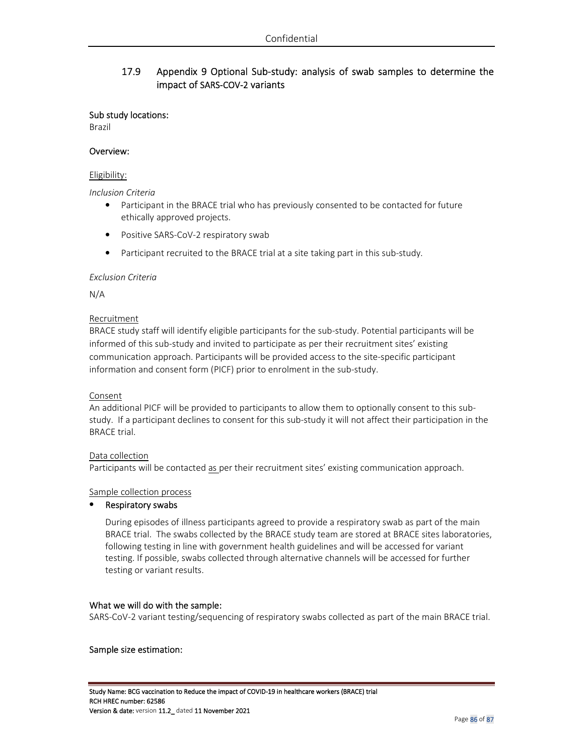## 17.9 Appendix 9 Optional Sub-study: analysis of swab samples to determine the impact of SARS-COV-2 variants

**Sub study locations:**

Brazil

**Overview:**

Eligibility:

*Inclusion Criteria*

- Participant in the BRACE trial who has previously consented to be contacted for future ethically approved projects.
- Positive SARS-CoV-2 respiratory swab
- Participant recruited to the BRACE trial at a site taking part in this sub-study.

*Exclusion Criteria*

N/A

Recruitment

BRACE study staff will identify eligible participants for the sub-study. Potential participants will be informed of this sub-study and invited to participate as per their recruitment sites' existing communication approach. Participants will be provided access to the site-specific participant information and consent form (PICF) prior to enrolment in the sub-study.

Consent

An additional PICF will be provided to participants to allow them to optionally consent to this sub-study. If a participant declines to consent for this sub-study it will not affect their participation in the BRACE trial.

Data collection

Participants will be contacted as per their recruitment sites' existing communication approach.

Sample collection process

- **Respiratory swabs**

  During episodes of illness participants agreed to provide a respiratory swab as part of the main BRACE trial. The swabs collected by the BRACE study team are stored at BRACE sites laboratories, following testing in line with government health guidelines and will be accessed for variant testing. If possible, swabs collected through alternative channels will be accessed for further testing or variant results.

**What we will do with the sample:**

SARS-CoV-2 variant testing/sequencing of respiratory swabs collected as part of the main BRACE trial.

**Sample size estimation:**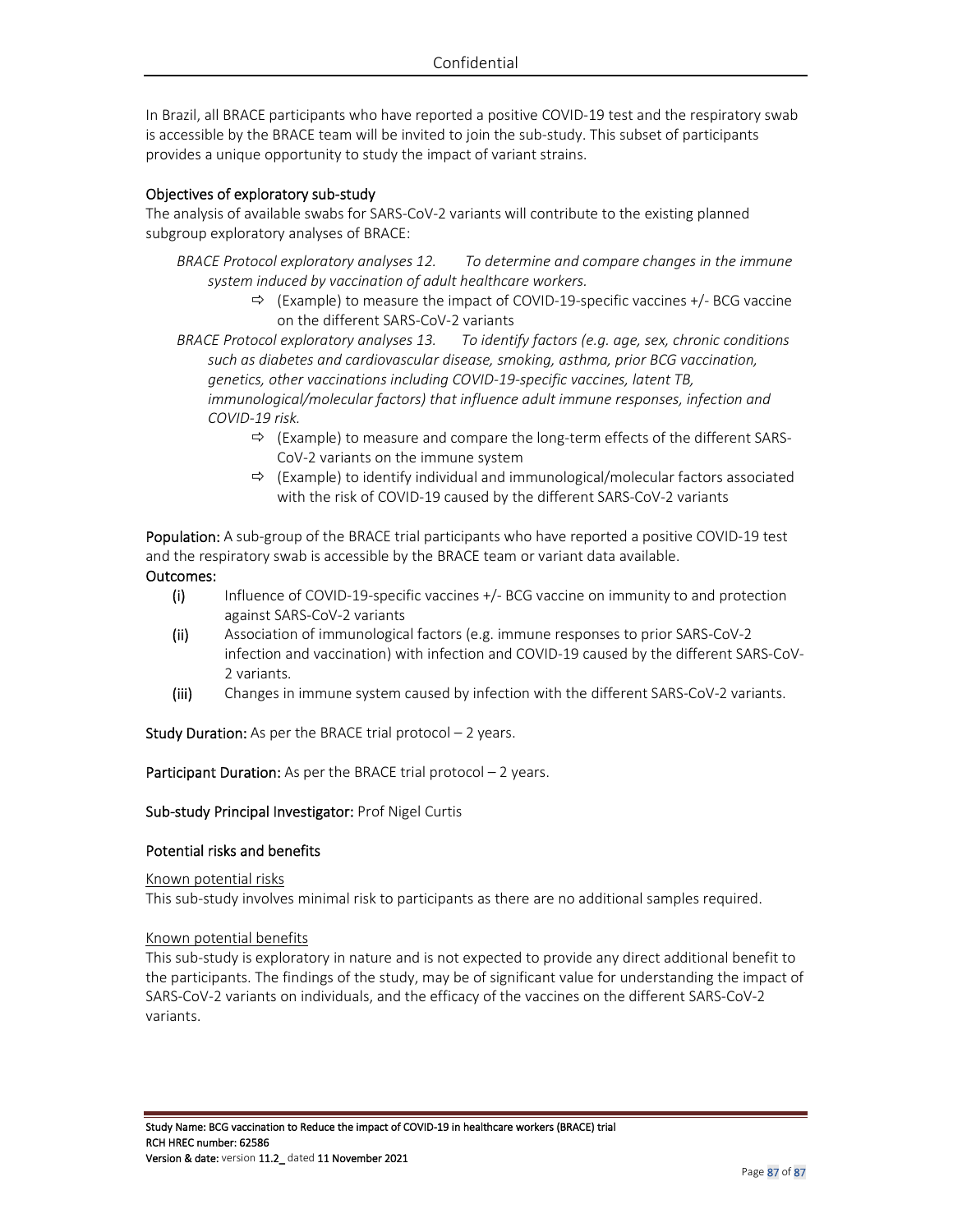In Brazil, all BRACE participants who have reported a positive COVID-19 test and the respiratory swab is accessible by the BRACE team will be invited to join the sub-study. This subset of participants provides a unique opportunity to study the impact of variant strains.

### Objectives of exploratory sub-study

The analysis of available swabs for SARS-CoV-2 variants will contribute to the existing planned subgroup exploratory analyses of BRACE:

*BRACE Protocol exploratory analyses 12. To determine and compare changes in the immune system induced by vaccination of adult healthcare workers.*

- ⇨ (Example) to measure the impact of COVID-19-specific vaccines +/- BCG vaccine on the different SARS-CoV-2 variants

*BRACE Protocol exploratory analyses 13. To identify factors (e.g. age, sex, chronic conditions such as diabetes and cardiovascular disease, smoking, asthma, prior BCG vaccination, genetics, other vaccinations including COVID-19-specific vaccines, latent TB, immunological/molecular factors) that influence adult immune responses, infection and COVID-19 risk.*

- ⇨ (Example) to measure and compare the long-term effects of the different SARS-CoV-2 variants on the immune system
- ⇨ (Example) to identify individual and immunological/molecular factors associated with the risk of COVID-19 caused by the different SARS-CoV-2 variants

**Population:** A sub-group of the BRACE trial participants who have reported a positive COVID-19 test and the respiratory swab is accessible by the BRACE team or variant data available.

**Outcomes:**

- **(i)** Influence of COVID-19-specific vaccines +/- BCG vaccine on immunity to and protection against SARS-CoV-2 variants
- **(ii)** Association of immunological factors (e.g. immune responses to prior SARS-CoV-2 infection and vaccination) with infection and COVID-19 caused by the different SARS-CoV-2 variants.
- **(iii)** Changes in immune system caused by infection with the different SARS-CoV-2 variants.

**Study Duration:** As per the BRACE trial protocol – 2 years.

**Participant Duration:** As per the BRACE trial protocol – 2 years.

**Sub-study Principal Investigator:** Prof Nigel Curtis

### Potential risks and benefits

Known potential risks

This sub-study involves minimal risk to participants as there are no additional samples required.

Known potential benefits

This sub-study is exploratory in nature and is not expected to provide any direct additional benefit to the participants. The findings of the study, may be of significant value for understanding the impact of SARS-CoV-2 variants on individuals, and the efficacy of the vaccines on the different SARS-CoV-2 variants.